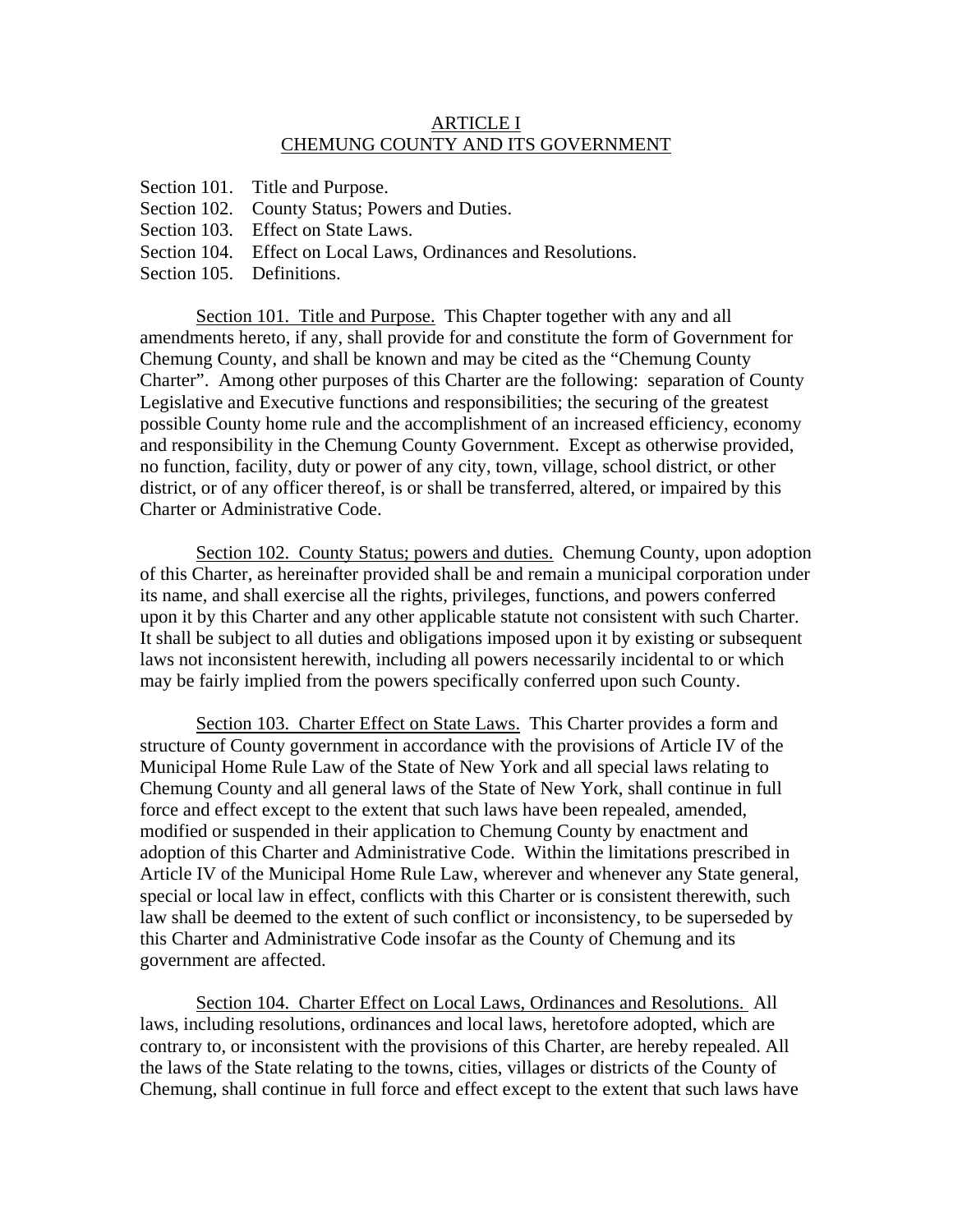# ARTICLE I
# CHEMUNG COUNTY AND ITS GOVERNMENT

Section 101. Title and Purpose.
Section 102. County Status; Powers and Duties.
Section 103. Effect on State Laws.
Section 104. Effect on Local Laws, Ordinances and Resolutions.
Section 105. Definitions.

Section 101. Title and Purpose. This Chapter together with any and all amendments hereto, if any, shall provide for and constitute the form of Government for Chemung County, and shall be known and may be cited as the "Chemung County Charter". Among other purposes of this Charter are the following: separation of County Legislative and Executive functions and responsibilities; the securing of the greatest possible County home rule and the accomplishment of an increased efficiency, economy and responsibility in the Chemung County Government. Except as otherwise provided, no function, facility, duty or power of any city, town, village, school district, or other district, or of any officer thereof, is or shall be transferred, altered, or impaired by this Charter or Administrative Code.

Section 102. County Status; powers and duties. Chemung County, upon adoption of this Charter, as hereinafter provided shall be and remain a municipal corporation under its name, and shall exercise all the rights, privileges, functions, and powers conferred upon it by this Charter and any other applicable statute not consistent with such Charter. It shall be subject to all duties and obligations imposed upon it by existing or subsequent laws not inconsistent herewith, including all powers necessarily incidental to or which may be fairly implied from the powers specifically conferred upon such County.

Section 103. Charter Effect on State Laws. This Charter provides a form and structure of County government in accordance with the provisions of Article IV of the Municipal Home Rule Law of the State of New York and all special laws relating to Chemung County and all general laws of the State of New York, shall continue in full force and effect except to the extent that such laws have been repealed, amended, modified or suspended in their application to Chemung County by enactment and adoption of this Charter and Administrative Code. Within the limitations prescribed in Article IV of the Municipal Home Rule Law, wherever and whenever any State general, special or local law in effect, conflicts with this Charter or is consistent therewith, such law shall be deemed to the extent of such conflict or inconsistency, to be superseded by this Charter and Administrative Code insofar as the County of Chemung and its government are affected.

Section 104. Charter Effect on Local Laws, Ordinances and Resolutions. All laws, including resolutions, ordinances and local laws, heretofore adopted, which are contrary to, or inconsistent with the provisions of this Charter, are hereby repealed. All the laws of the State relating to the towns, cities, villages or districts of the County of Chemung, shall continue in full force and effect except to the extent that such laws have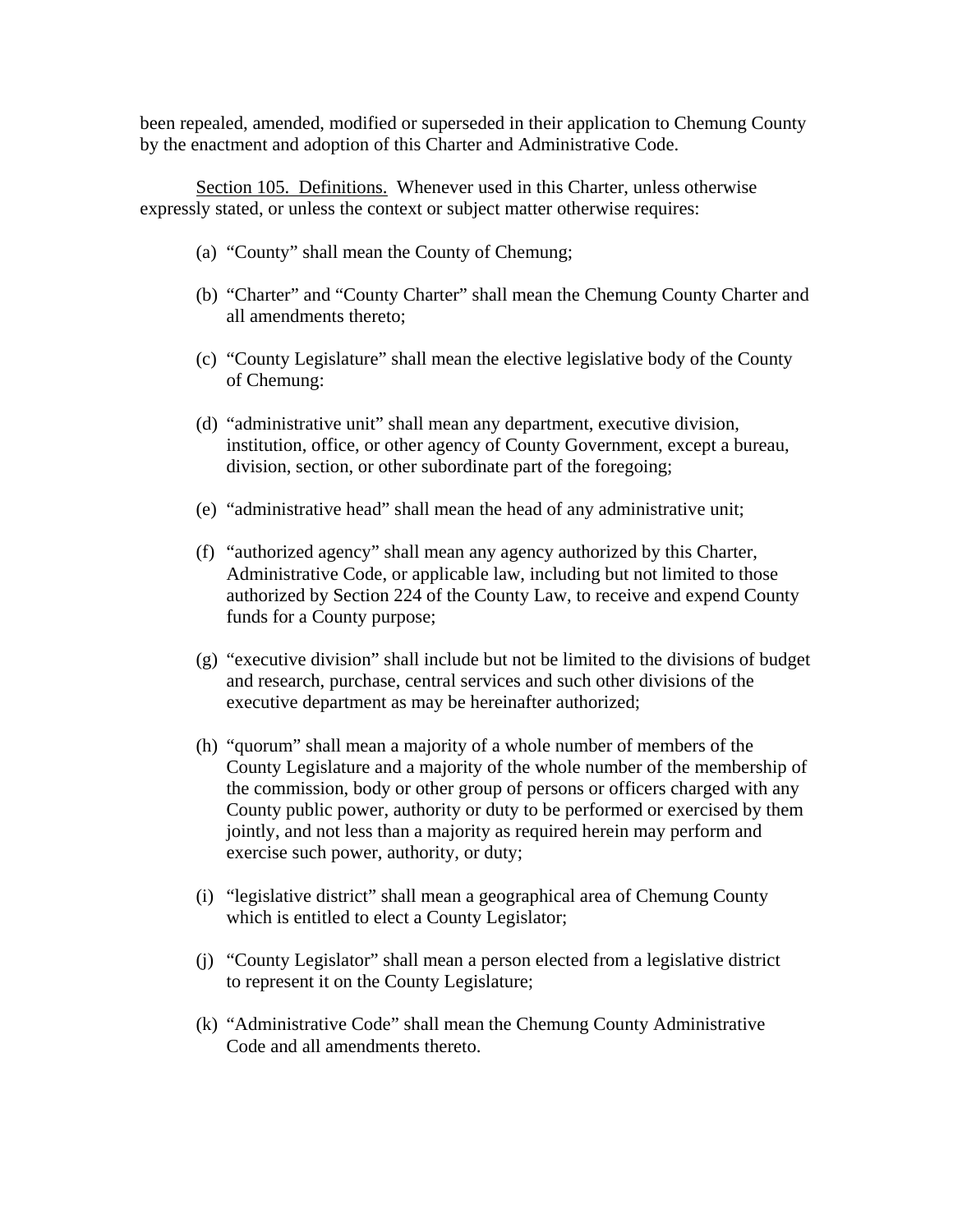been repealed, amended, modified or superseded in their application to Chemung County by the enactment and adoption of this Charter and Administrative Code.

Section 105. Definitions. Whenever used in this Charter, unless otherwise expressly stated, or unless the context or subject matter otherwise requires:

(a) "County" shall mean the County of Chemung;

(b) "Charter" and "County Charter" shall mean the Chemung County Charter and all amendments thereto;

(c) "County Legislature" shall mean the elective legislative body of the County of Chemung:

(d) "administrative unit" shall mean any department, executive division, institution, office, or other agency of County Government, except a bureau, division, section, or other subordinate part of the foregoing;

(e) "administrative head" shall mean the head of any administrative unit;

(f) "authorized agency" shall mean any agency authorized by this Charter, Administrative Code, or applicable law, including but not limited to those authorized by Section 224 of the County Law, to receive and expend County funds for a County purpose;

(g) "executive division" shall include but not be limited to the divisions of budget and research, purchase, central services and such other divisions of the executive department as may be hereinafter authorized;

(h) "quorum" shall mean a majority of a whole number of members of the County Legislature and a majority of the whole number of the membership of the commission, body or other group of persons or officers charged with any County public power, authority or duty to be performed or exercised by them jointly, and not less than a majority as required herein may perform and exercise such power, authority, or duty;

(i) "legislative district" shall mean a geographical area of Chemung County which is entitled to elect a County Legislator;

(j) "County Legislator" shall mean a person elected from a legislative district to represent it on the County Legislature;

(k) "Administrative Code" shall mean the Chemung County Administrative Code and all amendments thereto.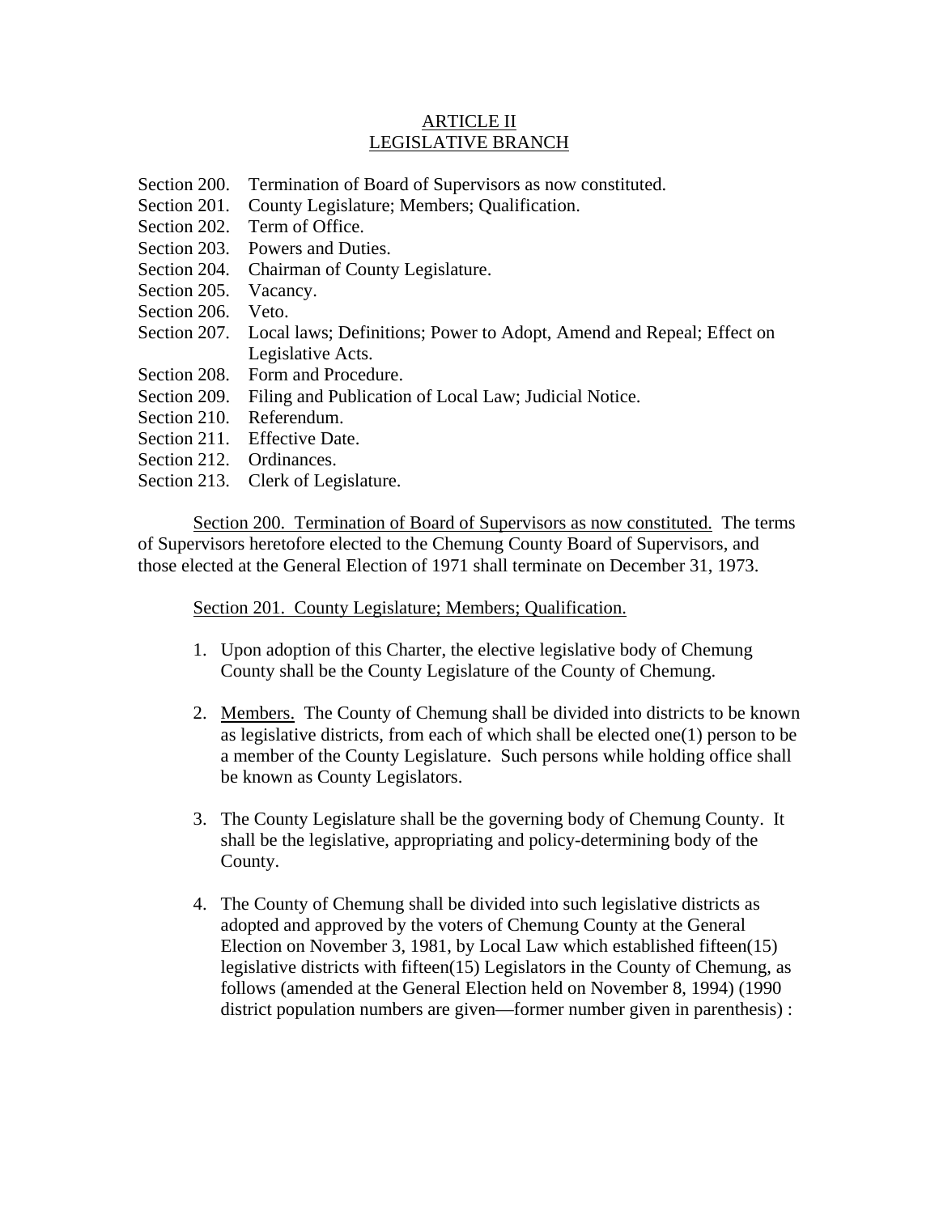## ARTICLE II
## LEGISLATIVE BRANCH

Section 200. Termination of Board of Supervisors as now constituted.
Section 201. County Legislature; Members; Qualification.
Section 202. Term of Office.
Section 203. Powers and Duties.
Section 204. Chairman of County Legislature.
Section 205. Vacancy.
Section 206. Veto.
Section 207. Local laws; Definitions; Power to Adopt, Amend and Repeal; Effect on Legislative Acts.
Section 208. Form and Procedure.
Section 209. Filing and Publication of Local Law; Judicial Notice.
Section 210. Referendum.
Section 211. Effective Date.
Section 212. Ordinances.
Section 213. Clerk of Legislature.

Section 200. Termination of Board of Supervisors as now constituted. The terms of Supervisors heretofore elected to the Chemung County Board of Supervisors, and those elected at the General Election of 1971 shall terminate on December 31, 1973.

Section 201. County Legislature; Members; Qualification.

1. Upon adoption of this Charter, the elective legislative body of Chemung County shall be the County Legislature of the County of Chemung.

2. Members. The County of Chemung shall be divided into districts to be known as legislative districts, from each of which shall be elected one(1) person to be a member of the County Legislature. Such persons while holding office shall be known as County Legislators.

3. The County Legislature shall be the governing body of Chemung County. It shall be the legislative, appropriating and policy-determining body of the County.

4. The County of Chemung shall be divided into such legislative districts as adopted and approved by the voters of Chemung County at the General Election on November 3, 1981, by Local Law which established fifteen(15) legislative districts with fifteen(15) Legislators in the County of Chemung, as follows (amended at the General Election held on November 8, 1994) (1990 district population numbers are given—former number given in parenthesis) :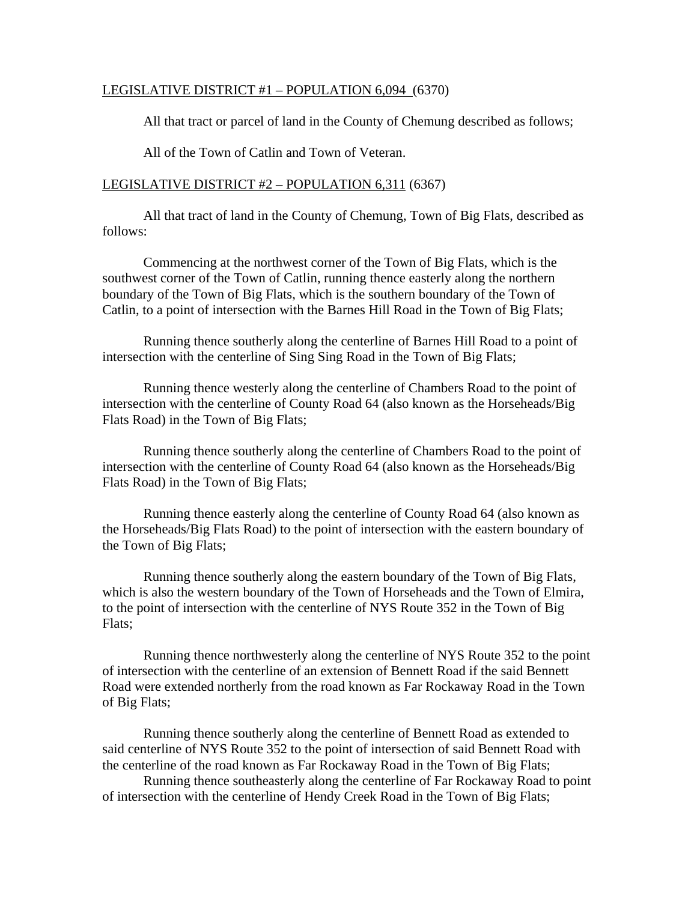<u>LEGISLATIVE DISTRICT #1 – POPULATION 6,094</u> (6370)

All that tract or parcel of land in the County of Chemung described as follows;

All of the Town of Catlin and Town of Veteran.

<u>LEGISLATIVE DISTRICT #2 – POPULATION 6,311</u> (6367)

All that tract of land in the County of Chemung, Town of Big Flats, described as follows:

Commencing at the northwest corner of the Town of Big Flats, which is the southwest corner of the Town of Catlin, running thence easterly along the northern boundary of the Town of Big Flats, which is the southern boundary of the Town of Catlin, to a point of intersection with the Barnes Hill Road in the Town of Big Flats;

Running thence southerly along the centerline of Barnes Hill Road to a point of intersection with the centerline of Sing Sing Road in the Town of Big Flats;

Running thence westerly along the centerline of Chambers Road to the point of intersection with the centerline of County Road 64 (also known as the Horseheads/Big Flats Road) in the Town of Big Flats;

Running thence southerly along the centerline of Chambers Road to the point of intersection with the centerline of County Road 64 (also known as the Horseheads/Big Flats Road) in the Town of Big Flats;

Running thence easterly along the centerline of County Road 64 (also known as the Horseheads/Big Flats Road) to the point of intersection with the eastern boundary of the Town of Big Flats;

Running thence southerly along the eastern boundary of the Town of Big Flats, which is also the western boundary of the Town of Horseheads and the Town of Elmira, to the point of intersection with the centerline of NYS Route 352 in the Town of Big Flats;

Running thence northwesterly along the centerline of NYS Route 352 to the point of intersection with the centerline of an extension of Bennett Road if the said Bennett Road were extended northerly from the road known as Far Rockaway Road in the Town of Big Flats;

Running thence southerly along the centerline of Bennett Road as extended to said centerline of NYS Route 352 to the point of intersection of said Bennett Road with the centerline of the road known as Far Rockaway Road in the Town of Big Flats;

Running thence southeasterly along the centerline of Far Rockaway Road to point of intersection with the centerline of Hendy Creek Road in the Town of Big Flats;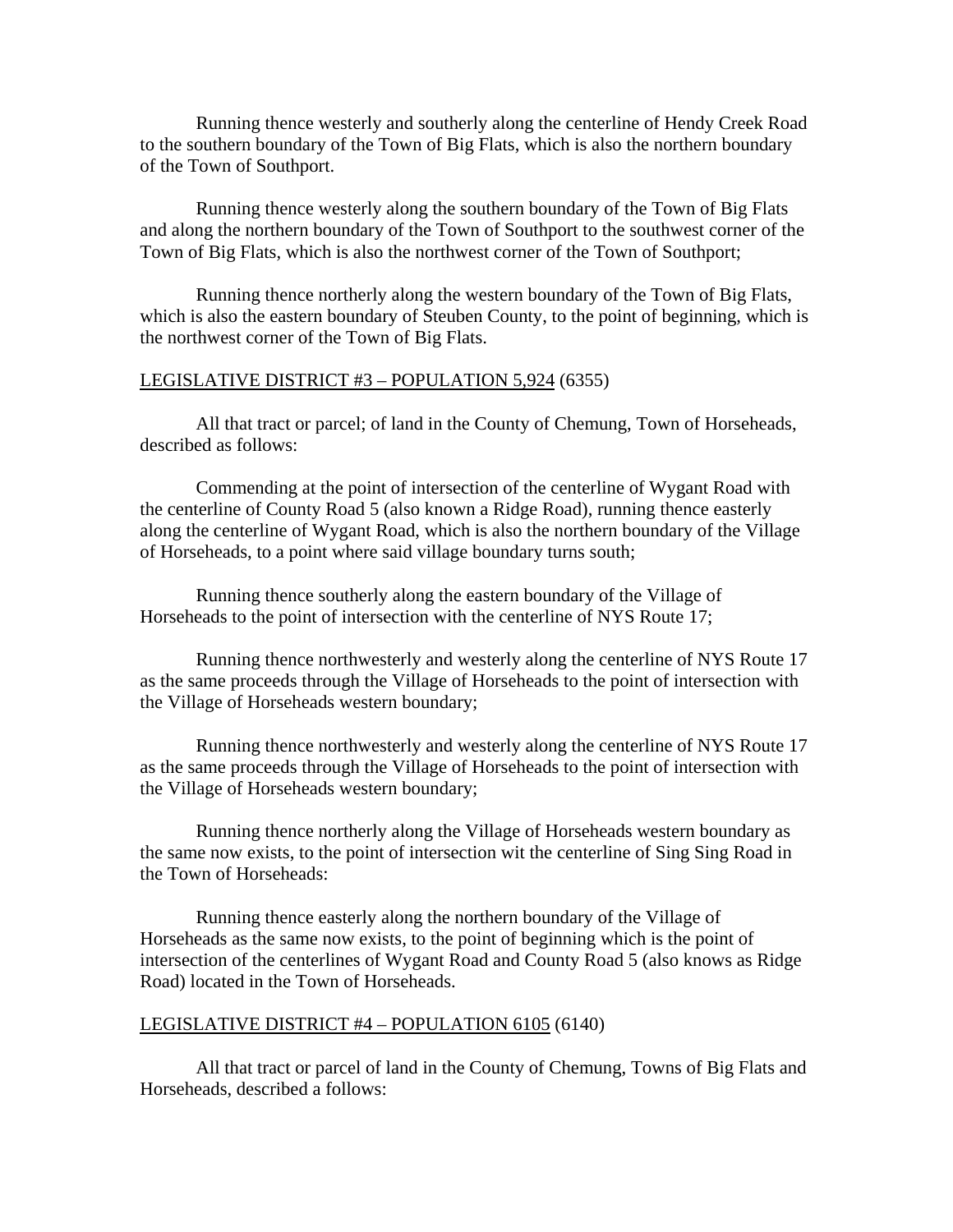Running thence westerly and southerly along the centerline of Hendy Creek Road to the southern boundary of the Town of Big Flats, which is also the northern boundary of the Town of Southport.

Running thence westerly along the southern boundary of the Town of Big Flats and along the northern boundary of the Town of Southport to the southwest corner of the Town of Big Flats, which is also the northwest corner of the Town of Southport;

Running thence northerly along the western boundary of the Town of Big Flats, which is also the eastern boundary of Steuben County, to the point of beginning, which is the northwest corner of the Town of Big Flats.

<u>LEGISLATIVE DISTRICT #3 – POPULATION 5,924</u> (6355)

All that tract or parcel; of land in the County of Chemung, Town of Horseheads, described as follows:

Commending at the point of intersection of the centerline of Wygant Road with the centerline of County Road 5 (also known a Ridge Road), running thence easterly along the centerline of Wygant Road, which is also the northern boundary of the Village of Horseheads, to a point where said village boundary turns south;

Running thence southerly along the eastern boundary of the Village of Horseheads to the point of intersection with the centerline of NYS Route 17;

Running thence northwesterly and westerly along the centerline of NYS Route 17 as the same proceeds through the Village of Horseheads to the point of intersection with the Village of Horseheads western boundary;

Running thence northwesterly and westerly along the centerline of NYS Route 17 as the same proceeds through the Village of Horseheads to the point of intersection with the Village of Horseheads western boundary;

Running thence northerly along the Village of Horseheads western boundary as the same now exists, to the point of intersection wit the centerline of Sing Sing Road in the Town of Horseheads:

Running thence easterly along the northern boundary of the Village of Horseheads as the same now exists, to the point of beginning which is the point of intersection of the centerlines of Wygant Road and County Road 5 (also knows as Ridge Road) located in the Town of Horseheads.

<u>LEGISLATIVE DISTRICT #4 – POPULATION 6105</u> (6140)

All that tract or parcel of land in the County of Chemung, Towns of Big Flats and Horseheads, described a follows: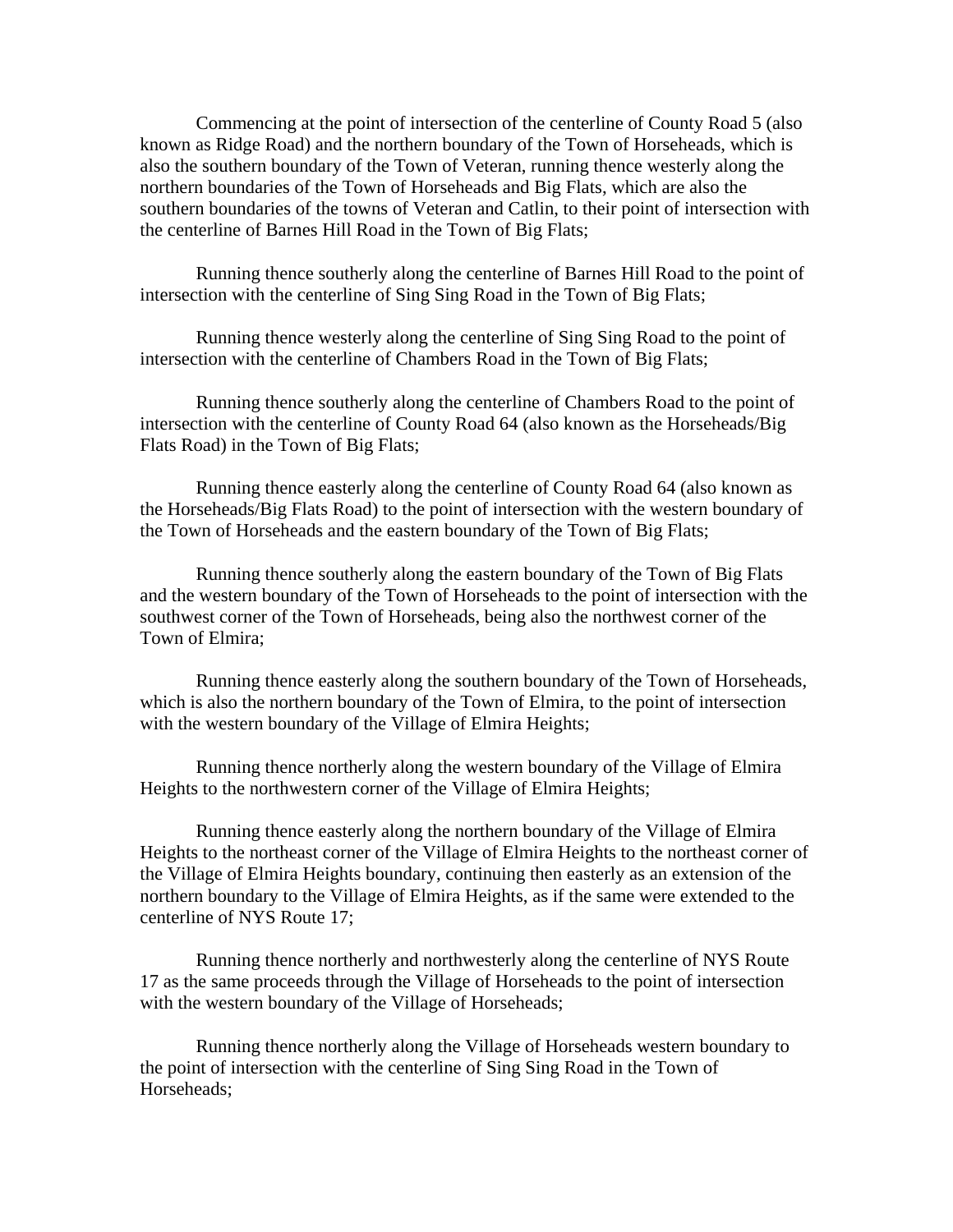Commencing at the point of intersection of the centerline of County Road 5 (also known as Ridge Road) and the northern boundary of the Town of Horseheads, which is also the southern boundary of the Town of Veteran, running thence westerly along the northern boundaries of the Town of Horseheads and Big Flats, which are also the southern boundaries of the towns of Veteran and Catlin, to their point of intersection with the centerline of Barnes Hill Road in the Town of Big Flats;

Running thence southerly along the centerline of Barnes Hill Road to the point of intersection with the centerline of Sing Sing Road in the Town of Big Flats;

Running thence westerly along the centerline of Sing Sing Road to the point of intersection with the centerline of Chambers Road in the Town of Big Flats;

Running thence southerly along the centerline of Chambers Road to the point of intersection with the centerline of County Road 64 (also known as the Horseheads/Big Flats Road) in the Town of Big Flats;

Running thence easterly along the centerline of County Road 64 (also known as the Horseheads/Big Flats Road) to the point of intersection with the western boundary of the Town of Horseheads and the eastern boundary of the Town of Big Flats;

Running thence southerly along the eastern boundary of the Town of Big Flats and the western boundary of the Town of Horseheads to the point of intersection with the southwest corner of the Town of Horseheads, being also the northwest corner of the Town of Elmira;

Running thence easterly along the southern boundary of the Town of Horseheads, which is also the northern boundary of the Town of Elmira, to the point of intersection with the western boundary of the Village of Elmira Heights;

Running thence northerly along the western boundary of the Village of Elmira Heights to the northwestern corner of the Village of Elmira Heights;

Running thence easterly along the northern boundary of the Village of Elmira Heights to the northeast corner of the Village of Elmira Heights to the northeast corner of the Village of Elmira Heights boundary, continuing then easterly as an extension of the northern boundary to the Village of Elmira Heights, as if the same were extended to the centerline of NYS Route 17;

Running thence northerly and northwesterly along the centerline of NYS Route 17 as the same proceeds through the Village of Horseheads to the point of intersection with the western boundary of the Village of Horseheads;

Running thence northerly along the Village of Horseheads western boundary to the point of intersection with the centerline of Sing Sing Road in the Town of Horseheads;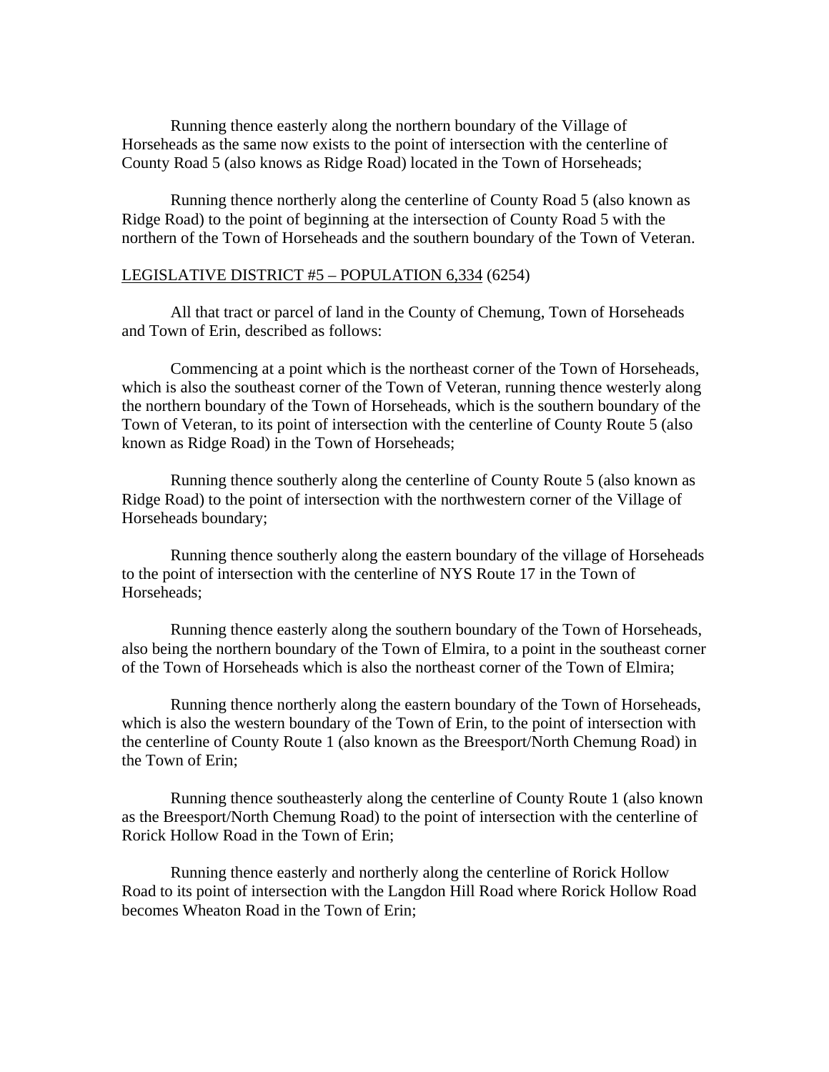Running thence easterly along the northern boundary of the Village of Horseheads as the same now exists to the point of intersection with the centerline of County Road 5 (also knows as Ridge Road) located in the Town of Horseheads;

Running thence northerly along the centerline of County Road 5 (also known as Ridge Road) to the point of beginning at the intersection of County Road 5 with the northern of the Town of Horseheads and the southern boundary of the Town of Veteran.

<u>LEGISLATIVE DISTRICT #5 – POPULATION 6,334</u> (6254)

All that tract or parcel of land in the County of Chemung, Town of Horseheads and Town of Erin, described as follows:

Commencing at a point which is the northeast corner of the Town of Horseheads, which is also the southeast corner of the Town of Veteran, running thence westerly along the northern boundary of the Town of Horseheads, which is the southern boundary of the Town of Veteran, to its point of intersection with the centerline of County Route 5 (also known as Ridge Road) in the Town of Horseheads;

Running thence southerly along the centerline of County Route 5 (also known as Ridge Road) to the point of intersection with the northwestern corner of the Village of Horseheads boundary;

Running thence southerly along the eastern boundary of the village of Horseheads to the point of intersection with the centerline of NYS Route 17 in the Town of Horseheads;

Running thence easterly along the southern boundary of the Town of Horseheads, also being the northern boundary of the Town of Elmira, to a point in the southeast corner of the Town of Horseheads which is also the northeast corner of the Town of Elmira;

Running thence northerly along the eastern boundary of the Town of Horseheads, which is also the western boundary of the Town of Erin, to the point of intersection with the centerline of County Route 1 (also known as the Breesport/North Chemung Road) in the Town of Erin;

Running thence southeasterly along the centerline of County Route 1 (also known as the Breesport/North Chemung Road) to the point of intersection with the centerline of Rorick Hollow Road in the Town of Erin;

Running thence easterly and northerly along the centerline of Rorick Hollow Road to its point of intersection with the Langdon Hill Road where Rorick Hollow Road becomes Wheaton Road in the Town of Erin;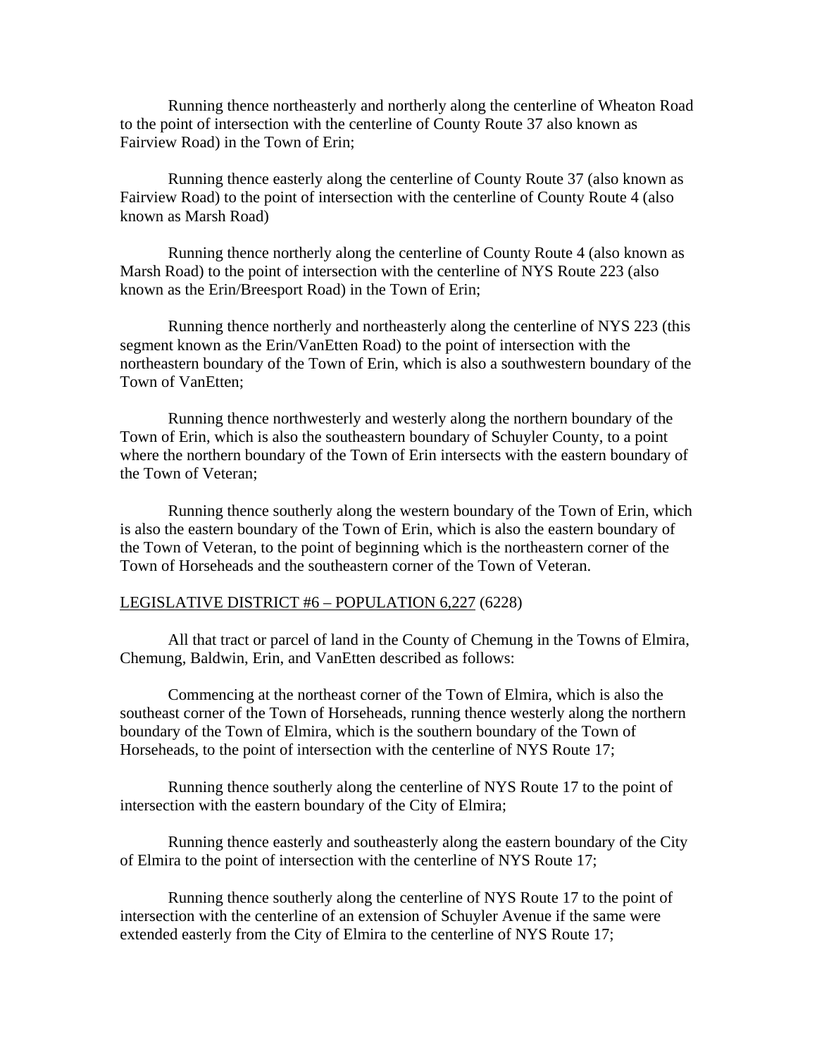Running thence northeasterly and northerly along the centerline of Wheaton Road to the point of intersection with the centerline of County Route 37 also known as Fairview Road) in the Town of Erin;

Running thence easterly along the centerline of County Route 37 (also known as Fairview Road) to the point of intersection with the centerline of County Route 4 (also known as Marsh Road)

Running thence northerly along the centerline of County Route 4 (also known as Marsh Road) to the point of intersection with the centerline of NYS Route 223 (also known as the Erin/Breesport Road) in the Town of Erin;

Running thence northerly and northeasterly along the centerline of NYS 223 (this segment known as the Erin/VanEtten Road) to the point of intersection with the northeastern boundary of the Town of Erin, which is also a southwestern boundary of the Town of VanEtten;

Running thence northwesterly and westerly along the northern boundary of the Town of Erin, which is also the southeastern boundary of Schuyler County, to a point where the northern boundary of the Town of Erin intersects with the eastern boundary of the Town of Veteran;

Running thence southerly along the western boundary of the Town of Erin, which is also the eastern boundary of the Town of Erin, which is also the eastern boundary of the Town of Veteran, to the point of beginning which is the northeastern corner of the Town of Horseheads and the southeastern corner of the Town of Veteran.

LEGISLATIVE DISTRICT #6 – POPULATION 6,227 (6228)

All that tract or parcel of land in the County of Chemung in the Towns of Elmira, Chemung, Baldwin, Erin, and VanEtten described as follows:

Commencing at the northeast corner of the Town of Elmira, which is also the southeast corner of the Town of Horseheads, running thence westerly along the northern boundary of the Town of Elmira, which is the southern boundary of the Town of Horseheads, to the point of intersection with the centerline of NYS Route 17;

Running thence southerly along the centerline of NYS Route 17 to the point of intersection with the eastern boundary of the City of Elmira;

Running thence easterly and southeasterly along the eastern boundary of the City of Elmira to the point of intersection with the centerline of NYS Route 17;

Running thence southerly along the centerline of NYS Route 17 to the point of intersection with the centerline of an extension of Schuyler Avenue if the same were extended easterly from the City of Elmira to the centerline of NYS Route 17;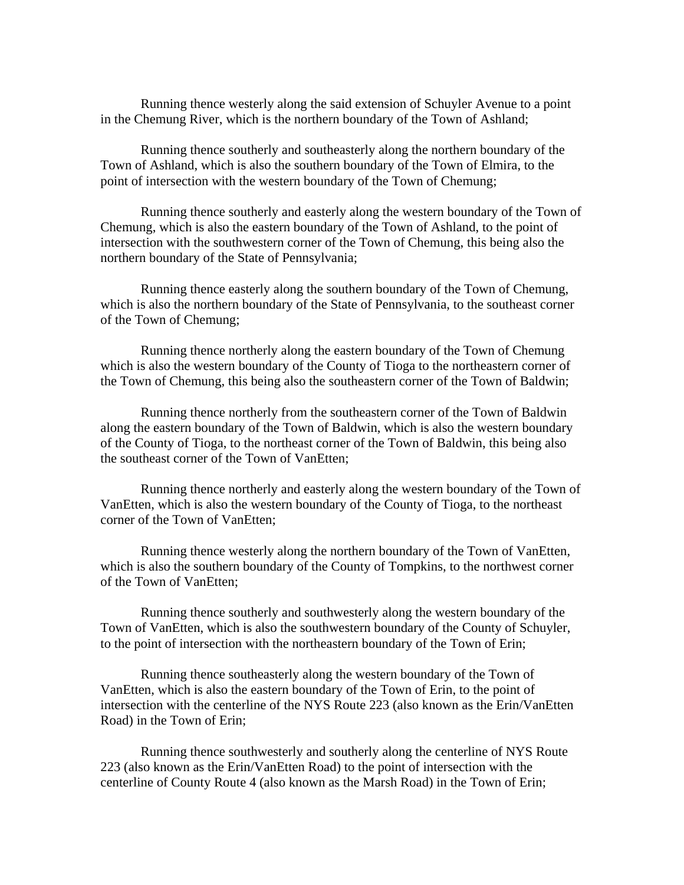Running thence westerly along the said extension of Schuyler Avenue to a point in the Chemung River, which is the northern boundary of the Town of Ashland;

Running thence southerly and southeasterly along the northern boundary of the Town of Ashland, which is also the southern boundary of the Town of Elmira, to the point of intersection with the western boundary of the Town of Chemung;

Running thence southerly and easterly along the western boundary of the Town of Chemung, which is also the eastern boundary of the Town of Ashland, to the point of intersection with the southwestern corner of the Town of Chemung, this being also the northern boundary of the State of Pennsylvania;

Running thence easterly along the southern boundary of the Town of Chemung, which is also the northern boundary of the State of Pennsylvania, to the southeast corner of the Town of Chemung;

Running thence northerly along the eastern boundary of the Town of Chemung which is also the western boundary of the County of Tioga to the northeastern corner of the Town of Chemung, this being also the southeastern corner of the Town of Baldwin;

Running thence northerly from the southeastern corner of the Town of Baldwin along the eastern boundary of the Town of Baldwin, which is also the western boundary of the County of Tioga, to the northeast corner of the Town of Baldwin, this being also the southeast corner of the Town of VanEtten;

Running thence northerly and easterly along the western boundary of the Town of VanEtten, which is also the western boundary of the County of Tioga, to the northeast corner of the Town of VanEtten;

Running thence westerly along the northern boundary of the Town of VanEtten, which is also the southern boundary of the County of Tompkins, to the northwest corner of the Town of VanEtten;

Running thence southerly and southwesterly along the western boundary of the Town of VanEtten, which is also the southwestern boundary of the County of Schuyler, to the point of intersection with the northeastern boundary of the Town of Erin;

Running thence southeasterly along the western boundary of the Town of VanEtten, which is also the eastern boundary of the Town of Erin, to the point of intersection with the centerline of the NYS Route 223 (also known as the Erin/VanEtten Road) in the Town of Erin;

Running thence southwesterly and southerly along the centerline of NYS Route 223 (also known as the Erin/VanEtten Road) to the point of intersection with the centerline of County Route 4 (also known as the Marsh Road) in the Town of Erin;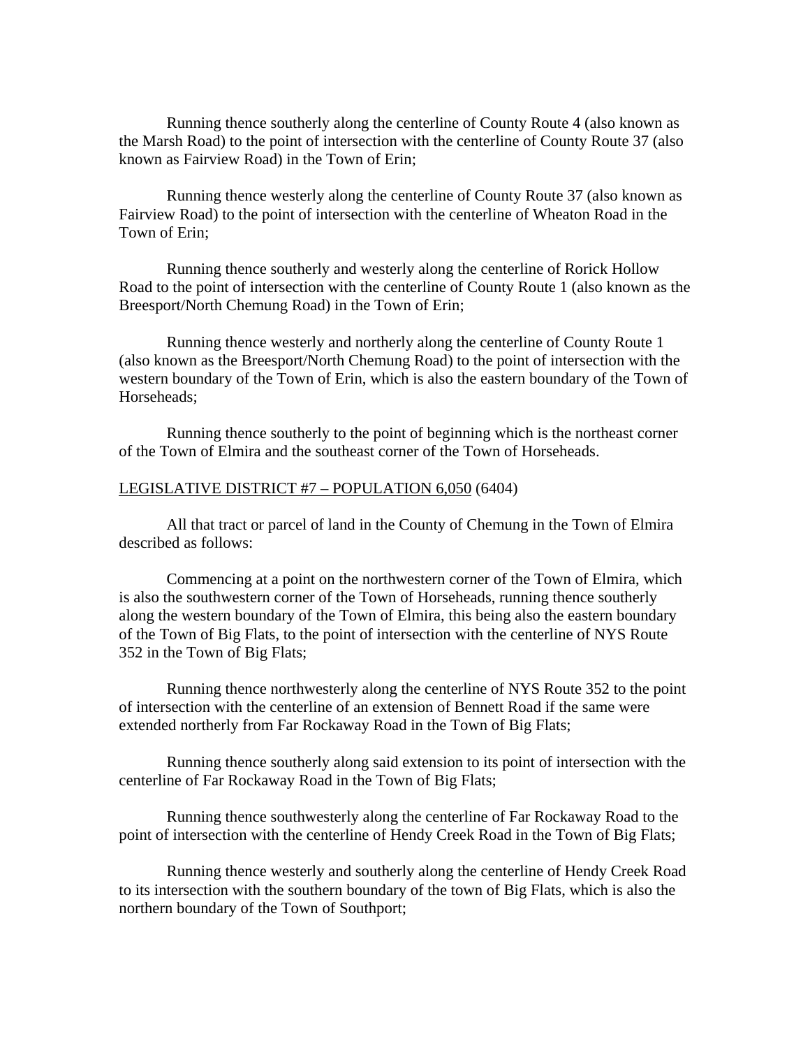Running thence southerly along the centerline of County Route 4 (also known as the Marsh Road) to the point of intersection with the centerline of County Route 37 (also known as Fairview Road) in the Town of Erin;

Running thence westerly along the centerline of County Route 37 (also known as Fairview Road) to the point of intersection with the centerline of Wheaton Road in the Town of Erin;

Running thence southerly and westerly along the centerline of Rorick Hollow Road to the point of intersection with the centerline of County Route 1 (also known as the Breesport/North Chemung Road) in the Town of Erin;

Running thence westerly and northerly along the centerline of County Route 1 (also known as the Breesport/North Chemung Road) to the point of intersection with the western boundary of the Town of Erin, which is also the eastern boundary of the Town of Horseheads;

Running thence southerly to the point of beginning which is the northeast corner of the Town of Elmira and the southeast corner of the Town of Horseheads.

<u>LEGISLATIVE DISTRICT #7 – POPULATION 6,050</u> (6404)

All that tract or parcel of land in the County of Chemung in the Town of Elmira described as follows:

Commencing at a point on the northwestern corner of the Town of Elmira, which is also the southwestern corner of the Town of Horseheads, running thence southerly along the western boundary of the Town of Elmira, this being also the eastern boundary of the Town of Big Flats, to the point of intersection with the centerline of NYS Route 352 in the Town of Big Flats;

Running thence northwesterly along the centerline of NYS Route 352 to the point of intersection with the centerline of an extension of Bennett Road if the same were extended northerly from Far Rockaway Road in the Town of Big Flats;

Running thence southerly along said extension to its point of intersection with the centerline of Far Rockaway Road in the Town of Big Flats;

Running thence southwesterly along the centerline of Far Rockaway Road to the point of intersection with the centerline of Hendy Creek Road in the Town of Big Flats;

Running thence westerly and southerly along the centerline of Hendy Creek Road to its intersection with the southern boundary of the town of Big Flats, which is also the northern boundary of the Town of Southport;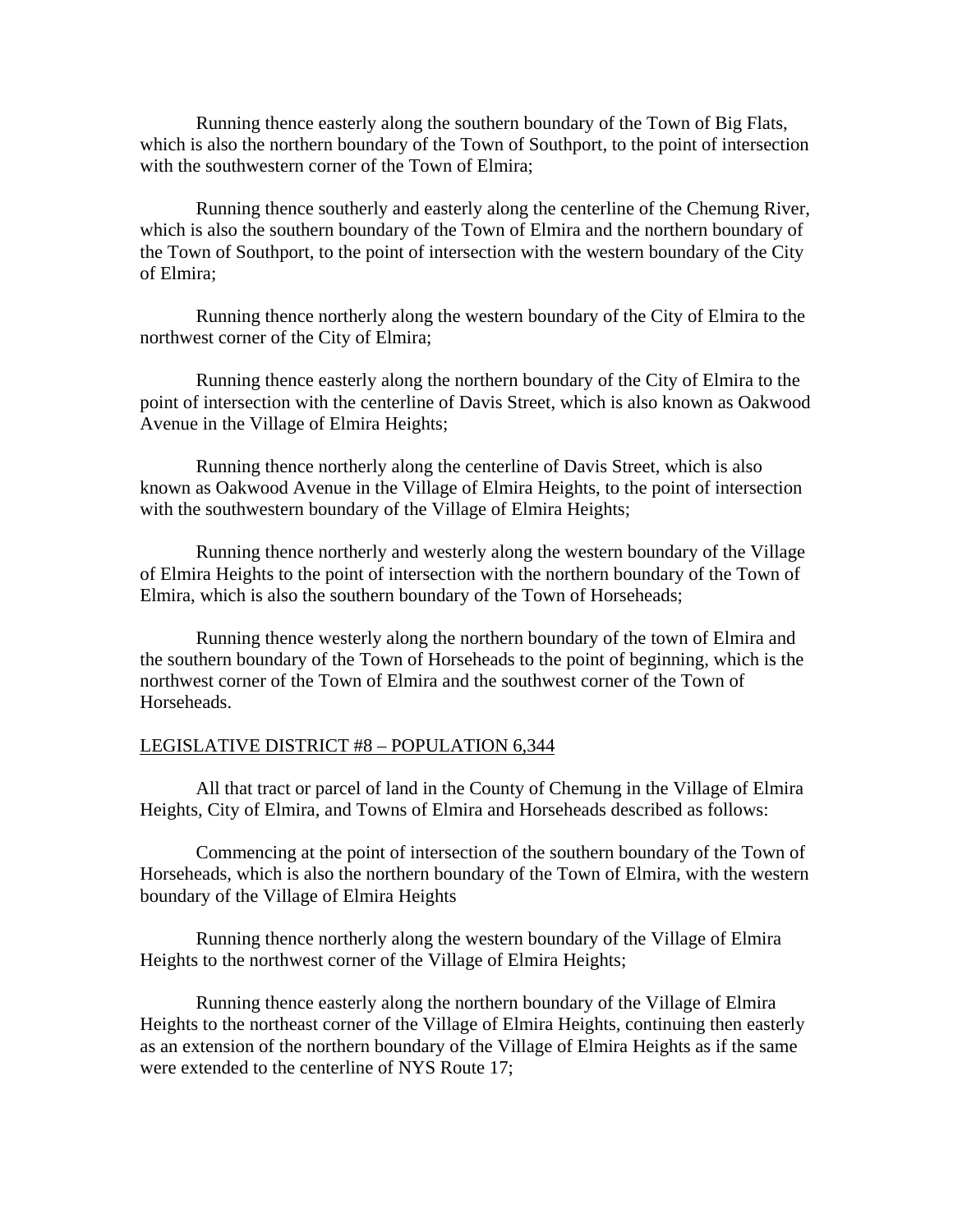Running thence easterly along the southern boundary of the Town of Big Flats, which is also the northern boundary of the Town of Southport, to the point of intersection with the southwestern corner of the Town of Elmira;

Running thence southerly and easterly along the centerline of the Chemung River, which is also the southern boundary of the Town of Elmira and the northern boundary of the Town of Southport, to the point of intersection with the western boundary of the City of Elmira;

Running thence northerly along the western boundary of the City of Elmira to the northwest corner of the City of Elmira;

Running thence easterly along the northern boundary of the City of Elmira to the point of intersection with the centerline of Davis Street, which is also known as Oakwood Avenue in the Village of Elmira Heights;

Running thence northerly along the centerline of Davis Street, which is also known as Oakwood Avenue in the Village of Elmira Heights, to the point of intersection with the southwestern boundary of the Village of Elmira Heights;

Running thence northerly and westerly along the western boundary of the Village of Elmira Heights to the point of intersection with the northern boundary of the Town of Elmira, which is also the southern boundary of the Town of Horseheads;

Running thence westerly along the northern boundary of the town of Elmira and the southern boundary of the Town of Horseheads to the point of beginning, which is the northwest corner of the Town of Elmira and the southwest corner of the Town of Horseheads.

<u>LEGISLATIVE DISTRICT #8 – POPULATION 6,344</u>

All that tract or parcel of land in the County of Chemung in the Village of Elmira Heights, City of Elmira, and Towns of Elmira and Horseheads described as follows:

Commencing at the point of intersection of the southern boundary of the Town of Horseheads, which is also the northern boundary of the Town of Elmira, with the western boundary of the Village of Elmira Heights

Running thence northerly along the western boundary of the Village of Elmira Heights to the northwest corner of the Village of Elmira Heights;

Running thence easterly along the northern boundary of the Village of Elmira Heights to the northeast corner of the Village of Elmira Heights, continuing then easterly as an extension of the northern boundary of the Village of Elmira Heights as if the same were extended to the centerline of NYS Route 17;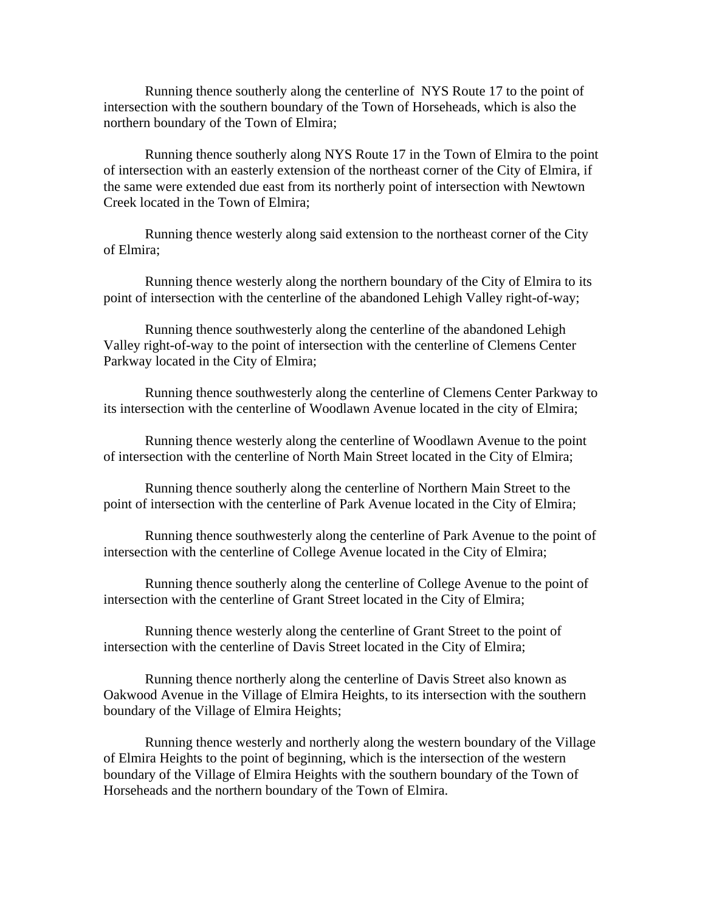Running thence southerly along the centerline of NYS Route 17 to the point of intersection with the southern boundary of the Town of Horseheads, which is also the northern boundary of the Town of Elmira;

Running thence southerly along NYS Route 17 in the Town of Elmira to the point of intersection with an easterly extension of the northeast corner of the City of Elmira, if the same were extended due east from its northerly point of intersection with Newtown Creek located in the Town of Elmira;

Running thence westerly along said extension to the northeast corner of the City of Elmira;

Running thence westerly along the northern boundary of the City of Elmira to its point of intersection with the centerline of the abandoned Lehigh Valley right-of-way;

Running thence southwesterly along the centerline of the abandoned Lehigh Valley right-of-way to the point of intersection with the centerline of Clemens Center Parkway located in the City of Elmira;

Running thence southwesterly along the centerline of Clemens Center Parkway to its intersection with the centerline of Woodlawn Avenue located in the city of Elmira;

Running thence westerly along the centerline of Woodlawn Avenue to the point of intersection with the centerline of North Main Street located in the City of Elmira;

Running thence southerly along the centerline of Northern Main Street to the point of intersection with the centerline of Park Avenue located in the City of Elmira;

Running thence southwesterly along the centerline of Park Avenue to the point of intersection with the centerline of College Avenue located in the City of Elmira;

Running thence southerly along the centerline of College Avenue to the point of intersection with the centerline of Grant Street located in the City of Elmira;

Running thence westerly along the centerline of Grant Street to the point of intersection with the centerline of Davis Street located in the City of Elmira;

Running thence northerly along the centerline of Davis Street also known as Oakwood Avenue in the Village of Elmira Heights, to its intersection with the southern boundary of the Village of Elmira Heights;

Running thence westerly and northerly along the western boundary of the Village of Elmira Heights to the point of beginning, which is the intersection of the western boundary of the Village of Elmira Heights with the southern boundary of the Town of Horseheads and the northern boundary of the Town of Elmira.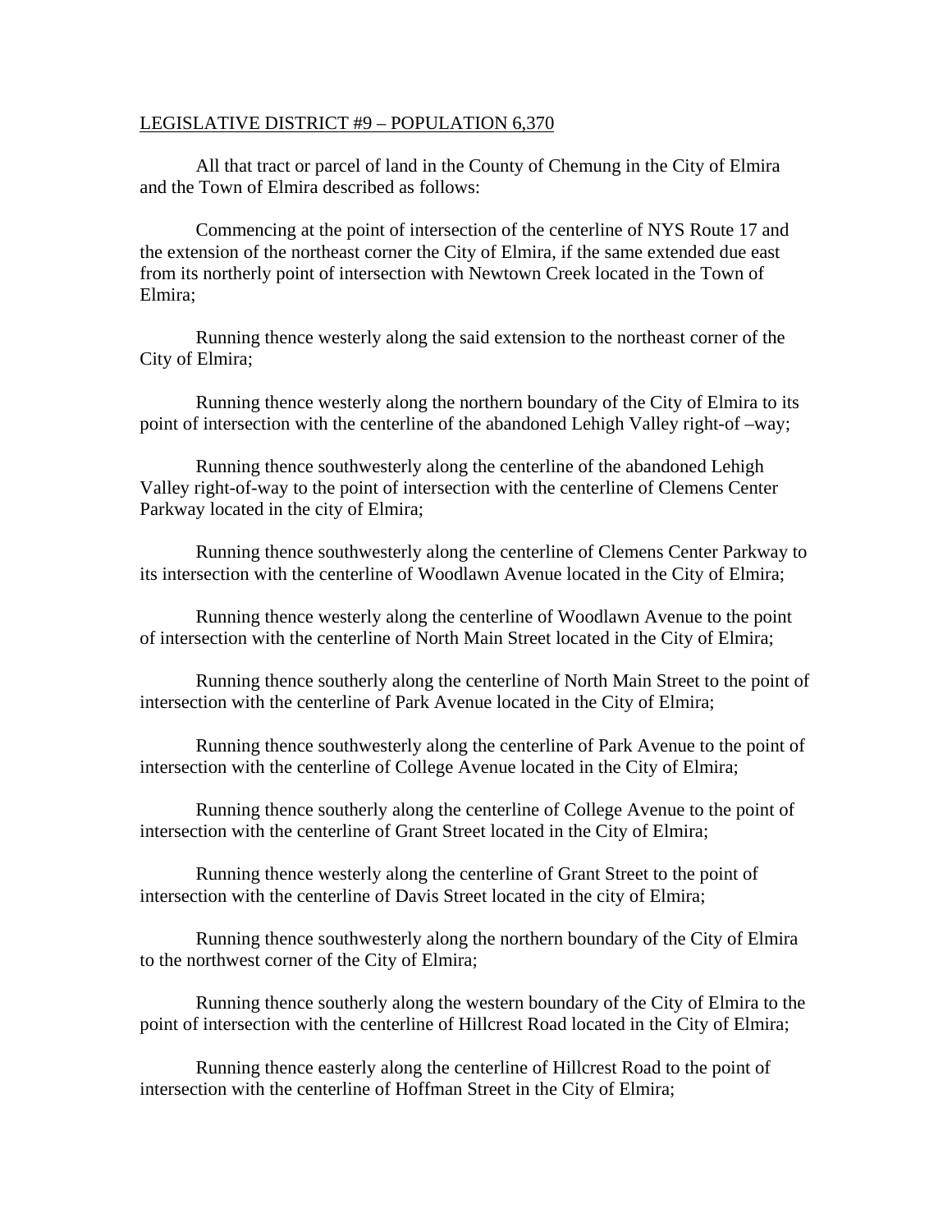LEGISLATIVE DISTRICT #9 – POPULATION 6,370

All that tract or parcel of land in the County of Chemung in the City of Elmira and the Town of Elmira described as follows:

Commencing at the point of intersection of the centerline of NYS Route 17 and the extension of the northeast corner the City of Elmira, if the same extended due east from its northerly point of intersection with Newtown Creek located in the Town of Elmira;

Running thence westerly along the said extension to the northeast corner of the City of Elmira;

Running thence westerly along the northern boundary of the City of Elmira to its point of intersection with the centerline of the abandoned Lehigh Valley right-of –way;

Running thence southwesterly along the centerline of the abandoned Lehigh Valley right-of-way to the point of intersection with the centerline of Clemens Center Parkway located in the city of Elmira;

Running thence southwesterly along the centerline of Clemens Center Parkway to its intersection with the centerline of Woodlawn Avenue located in the City of Elmira;

Running thence westerly along the centerline of Woodlawn Avenue to the point of intersection with the centerline of North Main Street located in the City of Elmira;

Running thence southerly along the centerline of North Main Street to the point of intersection with the centerline of Park Avenue located in the City of Elmira;

Running thence southwesterly along the centerline of Park Avenue to the point of intersection with the centerline of College Avenue located in the City of Elmira;

Running thence southerly along the centerline of College Avenue to the point of intersection with the centerline of Grant Street located in the City of Elmira;

Running thence westerly along the centerline of Grant Street to the point of intersection with the centerline of Davis Street located in the city of Elmira;

Running thence southwesterly along the northern boundary of the City of Elmira to the northwest corner of the City of Elmira;

Running thence southerly along the western boundary of the City of Elmira to the point of intersection with the centerline of Hillcrest Road located in the City of Elmira;

Running thence easterly along the centerline of Hillcrest Road to the point of intersection with the centerline of Hoffman Street in the City of Elmira;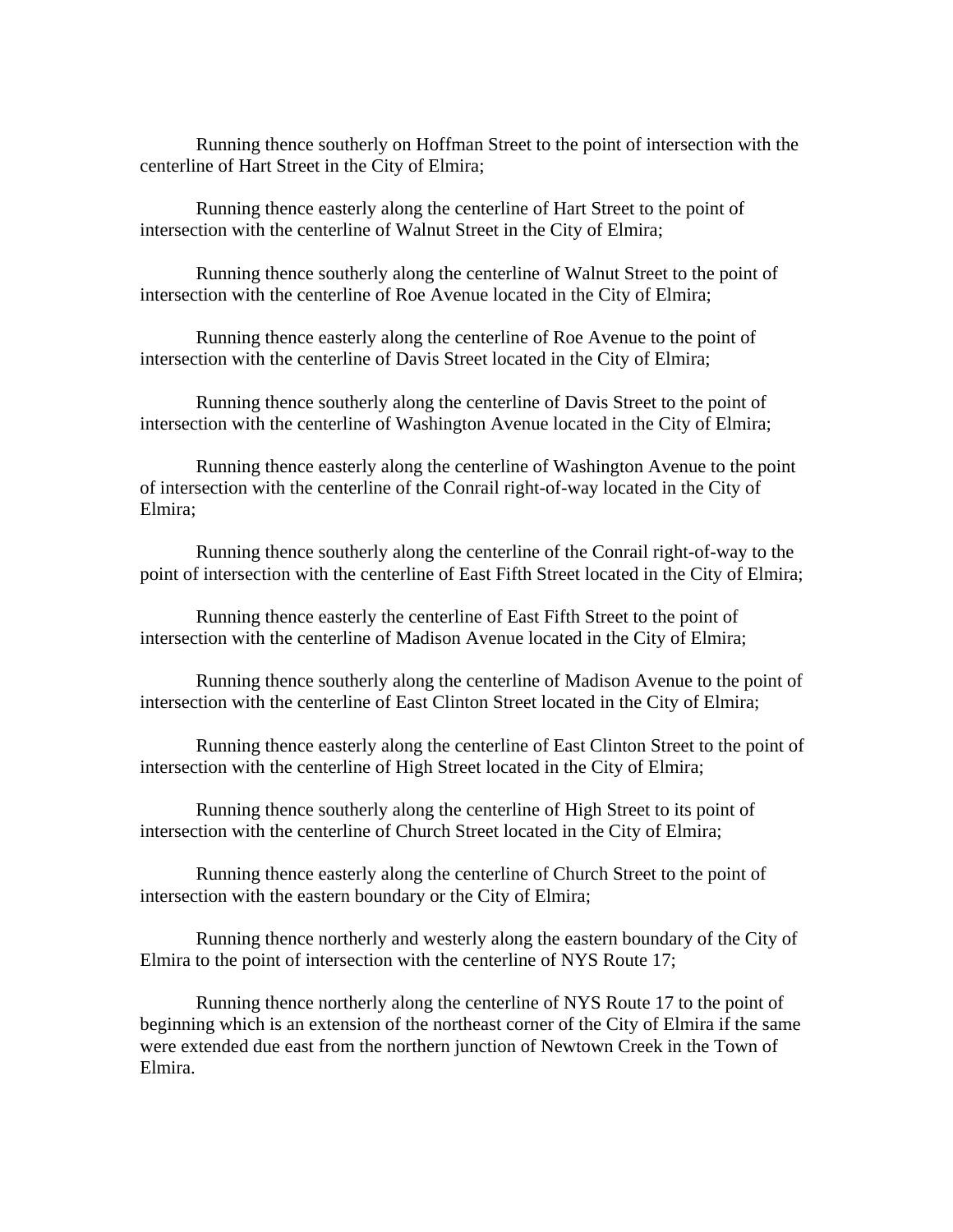Running thence southerly on Hoffman Street to the point of intersection with the centerline of Hart Street in the City of Elmira;

Running thence easterly along the centerline of Hart Street to the point of intersection with the centerline of Walnut Street in the City of Elmira;

Running thence southerly along the centerline of Walnut Street to the point of intersection with the centerline of Roe Avenue located in the City of Elmira;

Running thence easterly along the centerline of Roe Avenue to the point of intersection with the centerline of Davis Street located in the City of Elmira;

Running thence southerly along the centerline of Davis Street to the point of intersection with the centerline of Washington Avenue located in the City of Elmira;

Running thence easterly along the centerline of Washington Avenue to the point of intersection with the centerline of the Conrail right-of-way located in the City of Elmira;

Running thence southerly along the centerline of the Conrail right-of-way to the point of intersection with the centerline of East Fifth Street located in the City of Elmira;

Running thence easterly the centerline of East Fifth Street to the point of intersection with the centerline of Madison Avenue located in the City of Elmira;

Running thence southerly along the centerline of Madison Avenue to the point of intersection with the centerline of East Clinton Street located in the City of Elmira;

Running thence easterly along the centerline of East Clinton Street to the point of intersection with the centerline of High Street located in the City of Elmira;

Running thence southerly along the centerline of High Street to its point of intersection with the centerline of Church Street located in the City of Elmira;

Running thence easterly along the centerline of Church Street to the point of intersection with the eastern boundary or the City of Elmira;

Running thence northerly and westerly along the eastern boundary of the City of Elmira to the point of intersection with the centerline of NYS Route 17;

Running thence northerly along the centerline of NYS Route 17 to the point of beginning which is an extension of the northeast corner of the City of Elmira if the same were extended due east from the northern junction of Newtown Creek in the Town of Elmira.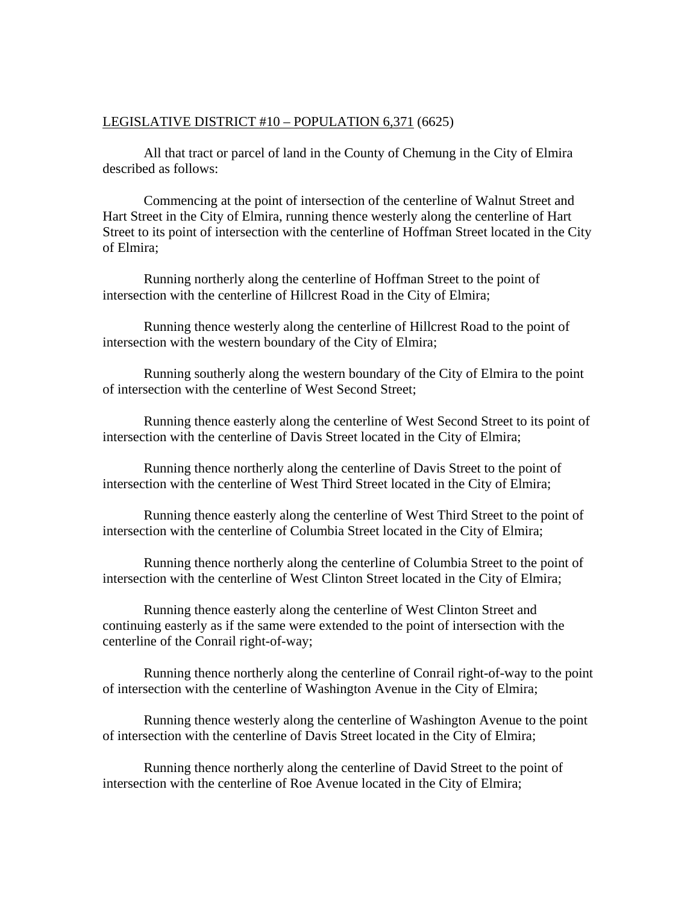LEGISLATIVE DISTRICT #10 – POPULATION 6,371 (6625)

All that tract or parcel of land in the County of Chemung in the City of Elmira described as follows:

Commencing at the point of intersection of the centerline of Walnut Street and Hart Street in the City of Elmira, running thence westerly along the centerline of Hart Street to its point of intersection with the centerline of Hoffman Street located in the City of Elmira;

Running northerly along the centerline of Hoffman Street to the point of intersection with the centerline of Hillcrest Road in the City of Elmira;

Running thence westerly along the centerline of Hillcrest Road to the point of intersection with the western boundary of the City of Elmira;

Running southerly along the western boundary of the City of Elmira to the point of intersection with the centerline of West Second Street;

Running thence easterly along the centerline of West Second Street to its point of intersection with the centerline of Davis Street located in the City of Elmira;

Running thence northerly along the centerline of Davis Street to the point of intersection with the centerline of West Third Street located in the City of Elmira;

Running thence easterly along the centerline of West Third Street to the point of intersection with the centerline of Columbia Street located in the City of Elmira;

Running thence northerly along the centerline of Columbia Street to the point of intersection with the centerline of West Clinton Street located in the City of Elmira;

Running thence easterly along the centerline of West Clinton Street and continuing easterly as if the same were extended to the point of intersection with the centerline of the Conrail right-of-way;

Running thence northerly along the centerline of Conrail right-of-way to the point of intersection with the centerline of Washington Avenue in the City of Elmira;

Running thence westerly along the centerline of Washington Avenue to the point of intersection with the centerline of Davis Street located in the City of Elmira;

Running thence northerly along the centerline of David Street to the point of intersection with the centerline of Roe Avenue located in the City of Elmira;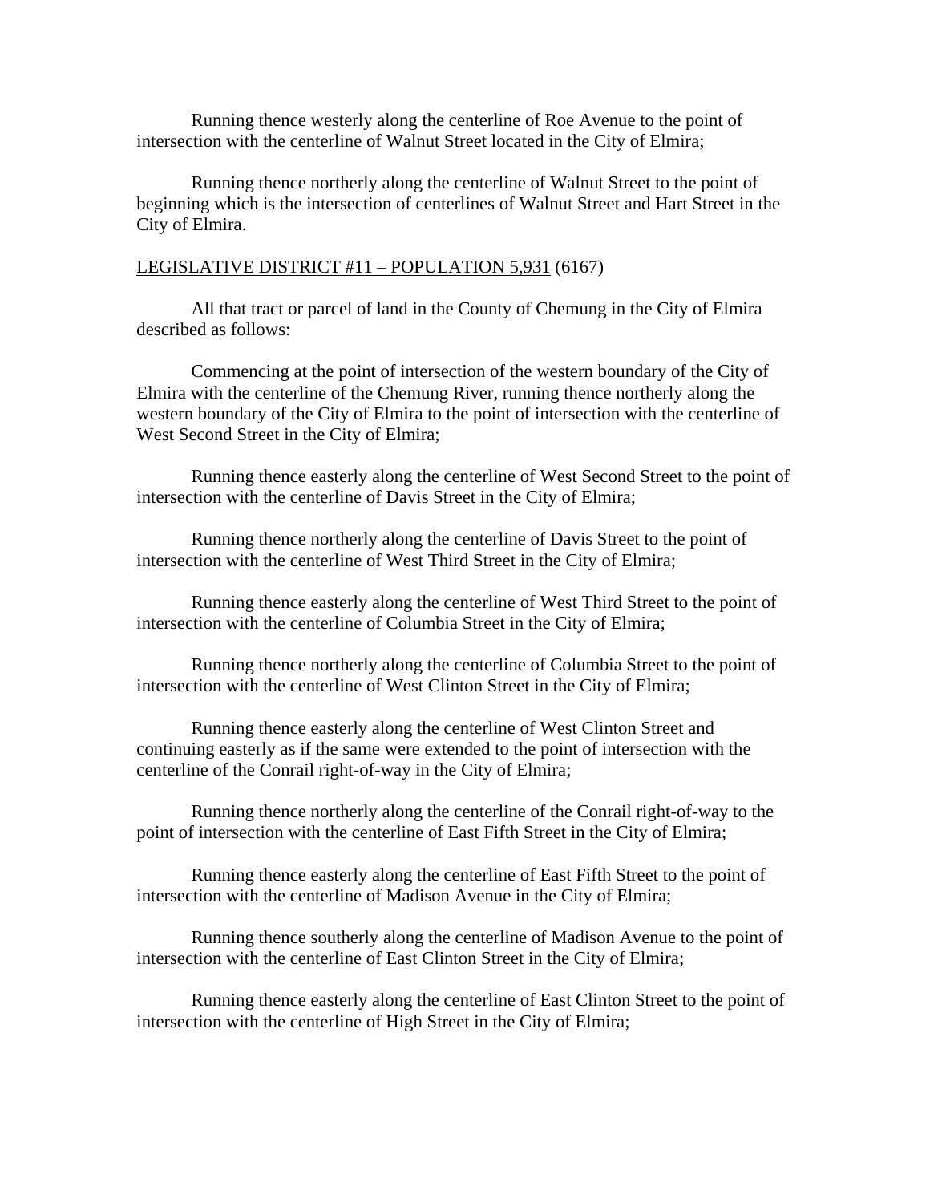Running thence westerly along the centerline of Roe Avenue to the point of intersection with the centerline of Walnut Street located in the City of Elmira;

Running thence northerly along the centerline of Walnut Street to the point of beginning which is the intersection of centerlines of Walnut Street and Hart Street in the City of Elmira.

<u>LEGISLATIVE DISTRICT #11 – POPULATION 5,931</u> (6167)

All that tract or parcel of land in the County of Chemung in the City of Elmira described as follows:

Commencing at the point of intersection of the western boundary of the City of Elmira with the centerline of the Chemung River, running thence northerly along the western boundary of the City of Elmira to the point of intersection with the centerline of West Second Street in the City of Elmira;

Running thence easterly along the centerline of West Second Street to the point of intersection with the centerline of Davis Street in the City of Elmira;

Running thence northerly along the centerline of Davis Street to the point of intersection with the centerline of West Third Street in the City of Elmira;

Running thence easterly along the centerline of West Third Street to the point of intersection with the centerline of Columbia Street in the City of Elmira;

Running thence northerly along the centerline of Columbia Street to the point of intersection with the centerline of West Clinton Street in the City of Elmira;

Running thence easterly along the centerline of West Clinton Street and continuing easterly as if the same were extended to the point of intersection with the centerline of the Conrail right-of-way in the City of Elmira;

Running thence northerly along the centerline of the Conrail right-of-way to the point of intersection with the centerline of East Fifth Street in the City of Elmira;

Running thence easterly along the centerline of East Fifth Street to the point of intersection with the centerline of Madison Avenue in the City of Elmira;

Running thence southerly along the centerline of Madison Avenue to the point of intersection with the centerline of East Clinton Street in the City of Elmira;

Running thence easterly along the centerline of East Clinton Street to the point of intersection with the centerline of High Street in the City of Elmira;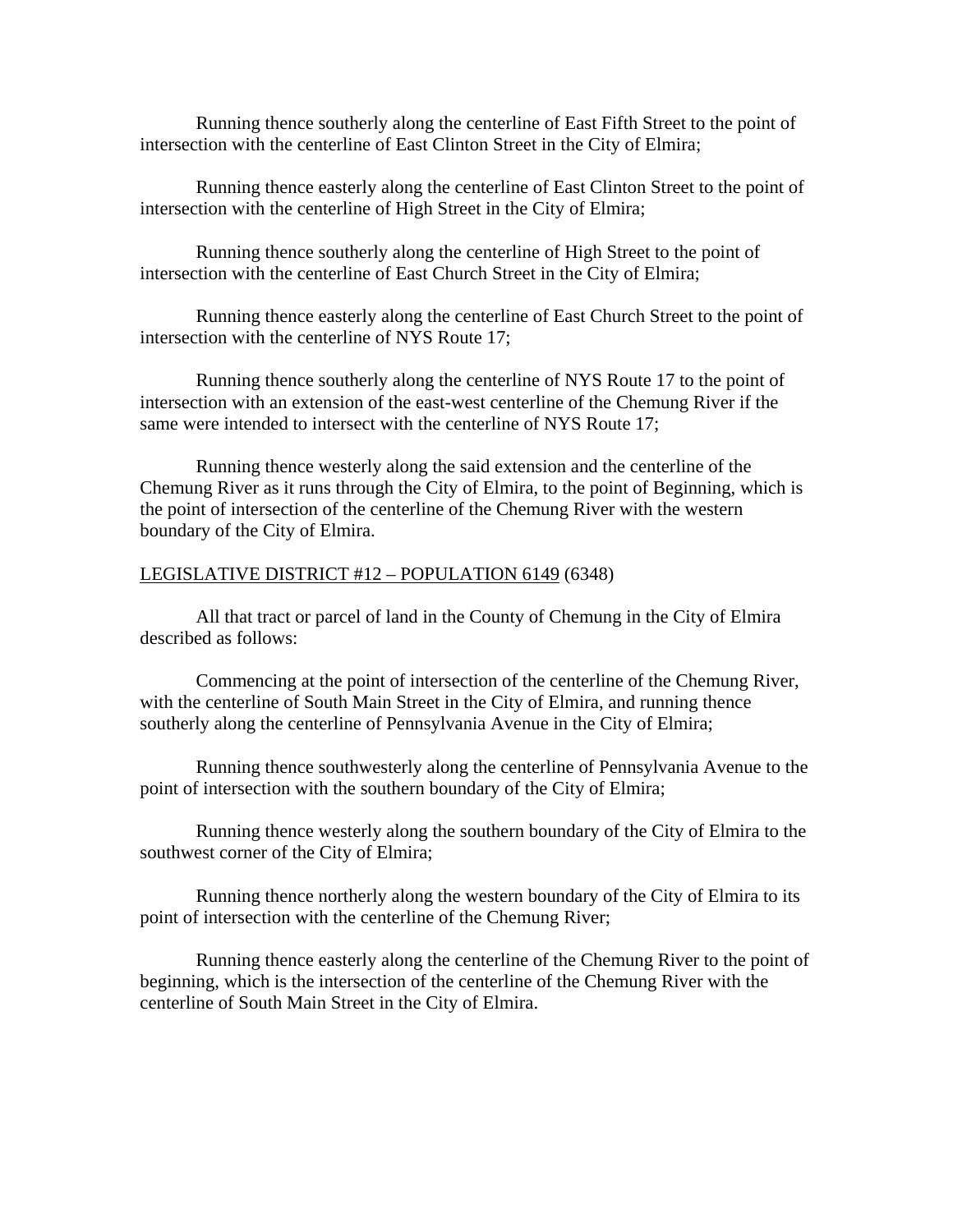Running thence southerly along the centerline of East Fifth Street to the point of intersection with the centerline of East Clinton Street in the City of Elmira;

Running thence easterly along the centerline of East Clinton Street to the point of intersection with the centerline of High Street in the City of Elmira;

Running thence southerly along the centerline of High Street to the point of intersection with the centerline of East Church Street in the City of Elmira;

Running thence easterly along the centerline of East Church Street to the point of intersection with the centerline of NYS Route 17;

Running thence southerly along the centerline of NYS Route 17 to the point of intersection with an extension of the east-west centerline of the Chemung River if the same were intended to intersect with the centerline of NYS Route 17;

Running thence westerly along the said extension and the centerline of the Chemung River as it runs through the City of Elmira, to the point of Beginning, which is the point of intersection of the centerline of the Chemung River with the western boundary of the City of Elmira.

<u>LEGISLATIVE DISTRICT #12 – POPULATION 6149</u> (6348)

All that tract or parcel of land in the County of Chemung in the City of Elmira described as follows:

Commencing at the point of intersection of the centerline of the Chemung River, with the centerline of South Main Street in the City of Elmira, and running thence southerly along the centerline of Pennsylvania Avenue in the City of Elmira;

Running thence southwesterly along the centerline of Pennsylvania Avenue to the point of intersection with the southern boundary of the City of Elmira;

Running thence westerly along the southern boundary of the City of Elmira to the southwest corner of the City of Elmira;

Running thence northerly along the western boundary of the City of Elmira to its point of intersection with the centerline of the Chemung River;

Running thence easterly along the centerline of the Chemung River to the point of beginning, which is the intersection of the centerline of the Chemung River with the centerline of South Main Street in the City of Elmira.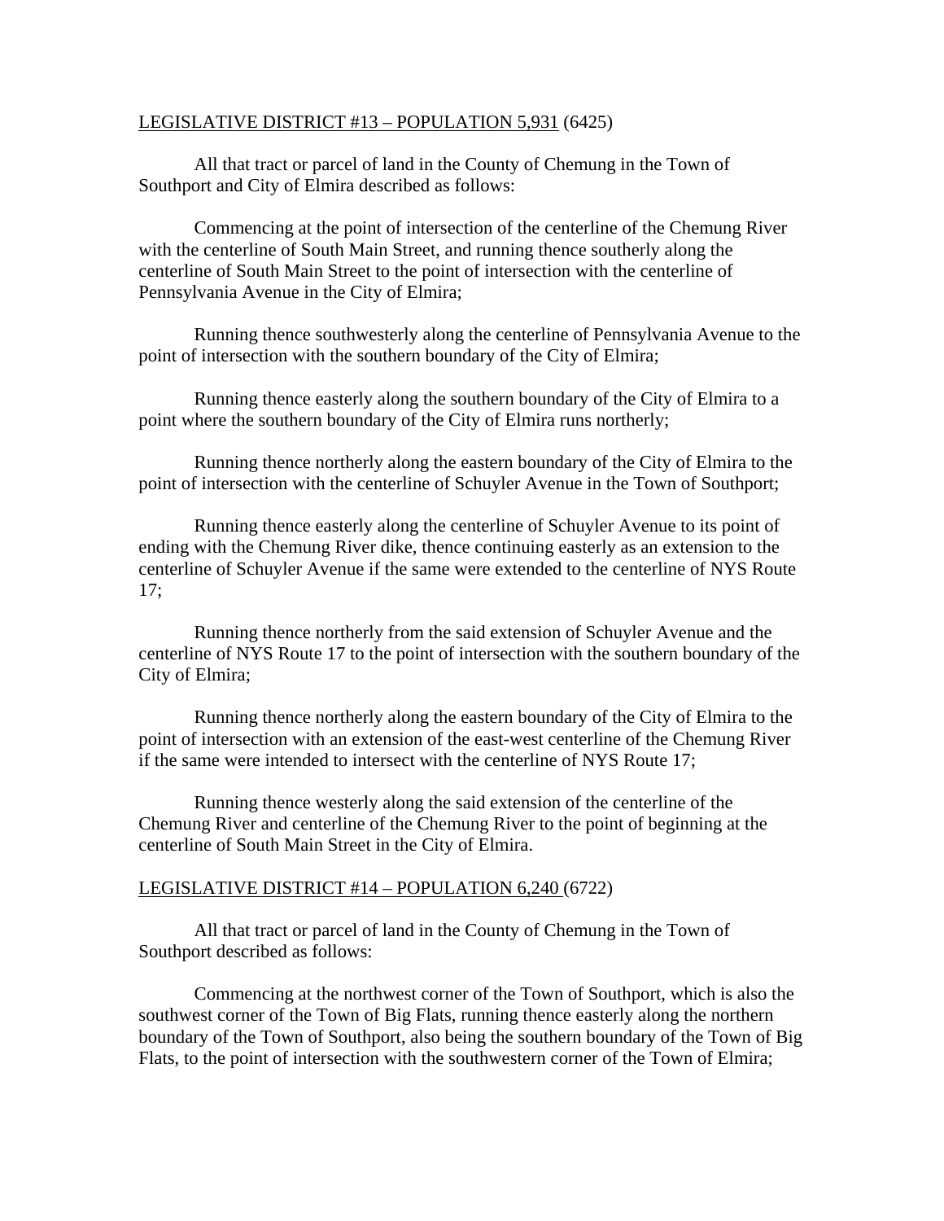<u>LEGISLATIVE DISTRICT #13 – POPULATION 5,931</u> (6425)

All that tract or parcel of land in the County of Chemung in the Town of Southport and City of Elmira described as follows:

Commencing at the point of intersection of the centerline of the Chemung River with the centerline of South Main Street, and running thence southerly along the centerline of South Main Street to the point of intersection with the centerline of Pennsylvania Avenue in the City of Elmira;

Running thence southwesterly along the centerline of Pennsylvania Avenue to the point of intersection with the southern boundary of the City of Elmira;

Running thence easterly along the southern boundary of the City of Elmira to a point where the southern boundary of the City of Elmira runs northerly;

Running thence northerly along the eastern boundary of the City of Elmira to the point of intersection with the centerline of Schuyler Avenue in the Town of Southport;

Running thence easterly along the centerline of Schuyler Avenue to its point of ending with the Chemung River dike, thence continuing easterly as an extension to the centerline of Schuyler Avenue if the same were extended to the centerline of NYS Route 17;

Running thence northerly from the said extension of Schuyler Avenue and the centerline of NYS Route 17 to the point of intersection with the southern boundary of the City of Elmira;

Running thence northerly along the eastern boundary of the City of Elmira to the point of intersection with an extension of the east-west centerline of the Chemung River if the same were intended to intersect with the centerline of NYS Route 17;

Running thence westerly along the said extension of the centerline of the Chemung River and centerline of the Chemung River to the point of beginning at the centerline of South Main Street in the City of Elmira.

<u>LEGISLATIVE DISTRICT #14 – POPULATION 6,240</u> (6722)

All that tract or parcel of land in the County of Chemung in the Town of Southport described as follows:

Commencing at the northwest corner of the Town of Southport, which is also the southwest corner of the Town of Big Flats, running thence easterly along the northern boundary of the Town of Southport, also being the southern boundary of the Town of Big Flats, to the point of intersection with the southwestern corner of the Town of Elmira;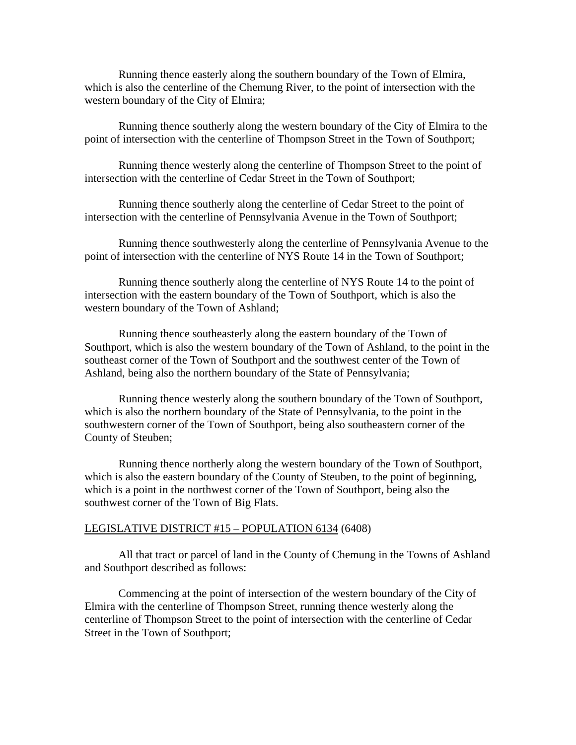Running thence easterly along the southern boundary of the Town of Elmira, which is also the centerline of the Chemung River, to the point of intersection with the western boundary of the City of Elmira;

Running thence southerly along the western boundary of the City of Elmira to the point of intersection with the centerline of Thompson Street in the Town of Southport;

Running thence westerly along the centerline of Thompson Street to the point of intersection with the centerline of Cedar Street in the Town of Southport;

Running thence southerly along the centerline of Cedar Street to the point of intersection with the centerline of Pennsylvania Avenue in the Town of Southport;

Running thence southwesterly along the centerline of Pennsylvania Avenue to the point of intersection with the centerline of NYS Route 14 in the Town of Southport;

Running thence southerly along the centerline of NYS Route 14 to the point of intersection with the eastern boundary of the Town of Southport, which is also the western boundary of the Town of Ashland;

Running thence southeasterly along the eastern boundary of the Town of Southport, which is also the western boundary of the Town of Ashland, to the point in the southeast corner of the Town of Southport and the southwest center of the Town of Ashland, being also the northern boundary of the State of Pennsylvania;

Running thence westerly along the southern boundary of the Town of Southport, which is also the northern boundary of the State of Pennsylvania, to the point in the southwestern corner of the Town of Southport, being also southeastern corner of the County of Steuben;

Running thence northerly along the western boundary of the Town of Southport, which is also the eastern boundary of the County of Steuben, to the point of beginning, which is a point in the northwest corner of the Town of Southport, being also the southwest corner of the Town of Big Flats.

<u>LEGISLATIVE DISTRICT #15 – POPULATION 6134</u> (6408)

All that tract or parcel of land in the County of Chemung in the Towns of Ashland and Southport described as follows:

Commencing at the point of intersection of the western boundary of the City of Elmira with the centerline of Thompson Street, running thence westerly along the centerline of Thompson Street to the point of intersection with the centerline of Cedar Street in the Town of Southport;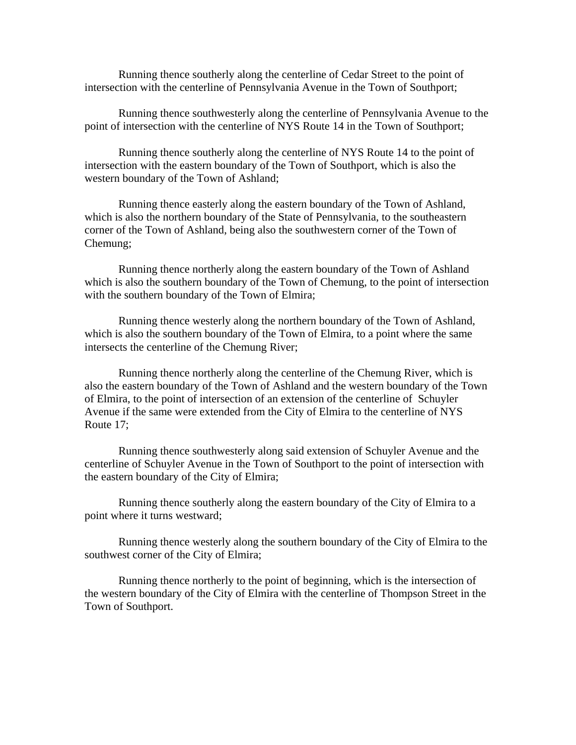Running thence southerly along the centerline of Cedar Street to the point of intersection with the centerline of Pennsylvania Avenue in the Town of Southport;

Running thence southwesterly along the centerline of Pennsylvania Avenue to the point of intersection with the centerline of NYS Route 14 in the Town of Southport;

Running thence southerly along the centerline of NYS Route 14 to the point of intersection with the eastern boundary of the Town of Southport, which is also the western boundary of the Town of Ashland;

Running thence easterly along the eastern boundary of the Town of Ashland, which is also the northern boundary of the State of Pennsylvania, to the southeastern corner of the Town of Ashland, being also the southwestern corner of the Town of Chemung;

Running thence northerly along the eastern boundary of the Town of Ashland which is also the southern boundary of the Town of Chemung, to the point of intersection with the southern boundary of the Town of Elmira;

Running thence westerly along the northern boundary of the Town of Ashland, which is also the southern boundary of the Town of Elmira, to a point where the same intersects the centerline of the Chemung River;

Running thence northerly along the centerline of the Chemung River, which is also the eastern boundary of the Town of Ashland and the western boundary of the Town of Elmira, to the point of intersection of an extension of the centerline of Schuyler Avenue if the same were extended from the City of Elmira to the centerline of NYS Route 17;

Running thence southwesterly along said extension of Schuyler Avenue and the centerline of Schuyler Avenue in the Town of Southport to the point of intersection with the eastern boundary of the City of Elmira;

Running thence southerly along the eastern boundary of the City of Elmira to a point where it turns westward;

Running thence westerly along the southern boundary of the City of Elmira to the southwest corner of the City of Elmira;

Running thence northerly to the point of beginning, which is the intersection of the western boundary of the City of Elmira with the centerline of Thompson Street in the Town of Southport.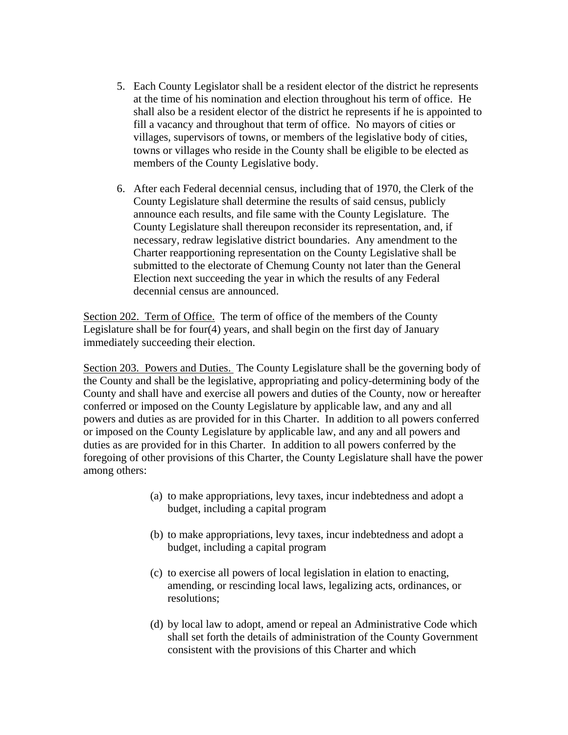5. Each County Legislator shall be a resident elector of the district he represents at the time of his nomination and election throughout his term of office. He shall also be a resident elector of the district he represents if he is appointed to fill a vacancy and throughout that term of office. No mayors of cities or villages, supervisors of towns, or members of the legislative body of cities, towns or villages who reside in the County shall be eligible to be elected as members of the County Legislative body.

6. After each Federal decennial census, including that of 1970, the Clerk of the County Legislature shall determine the results of said census, publicly announce each results, and file same with the County Legislature. The County Legislature shall thereupon reconsider its representation, and, if necessary, redraw legislative district boundaries. Any amendment to the Charter reapportioning representation on the County Legislative shall be submitted to the electorate of Chemung County not later than the General Election next succeeding the year in which the results of any Federal decennial census are announced.

<u>Section 202. Term of Office.</u> The term of office of the members of the County Legislature shall be for four(4) years, and shall begin on the first day of January immediately succeeding their election.

<u>Section 203. Powers and Duties.</u> The County Legislature shall be the governing body of the County and shall be the legislative, appropriating and policy-determining body of the County and shall have and exercise all powers and duties of the County, now or hereafter conferred or imposed on the County Legislature by applicable law, and any and all powers and duties as are provided for in this Charter. In addition to all powers conferred or imposed on the County Legislature by applicable law, and any and all powers and duties as are provided for in this Charter. In addition to all powers conferred by the foregoing of other provisions of this Charter, the County Legislature shall have the power among others:

(a) to make appropriations, levy taxes, incur indebtedness and adopt a budget, including a capital program

(b) to make appropriations, levy taxes, incur indebtedness and adopt a budget, including a capital program

(c) to exercise all powers of local legislation in elation to enacting, amending, or rescinding local laws, legalizing acts, ordinances, or resolutions;

(d) by local law to adopt, amend or repeal an Administrative Code which shall set forth the details of administration of the County Government consistent with the provisions of this Charter and which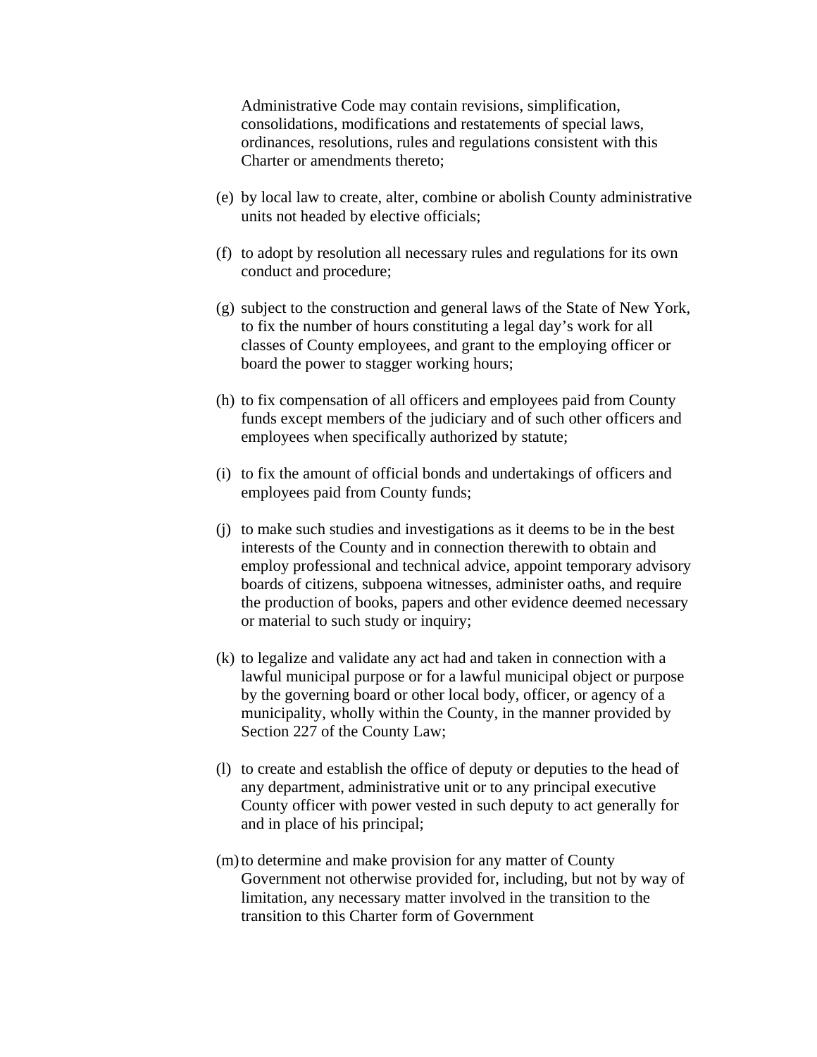Administrative Code may contain revisions, simplification, consolidations, modifications and restatements of special laws, ordinances, resolutions, rules and regulations consistent with this Charter or amendments thereto;

(e) by local law to create, alter, combine or abolish County administrative units not headed by elective officials;

(f) to adopt by resolution all necessary rules and regulations for its own conduct and procedure;

(g) subject to the construction and general laws of the State of New York, to fix the number of hours constituting a legal day's work for all classes of County employees, and grant to the employing officer or board the power to stagger working hours;

(h) to fix compensation of all officers and employees paid from County funds except members of the judiciary and of such other officers and employees when specifically authorized by statute;

(i) to fix the amount of official bonds and undertakings of officers and employees paid from County funds;

(j) to make such studies and investigations as it deems to be in the best interests of the County and in connection therewith to obtain and employ professional and technical advice, appoint temporary advisory boards of citizens, subpoena witnesses, administer oaths, and require the production of books, papers and other evidence deemed necessary or material to such study or inquiry;

(k) to legalize and validate any act had and taken in connection with a lawful municipal purpose or for a lawful municipal object or purpose by the governing board or other local body, officer, or agency of a municipality, wholly within the County, in the manner provided by Section 227 of the County Law;

(l) to create and establish the office of deputy or deputies to the head of any department, administrative unit or to any principal executive County officer with power vested in such deputy to act generally for and in place of his principal;

(m) to determine and make provision for any matter of County Government not otherwise provided for, including, but not by way of limitation, any necessary matter involved in the transition to the transition to this Charter form of Government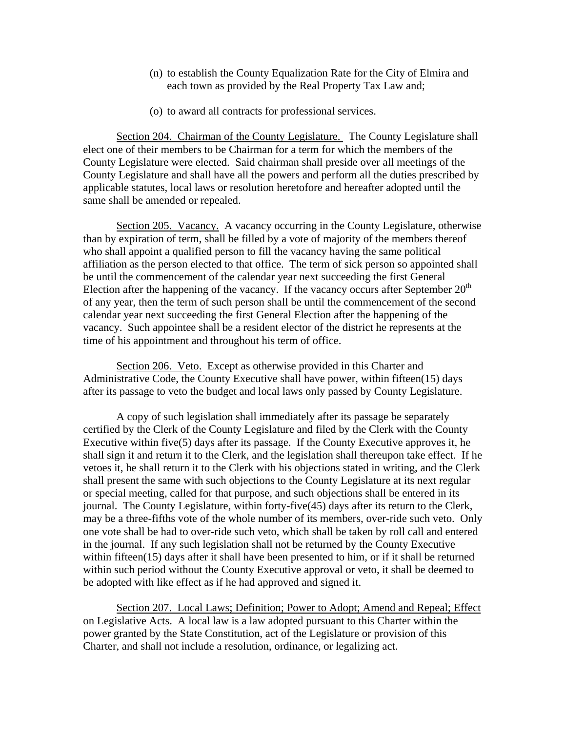(n) to establish the County Equalization Rate for the City of Elmira and each town as provided by the Real Property Tax Law and;

(o) to award all contracts for professional services.

Section 204. Chairman of the County Legislature. The County Legislature shall elect one of their members to be Chairman for a term for which the members of the County Legislature were elected. Said chairman shall preside over all meetings of the County Legislature and shall have all the powers and perform all the duties prescribed by applicable statutes, local laws or resolution heretofore and hereafter adopted until the same shall be amended or repealed.

Section 205. Vacancy. A vacancy occurring in the County Legislature, otherwise than by expiration of term, shall be filled by a vote of majority of the members thereof who shall appoint a qualified person to fill the vacancy having the same political affiliation as the person elected to that office. The term of sick person so appointed shall be until the commencement of the calendar year next succeeding the first General Election after the happening of the vacancy. If the vacancy occurs after September 20th of any year, then the term of such person shall be until the commencement of the second calendar year next succeeding the first General Election after the happening of the vacancy. Such appointee shall be a resident elector of the district he represents at the time of his appointment and throughout his term of office.

Section 206. Veto. Except as otherwise provided in this Charter and Administrative Code, the County Executive shall have power, within fifteen(15) days after its passage to veto the budget and local laws only passed by County Legislature.

A copy of such legislation shall immediately after its passage be separately certified by the Clerk of the County Legislature and filed by the Clerk with the County Executive within five(5) days after its passage. If the County Executive approves it, he shall sign it and return it to the Clerk, and the legislation shall thereupon take effect. If he vetoes it, he shall return it to the Clerk with his objections stated in writing, and the Clerk shall present the same with such objections to the County Legislature at its next regular or special meeting, called for that purpose, and such objections shall be entered in its journal. The County Legislature, within forty-five(45) days after its return to the Clerk, may be a three-fifths vote of the whole number of its members, over-ride such veto. Only one vote shall be had to over-ride such veto, which shall be taken by roll call and entered in the journal. If any such legislation shall not be returned by the County Executive within fifteen(15) days after it shall have been presented to him, or if it shall be returned within such period without the County Executive approval or veto, it shall be deemed to be adopted with like effect as if he had approved and signed it.

Section 207. Local Laws; Definition; Power to Adopt; Amend and Repeal; Effect on Legislative Acts. A local law is a law adopted pursuant to this Charter within the power granted by the State Constitution, act of the Legislature or provision of this Charter, and shall not include a resolution, ordinance, or legalizing act.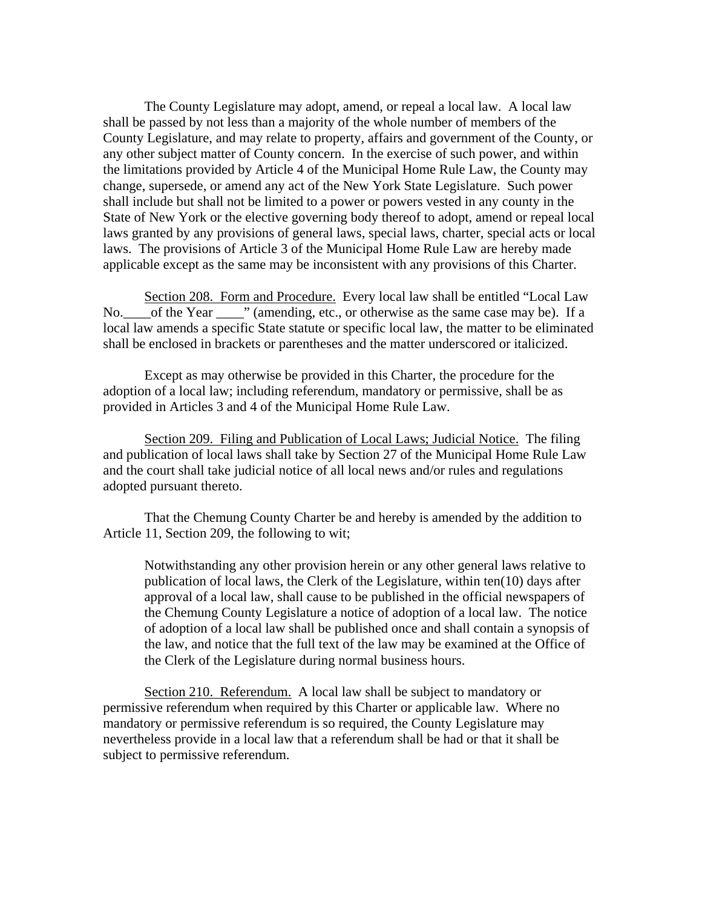The County Legislature may adopt, amend, or repeal a local law. A local law shall be passed by not less than a majority of the whole number of members of the County Legislature, and may relate to property, affairs and government of the County, or any other subject matter of County concern. In the exercise of such power, and within the limitations provided by Article 4 of the Municipal Home Rule Law, the County may change, supersede, or amend any act of the New York State Legislature. Such power shall include but shall not be limited to a power or powers vested in any county in the State of New York or the elective governing body thereof to adopt, amend or repeal local laws granted by any provisions of general laws, special laws, charter, special acts or local laws. The provisions of Article 3 of the Municipal Home Rule Law are hereby made applicable except as the same may be inconsistent with any provisions of this Charter.

Section 208. Form and Procedure. Every local law shall be entitled "Local Law No.____of the Year ____" (amending, etc., or otherwise as the same case may be). If a local law amends a specific State statute or specific local law, the matter to be eliminated shall be enclosed in brackets or parentheses and the matter underscored or italicized.

Except as may otherwise be provided in this Charter, the procedure for the adoption of a local law; including referendum, mandatory or permissive, shall be as provided in Articles 3 and 4 of the Municipal Home Rule Law.

Section 209. Filing and Publication of Local Laws; Judicial Notice. The filing and publication of local laws shall take by Section 27 of the Municipal Home Rule Law and the court shall take judicial notice of all local news and/or rules and regulations adopted pursuant thereto.

That the Chemung County Charter be and hereby is amended by the addition to Article 11, Section 209, the following to wit;

> Notwithstanding any other provision herein or any other general laws relative to publication of local laws, the Clerk of the Legislature, within ten(10) days after approval of a local law, shall cause to be published in the official newspapers of the Chemung County Legislature a notice of adoption of a local law. The notice of adoption of a local law shall be published once and shall contain a synopsis of the law, and notice that the full text of the law may be examined at the Office of the Clerk of the Legislature during normal business hours.

Section 210. Referendum. A local law shall be subject to mandatory or permissive referendum when required by this Charter or applicable law. Where no mandatory or permissive referendum is so required, the County Legislature may nevertheless provide in a local law that a referendum shall be had or that it shall be subject to permissive referendum.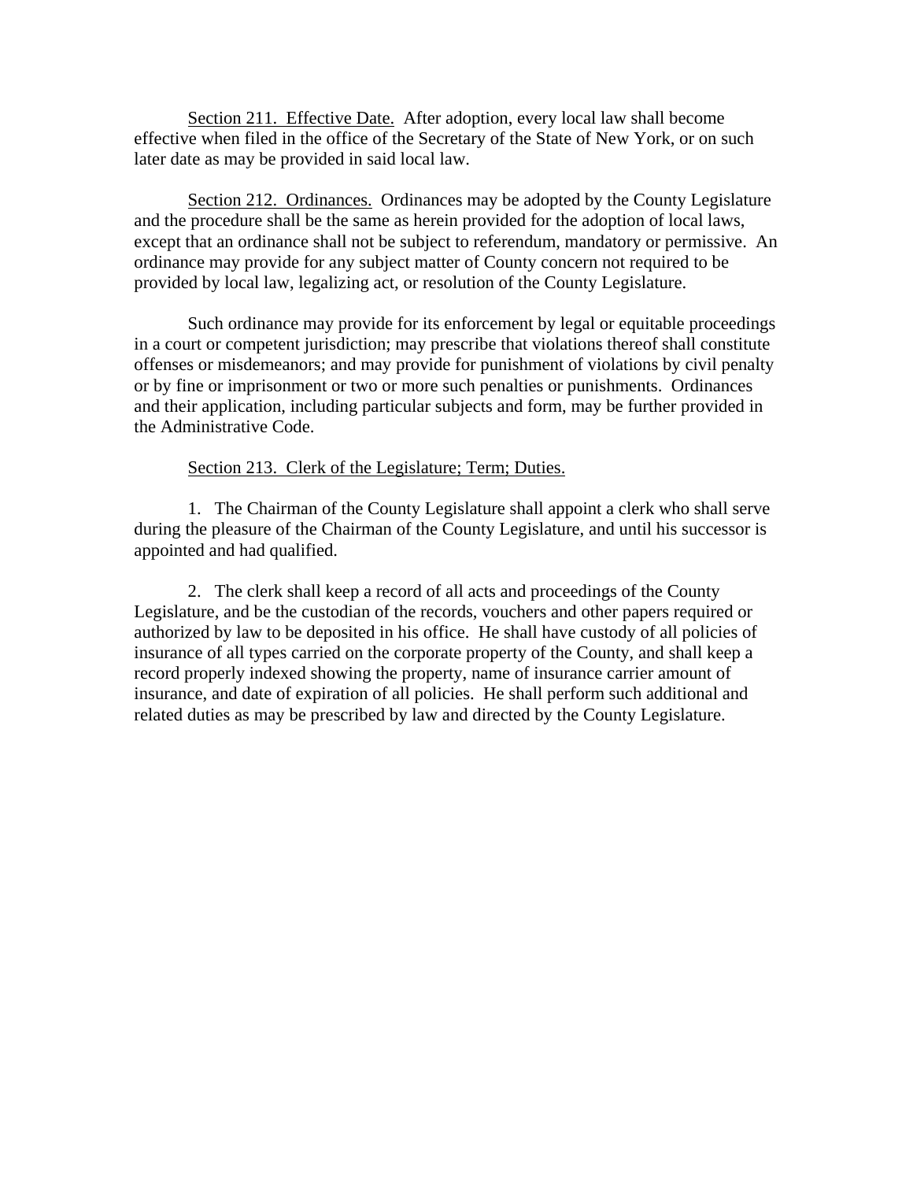Section 211. Effective Date. After adoption, every local law shall become effective when filed in the office of the Secretary of the State of New York, or on such later date as may be provided in said local law.

Section 212. Ordinances. Ordinances may be adopted by the County Legislature and the procedure shall be the same as herein provided for the adoption of local laws, except that an ordinance shall not be subject to referendum, mandatory or permissive. An ordinance may provide for any subject matter of County concern not required to be provided by local law, legalizing act, or resolution of the County Legislature.

Such ordinance may provide for its enforcement by legal or equitable proceedings in a court or competent jurisdiction; may prescribe that violations thereof shall constitute offenses or misdemeanors; and may provide for punishment of violations by civil penalty or by fine or imprisonment or two or more such penalties or punishments. Ordinances and their application, including particular subjects and form, may be further provided in the Administrative Code.

Section 213. Clerk of the Legislature; Term; Duties.

1. The Chairman of the County Legislature shall appoint a clerk who shall serve during the pleasure of the Chairman of the County Legislature, and until his successor is appointed and had qualified.

2. The clerk shall keep a record of all acts and proceedings of the County Legislature, and be the custodian of the records, vouchers and other papers required or authorized by law to be deposited in his office. He shall have custody of all policies of insurance of all types carried on the corporate property of the County, and shall keep a record properly indexed showing the property, name of insurance carrier amount of insurance, and date of expiration of all policies. He shall perform such additional and related duties as may be prescribed by law and directed by the County Legislature.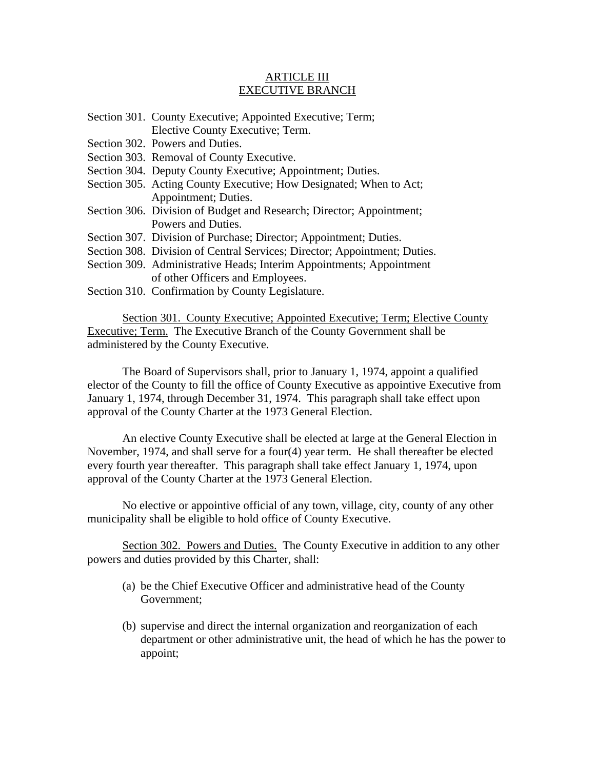# ARTICLE III
# EXECUTIVE BRANCH

Section 301. County Executive; Appointed Executive; Term; Elective County Executive; Term.
Section 302. Powers and Duties.
Section 303. Removal of County Executive.
Section 304. Deputy County Executive; Appointment; Duties.
Section 305. Acting County Executive; How Designated; When to Act; Appointment; Duties.
Section 306. Division of Budget and Research; Director; Appointment; Powers and Duties.
Section 307. Division of Purchase; Director; Appointment; Duties.
Section 308. Division of Central Services; Director; Appointment; Duties.
Section 309. Administrative Heads; Interim Appointments; Appointment of other Officers and Employees.
Section 310. Confirmation by County Legislature.

Section 301. County Executive; Appointed Executive; Term; Elective County Executive; Term. The Executive Branch of the County Government shall be administered by the County Executive.

The Board of Supervisors shall, prior to January 1, 1974, appoint a qualified elector of the County to fill the office of County Executive as appointive Executive from January 1, 1974, through December 31, 1974. This paragraph shall take effect upon approval of the County Charter at the 1973 General Election.

An elective County Executive shall be elected at large at the General Election in November, 1974, and shall serve for a four(4) year term. He shall thereafter be elected every fourth year thereafter. This paragraph shall take effect January 1, 1974, upon approval of the County Charter at the 1973 General Election.

No elective or appointive official of any town, village, city, county of any other municipality shall be eligible to hold office of County Executive.

Section 302. Powers and Duties. The County Executive in addition to any other powers and duties provided by this Charter, shall:

(a) be the Chief Executive Officer and administrative head of the County Government;

(b) supervise and direct the internal organization and reorganization of each department or other administrative unit, the head of which he has the power to appoint;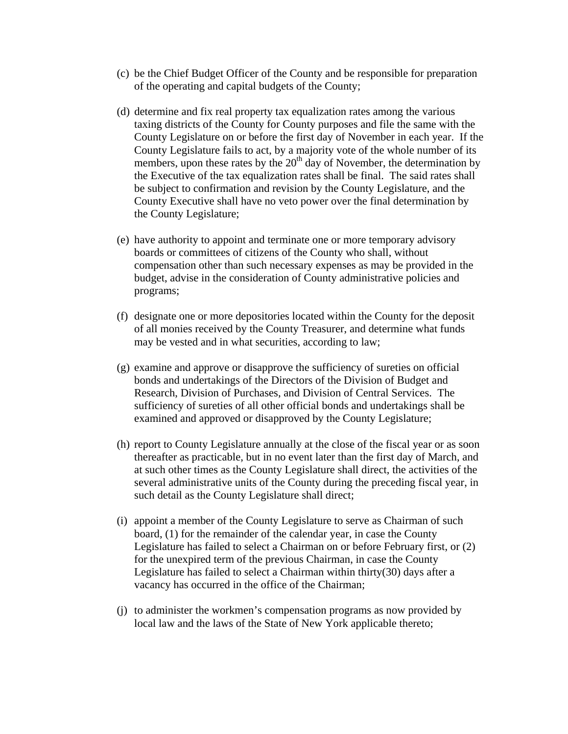(c) be the Chief Budget Officer of the County and be responsible for preparation of the operating and capital budgets of the County;

(d) determine and fix real property tax equalization rates among the various taxing districts of the County for County purposes and file the same with the County Legislature on or before the first day of November in each year. If the County Legislature fails to act, by a majority vote of the whole number of its members, upon these rates by the 20th day of November, the determination by the Executive of the tax equalization rates shall be final. The said rates shall be subject to confirmation and revision by the County Legislature, and the County Executive shall have no veto power over the final determination by the County Legislature;

(e) have authority to appoint and terminate one or more temporary advisory boards or committees of citizens of the County who shall, without compensation other than such necessary expenses as may be provided in the budget, advise in the consideration of County administrative policies and programs;

(f) designate one or more depositories located within the County for the deposit of all monies received by the County Treasurer, and determine what funds may be vested and in what securities, according to law;

(g) examine and approve or disapprove the sufficiency of sureties on official bonds and undertakings of the Directors of the Division of Budget and Research, Division of Purchases, and Division of Central Services. The sufficiency of sureties of all other official bonds and undertakings shall be examined and approved or disapproved by the County Legislature;

(h) report to County Legislature annually at the close of the fiscal year or as soon thereafter as practicable, but in no event later than the first day of March, and at such other times as the County Legislature shall direct, the activities of the several administrative units of the County during the preceding fiscal year, in such detail as the County Legislature shall direct;

(i) appoint a member of the County Legislature to serve as Chairman of such board, (1) for the remainder of the calendar year, in case the County Legislature has failed to select a Chairman on or before February first, or (2) for the unexpired term of the previous Chairman, in case the County Legislature has failed to select a Chairman within thirty(30) days after a vacancy has occurred in the office of the Chairman;

(j) to administer the workmen's compensation programs as now provided by local law and the laws of the State of New York applicable thereto;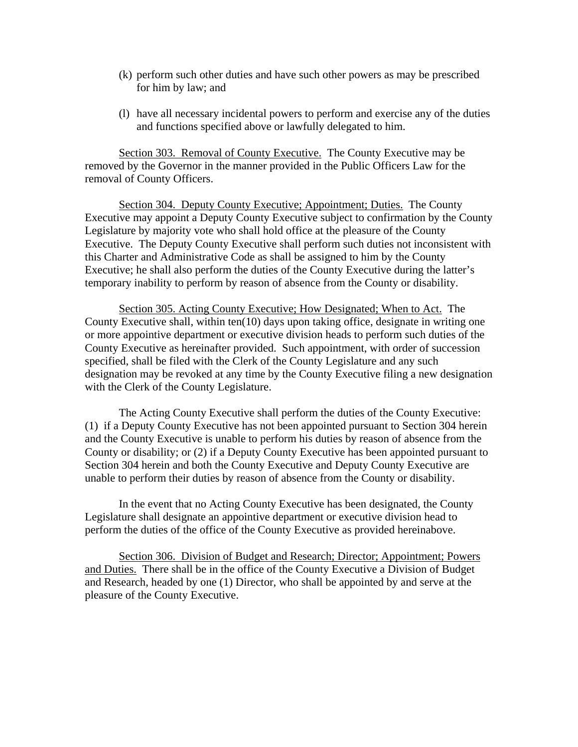(k) perform such other duties and have such other powers as may be prescribed for him by law; and

(l) have all necessary incidental powers to perform and exercise any of the duties and functions specified above or lawfully delegated to him.

Section 303. Removal of County Executive. The County Executive may be removed by the Governor in the manner provided in the Public Officers Law for the removal of County Officers.

Section 304. Deputy County Executive; Appointment; Duties. The County Executive may appoint a Deputy County Executive subject to confirmation by the County Legislature by majority vote who shall hold office at the pleasure of the County Executive. The Deputy County Executive shall perform such duties not inconsistent with this Charter and Administrative Code as shall be assigned to him by the County Executive; he shall also perform the duties of the County Executive during the latter's temporary inability to perform by reason of absence from the County or disability.

Section 305. Acting County Executive; How Designated; When to Act. The County Executive shall, within ten(10) days upon taking office, designate in writing one or more appointive department or executive division heads to perform such duties of the County Executive as hereinafter provided. Such appointment, with order of succession specified, shall be filed with the Clerk of the County Legislature and any such designation may be revoked at any time by the County Executive filing a new designation with the Clerk of the County Legislature.

The Acting County Executive shall perform the duties of the County Executive: (1) if a Deputy County Executive has not been appointed pursuant to Section 304 herein and the County Executive is unable to perform his duties by reason of absence from the County or disability; or (2) if a Deputy County Executive has been appointed pursuant to Section 304 herein and both the County Executive and Deputy County Executive are unable to perform their duties by reason of absence from the County or disability.

In the event that no Acting County Executive has been designated, the County Legislature shall designate an appointive department or executive division head to perform the duties of the office of the County Executive as provided hereinabove.

Section 306. Division of Budget and Research; Director; Appointment; Powers and Duties. There shall be in the office of the County Executive a Division of Budget and Research, headed by one (1) Director, who shall be appointed by and serve at the pleasure of the County Executive.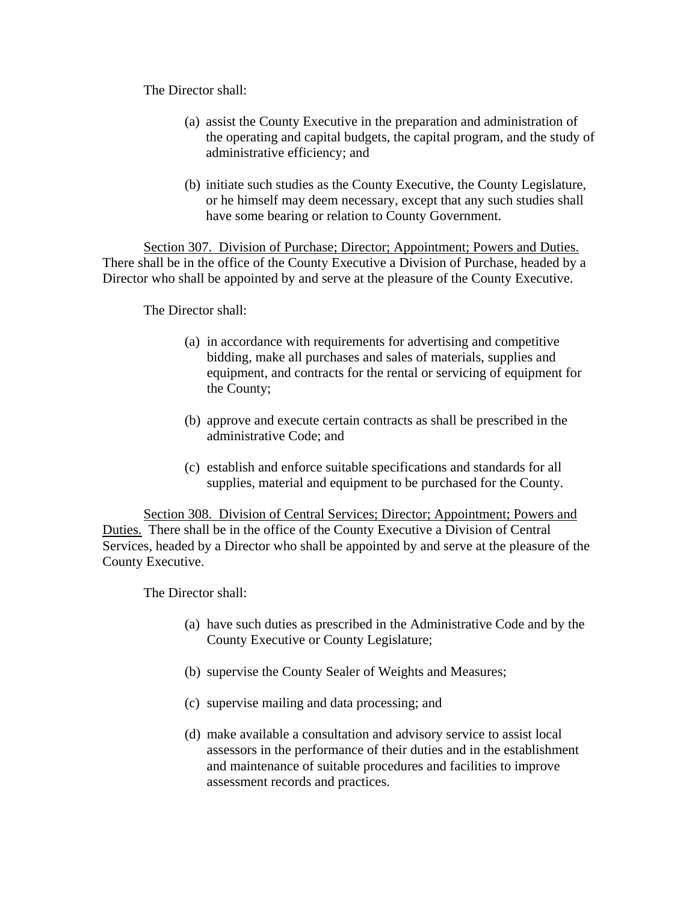The Director shall:

(a) assist the County Executive in the preparation and administration of the operating and capital budgets, the capital program, and the study of administrative efficiency; and

(b) initiate such studies as the County Executive, the County Legislature, or he himself may deem necessary, except that any such studies shall have some bearing or relation to County Government.

Section 307. Division of Purchase; Director; Appointment; Powers and Duties. There shall be in the office of the County Executive a Division of Purchase, headed by a Director who shall be appointed by and serve at the pleasure of the County Executive.

The Director shall:

(a) in accordance with requirements for advertising and competitive bidding, make all purchases and sales of materials, supplies and equipment, and contracts for the rental or servicing of equipment for the County;

(b) approve and execute certain contracts as shall be prescribed in the administrative Code; and

(c) establish and enforce suitable specifications and standards for all supplies, material and equipment to be purchased for the County.

Section 308. Division of Central Services; Director; Appointment; Powers and Duties. There shall be in the office of the County Executive a Division of Central Services, headed by a Director who shall be appointed by and serve at the pleasure of the County Executive.

The Director shall:

(a) have such duties as prescribed in the Administrative Code and by the County Executive or County Legislature;

(b) supervise the County Sealer of Weights and Measures;

(c) supervise mailing and data processing; and

(d) make available a consultation and advisory service to assist local assessors in the performance of their duties and in the establishment and maintenance of suitable procedures and facilities to improve assessment records and practices.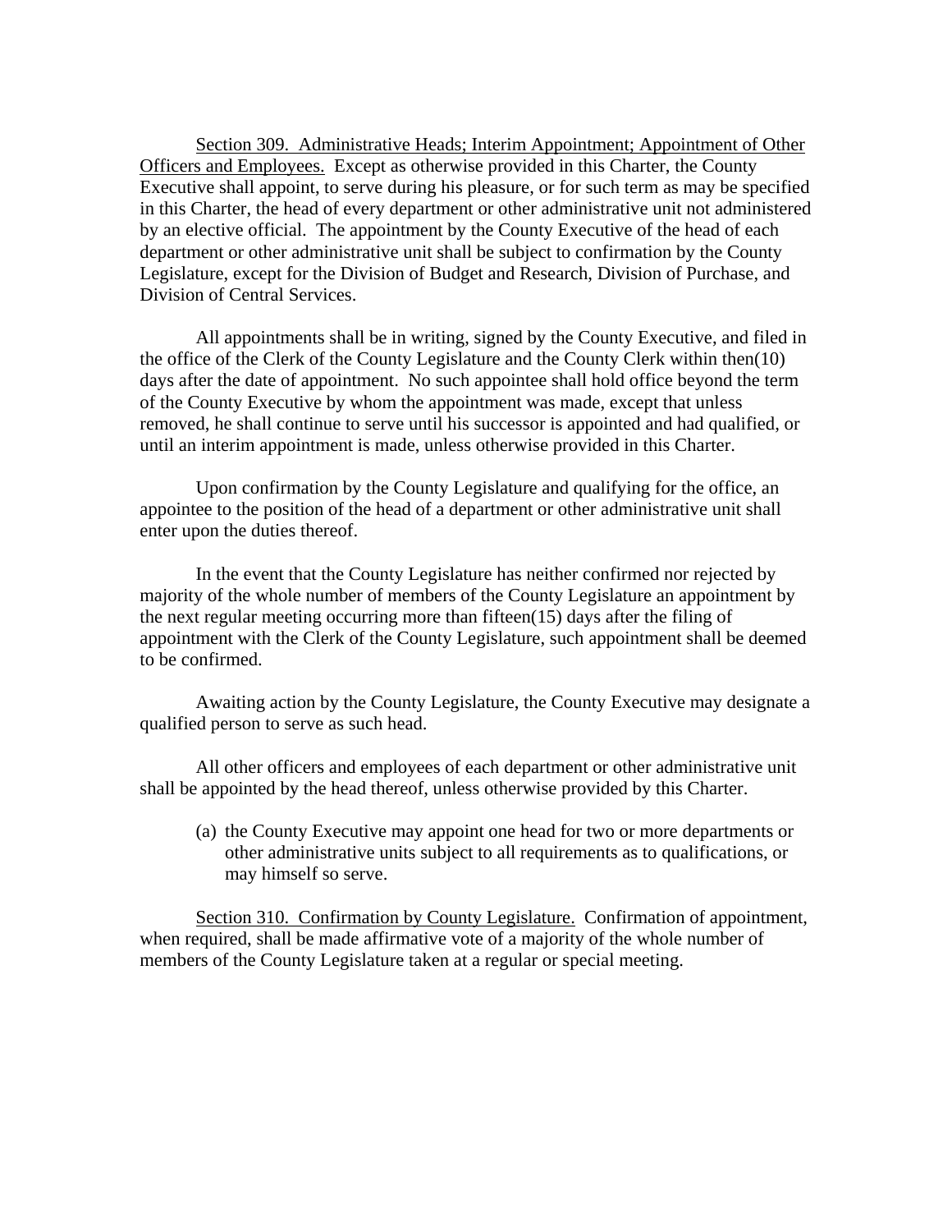Section 309. Administrative Heads; Interim Appointment; Appointment of Other Officers and Employees. Except as otherwise provided in this Charter, the County Executive shall appoint, to serve during his pleasure, or for such term as may be specified in this Charter, the head of every department or other administrative unit not administered by an elective official. The appointment by the County Executive of the head of each department or other administrative unit shall be subject to confirmation by the County Legislature, except for the Division of Budget and Research, Division of Purchase, and Division of Central Services.

All appointments shall be in writing, signed by the County Executive, and filed in the office of the Clerk of the County Legislature and the County Clerk within then(10) days after the date of appointment. No such appointee shall hold office beyond the term of the County Executive by whom the appointment was made, except that unless removed, he shall continue to serve until his successor is appointed and had qualified, or until an interim appointment is made, unless otherwise provided in this Charter.

Upon confirmation by the County Legislature and qualifying for the office, an appointee to the position of the head of a department or other administrative unit shall enter upon the duties thereof.

In the event that the County Legislature has neither confirmed nor rejected by majority of the whole number of members of the County Legislature an appointment by the next regular meeting occurring more than fifteen(15) days after the filing of appointment with the Clerk of the County Legislature, such appointment shall be deemed to be confirmed.

Awaiting action by the County Legislature, the County Executive may designate a qualified person to serve as such head.

All other officers and employees of each department or other administrative unit shall be appointed by the head thereof, unless otherwise provided by this Charter.

(a) the County Executive may appoint one head for two or more departments or other administrative units subject to all requirements as to qualifications, or may himself so serve.

Section 310. Confirmation by County Legislature. Confirmation of appointment, when required, shall be made affirmative vote of a majority of the whole number of members of the County Legislature taken at a regular or special meeting.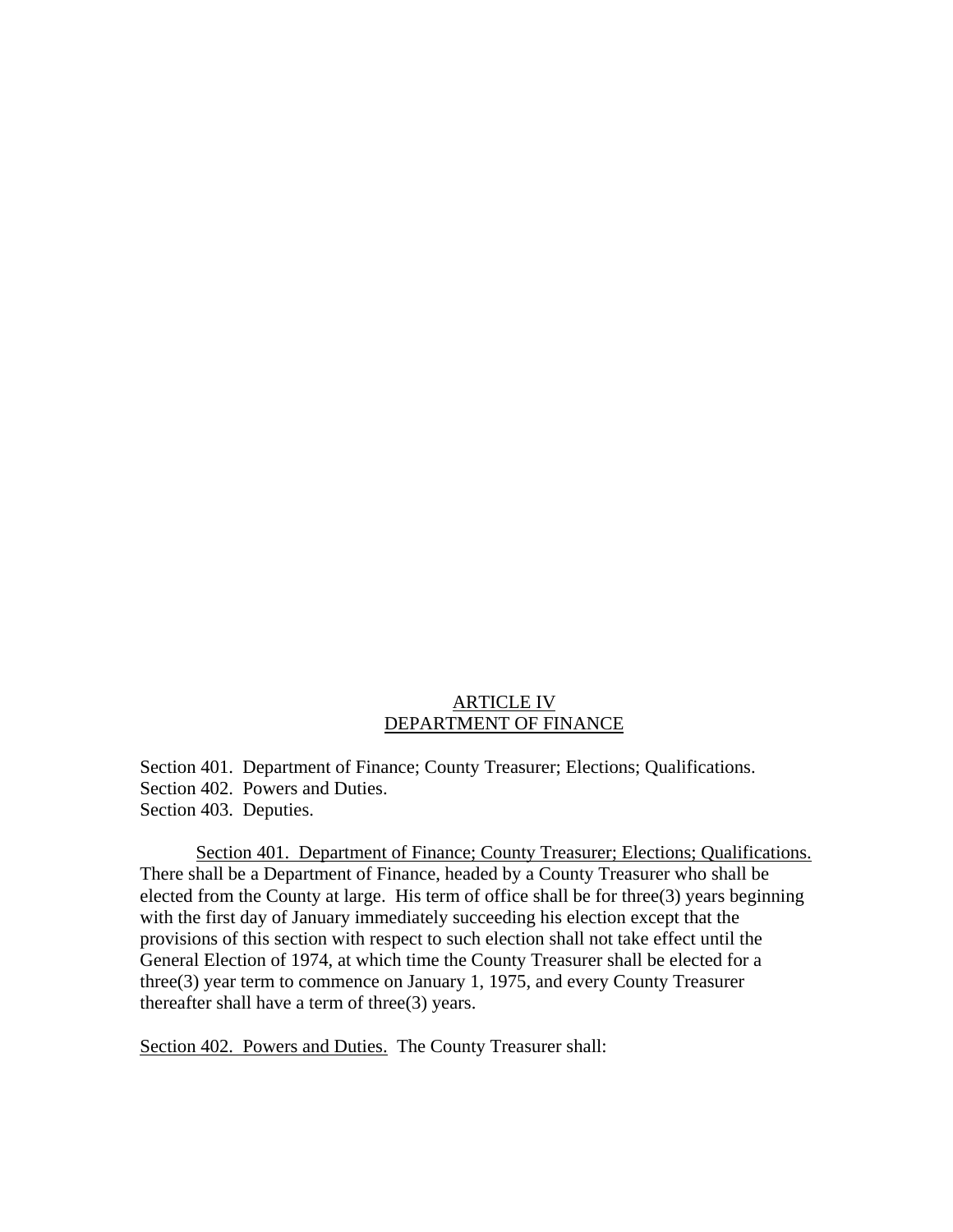## ARTICLE IV
## DEPARTMENT OF FINANCE

Section 401. Department of Finance; County Treasurer; Elections; Qualifications.
Section 402. Powers and Duties.
Section 403. Deputies.

Section 401. Department of Finance; County Treasurer; Elections; Qualifications. There shall be a Department of Finance, headed by a County Treasurer who shall be elected from the County at large. His term of office shall be for three(3) years beginning with the first day of January immediately succeeding his election except that the provisions of this section with respect to such election shall not take effect until the General Election of 1974, at which time the County Treasurer shall be elected for a three(3) year term to commence on January 1, 1975, and every County Treasurer thereafter shall have a term of three(3) years.

Section 402. Powers and Duties. The County Treasurer shall: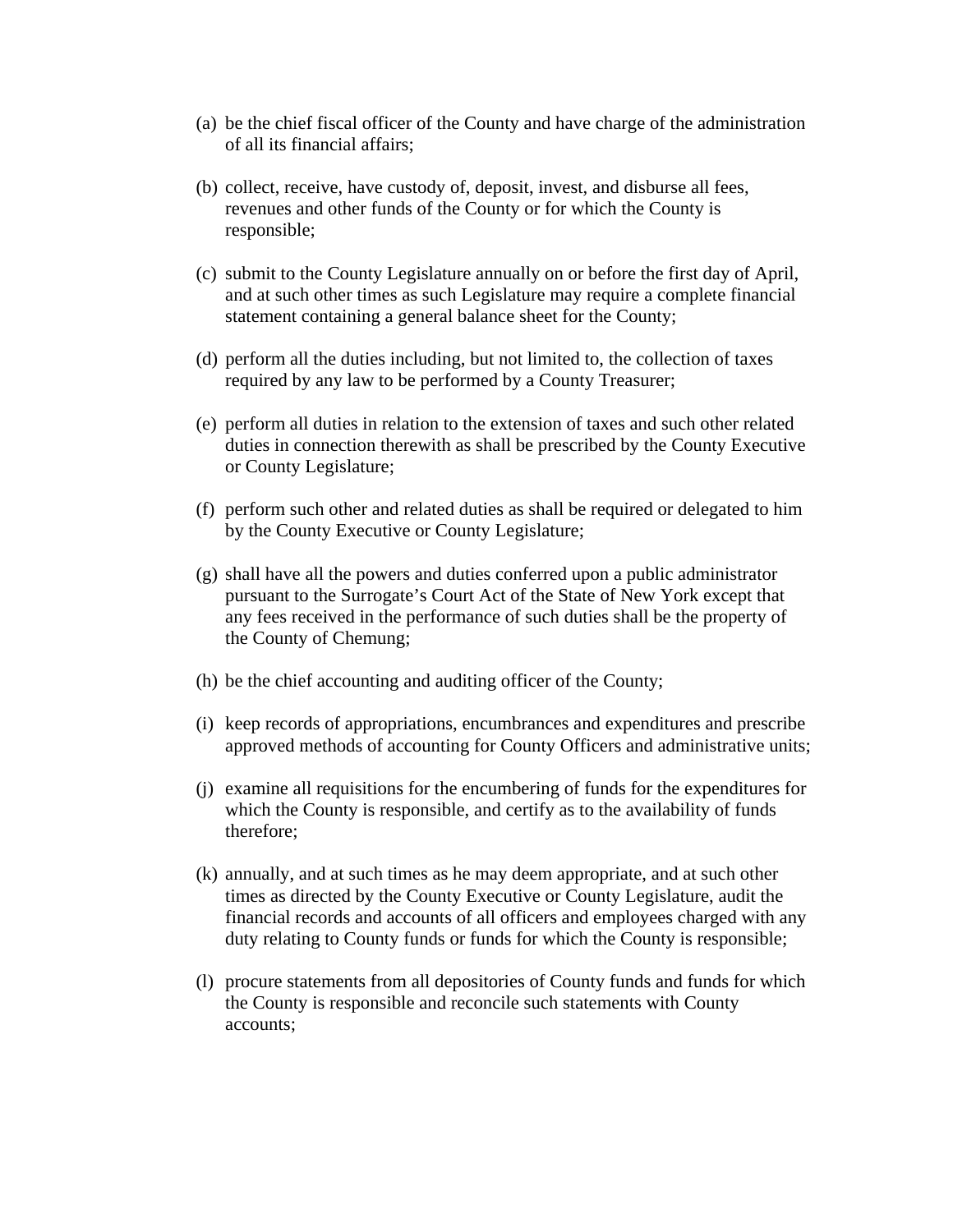(a) be the chief fiscal officer of the County and have charge of the administration of all its financial affairs;

(b) collect, receive, have custody of, deposit, invest, and disburse all fees, revenues and other funds of the County or for which the County is responsible;

(c) submit to the County Legislature annually on or before the first day of April, and at such other times as such Legislature may require a complete financial statement containing a general balance sheet for the County;

(d) perform all the duties including, but not limited to, the collection of taxes required by any law to be performed by a County Treasurer;

(e) perform all duties in relation to the extension of taxes and such other related duties in connection therewith as shall be prescribed by the County Executive or County Legislature;

(f) perform such other and related duties as shall be required or delegated to him by the County Executive or County Legislature;

(g) shall have all the powers and duties conferred upon a public administrator pursuant to the Surrogate's Court Act of the State of New York except that any fees received in the performance of such duties shall be the property of the County of Chemung;

(h) be the chief accounting and auditing officer of the County;

(i) keep records of appropriations, encumbrances and expenditures and prescribe approved methods of accounting for County Officers and administrative units;

(j) examine all requisitions for the encumbering of funds for the expenditures for which the County is responsible, and certify as to the availability of funds therefore;

(k) annually, and at such times as he may deem appropriate, and at such other times as directed by the County Executive or County Legislature, audit the financial records and accounts of all officers and employees charged with any duty relating to County funds or funds for which the County is responsible;

(l) procure statements from all depositories of County funds and funds for which the County is responsible and reconcile such statements with County accounts;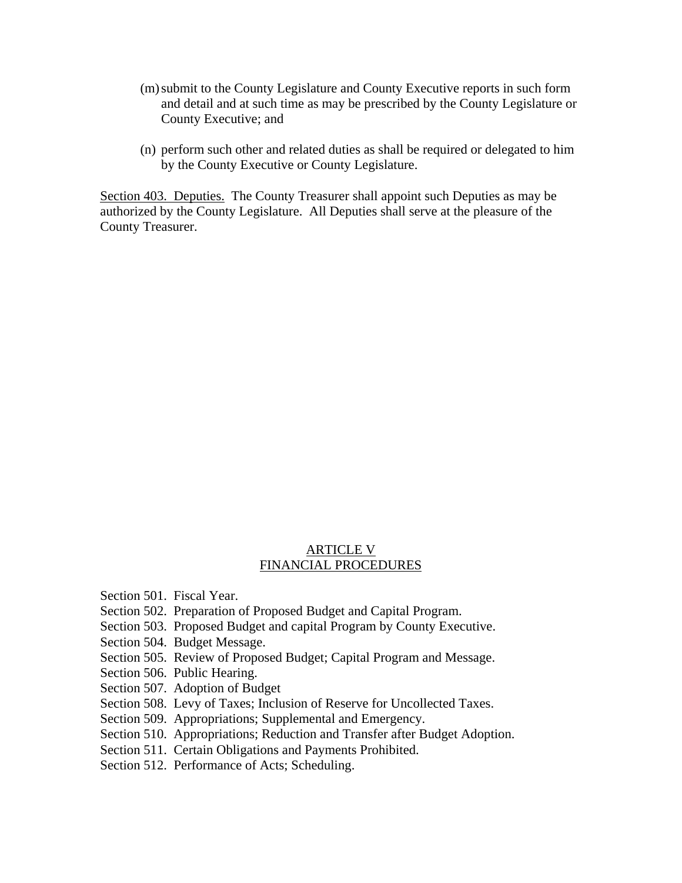(m) submit to the County Legislature and County Executive reports in such form and detail and at such time as may be prescribed by the County Legislature or County Executive; and

(n) perform such other and related duties as shall be required or delegated to him by the County Executive or County Legislature.

Section 403. Deputies. The County Treasurer shall appoint such Deputies as may be authorized by the County Legislature. All Deputies shall serve at the pleasure of the County Treasurer.

## ARTICLE V
## FINANCIAL PROCEDURES

Section 501. Fiscal Year.
Section 502. Preparation of Proposed Budget and Capital Program.
Section 503. Proposed Budget and capital Program by County Executive.
Section 504. Budget Message.
Section 505. Review of Proposed Budget; Capital Program and Message.
Section 506. Public Hearing.
Section 507. Adoption of Budget
Section 508. Levy of Taxes; Inclusion of Reserve for Uncollected Taxes.
Section 509. Appropriations; Supplemental and Emergency.
Section 510. Appropriations; Reduction and Transfer after Budget Adoption.
Section 511. Certain Obligations and Payments Prohibited.
Section 512. Performance of Acts; Scheduling.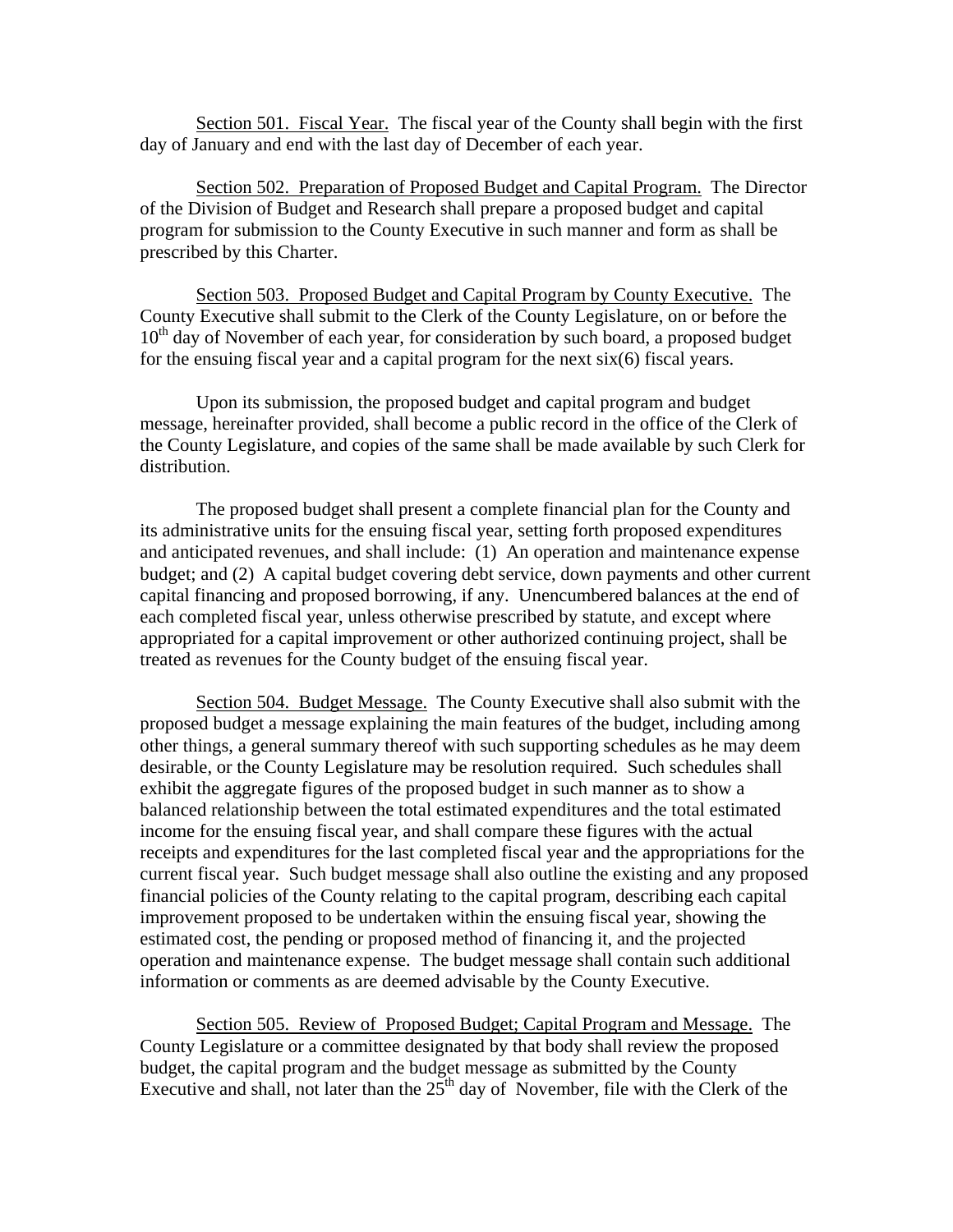Section 501. Fiscal Year. The fiscal year of the County shall begin with the first day of January and end with the last day of December of each year.

Section 502. Preparation of Proposed Budget and Capital Program. The Director of the Division of Budget and Research shall prepare a proposed budget and capital program for submission to the County Executive in such manner and form as shall be prescribed by this Charter.

Section 503. Proposed Budget and Capital Program by County Executive. The County Executive shall submit to the Clerk of the County Legislature, on or before the 10th day of November of each year, for consideration by such board, a proposed budget for the ensuing fiscal year and a capital program for the next six(6) fiscal years.

Upon its submission, the proposed budget and capital program and budget message, hereinafter provided, shall become a public record in the office of the Clerk of the County Legislature, and copies of the same shall be made available by such Clerk for distribution.

The proposed budget shall present a complete financial plan for the County and its administrative units for the ensuing fiscal year, setting forth proposed expenditures and anticipated revenues, and shall include: (1) An operation and maintenance expense budget; and (2) A capital budget covering debt service, down payments and other current capital financing and proposed borrowing, if any. Unencumbered balances at the end of each completed fiscal year, unless otherwise prescribed by statute, and except where appropriated for a capital improvement or other authorized continuing project, shall be treated as revenues for the County budget of the ensuing fiscal year.

Section 504. Budget Message. The County Executive shall also submit with the proposed budget a message explaining the main features of the budget, including among other things, a general summary thereof with such supporting schedules as he may deem desirable, or the County Legislature may be resolution required. Such schedules shall exhibit the aggregate figures of the proposed budget in such manner as to show a balanced relationship between the total estimated expenditures and the total estimated income for the ensuing fiscal year, and shall compare these figures with the actual receipts and expenditures for the last completed fiscal year and the appropriations for the current fiscal year. Such budget message shall also outline the existing and any proposed financial policies of the County relating to the capital program, describing each capital improvement proposed to be undertaken within the ensuing fiscal year, showing the estimated cost, the pending or proposed method of financing it, and the projected operation and maintenance expense. The budget message shall contain such additional information or comments as are deemed advisable by the County Executive.

Section 505. Review of Proposed Budget; Capital Program and Message. The County Legislature or a committee designated by that body shall review the proposed budget, the capital program and the budget message as submitted by the County Executive and shall, not later than the 25th day of November, file with the Clerk of the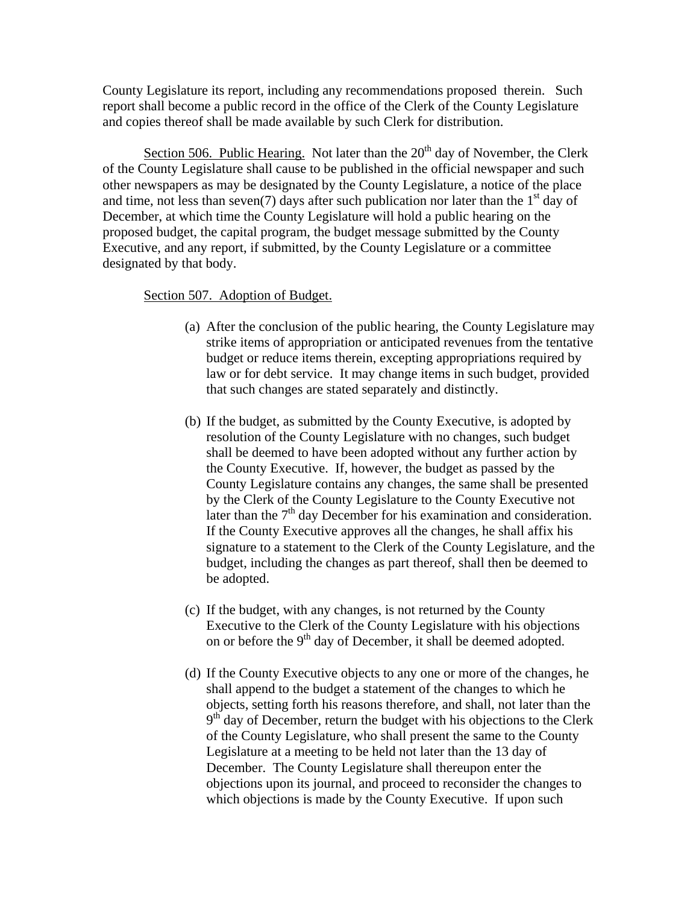County Legislature its report, including any recommendations proposed therein. Such report shall become a public record in the office of the Clerk of the County Legislature and copies thereof shall be made available by such Clerk for distribution.

Section 506. Public Hearing. Not later than the 20th day of November, the Clerk of the County Legislature shall cause to be published in the official newspaper and such other newspapers as may be designated by the County Legislature, a notice of the place and time, not less than seven(7) days after such publication nor later than the 1st day of December, at which time the County Legislature will hold a public hearing on the proposed budget, the capital program, the budget message submitted by the County Executive, and any report, if submitted, by the County Legislature or a committee designated by that body.

Section 507. Adoption of Budget.

(a) After the conclusion of the public hearing, the County Legislature may strike items of appropriation or anticipated revenues from the tentative budget or reduce items therein, excepting appropriations required by law or for debt service. It may change items in such budget, provided that such changes are stated separately and distinctly.

(b) If the budget, as submitted by the County Executive, is adopted by resolution of the County Legislature with no changes, such budget shall be deemed to have been adopted without any further action by the County Executive. If, however, the budget as passed by the County Legislature contains any changes, the same shall be presented by the Clerk of the County Legislature to the County Executive not later than the 7th day December for his examination and consideration. If the County Executive approves all the changes, he shall affix his signature to a statement to the Clerk of the County Legislature, and the budget, including the changes as part thereof, shall then be deemed to be adopted.

(c) If the budget, with any changes, is not returned by the County Executive to the Clerk of the County Legislature with his objections on or before the 9th day of December, it shall be deemed adopted.

(d) If the County Executive objects to any one or more of the changes, he shall append to the budget a statement of the changes to which he objects, setting forth his reasons therefore, and shall, not later than the 9th day of December, return the budget with his objections to the Clerk of the County Legislature, who shall present the same to the County Legislature at a meeting to be held not later than the 13 day of December. The County Legislature shall thereupon enter the objections upon its journal, and proceed to reconsider the changes to which objections is made by the County Executive. If upon such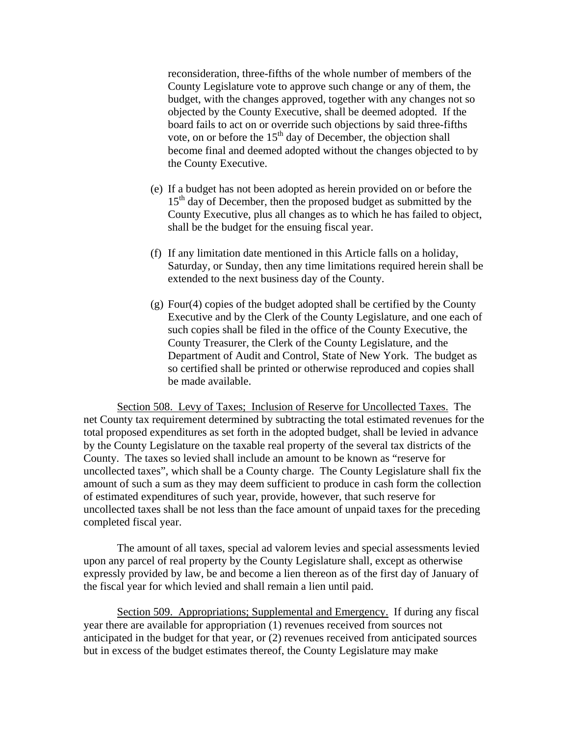reconsideration, three-fifths of the whole number of members of the County Legislature vote to approve such change or any of them, the budget, with the changes approved, together with any changes not so objected by the County Executive, shall be deemed adopted. If the board fails to act on or override such objections by said three-fifths vote, on or before the 15th day of December, the objection shall become final and deemed adopted without the changes objected to by the County Executive.

(e) If a budget has not been adopted as herein provided on or before the 15th day of December, then the proposed budget as submitted by the County Executive, plus all changes as to which he has failed to object, shall be the budget for the ensuing fiscal year.

(f) If any limitation date mentioned in this Article falls on a holiday, Saturday, or Sunday, then any time limitations required herein shall be extended to the next business day of the County.

(g) Four(4) copies of the budget adopted shall be certified by the County Executive and by the Clerk of the County Legislature, and one each of such copies shall be filed in the office of the County Executive, the County Treasurer, the Clerk of the County Legislature, and the Department of Audit and Control, State of New York. The budget as so certified shall be printed or otherwise reproduced and copies shall be made available.

Section 508. Levy of Taxes; Inclusion of Reserve for Uncollected Taxes. The net County tax requirement determined by subtracting the total estimated revenues for the total proposed expenditures as set forth in the adopted budget, shall be levied in advance by the County Legislature on the taxable real property of the several tax districts of the County. The taxes so levied shall include an amount to be known as "reserve for uncollected taxes", which shall be a County charge. The County Legislature shall fix the amount of such a sum as they may deem sufficient to produce in cash form the collection of estimated expenditures of such year, provide, however, that such reserve for uncollected taxes shall be not less than the face amount of unpaid taxes for the preceding completed fiscal year.

The amount of all taxes, special ad valorem levies and special assessments levied upon any parcel of real property by the County Legislature shall, except as otherwise expressly provided by law, be and become a lien thereon as of the first day of January of the fiscal year for which levied and shall remain a lien until paid.

Section 509. Appropriations; Supplemental and Emergency. If during any fiscal year there are available for appropriation (1) revenues received from sources not anticipated in the budget for that year, or (2) revenues received from anticipated sources but in excess of the budget estimates thereof, the County Legislature may make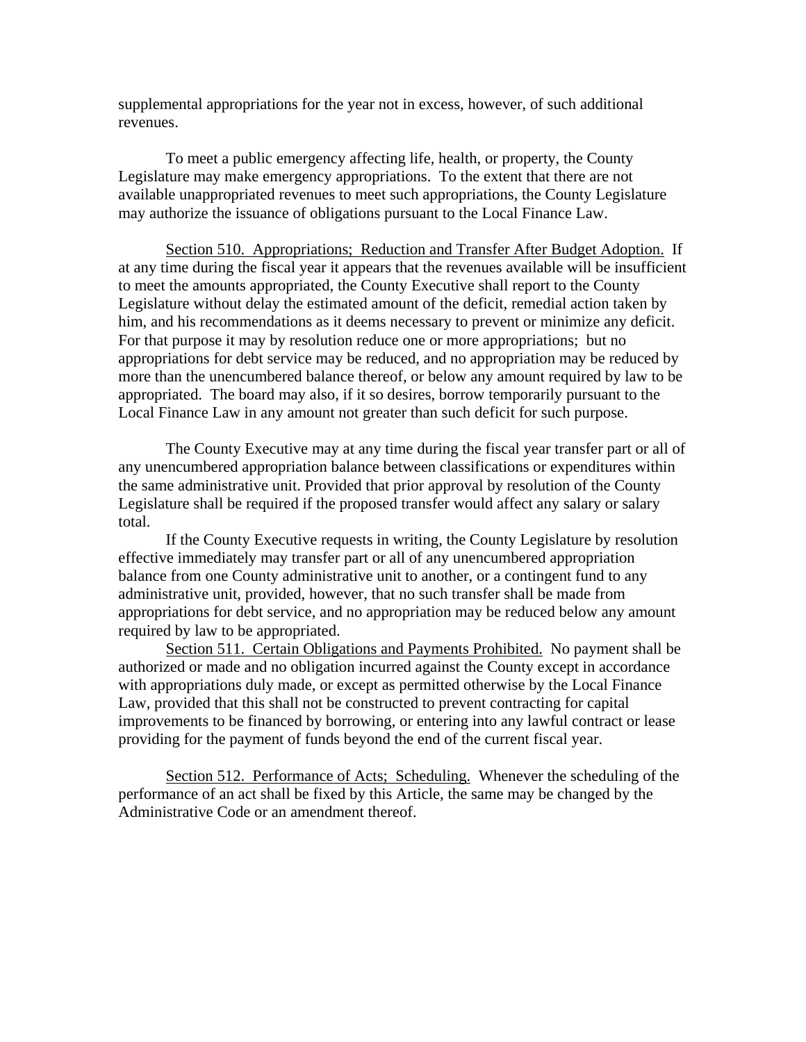supplemental appropriations for the year not in excess, however, of such additional revenues.

To meet a public emergency affecting life, health, or property, the County Legislature may make emergency appropriations. To the extent that there are not available unappropriated revenues to meet such appropriations, the County Legislature may authorize the issuance of obligations pursuant to the Local Finance Law.

Section 510. Appropriations; Reduction and Transfer After Budget Adoption. If at any time during the fiscal year it appears that the revenues available will be insufficient to meet the amounts appropriated, the County Executive shall report to the County Legislature without delay the estimated amount of the deficit, remedial action taken by him, and his recommendations as it deems necessary to prevent or minimize any deficit. For that purpose it may by resolution reduce one or more appropriations; but no appropriations for debt service may be reduced, and no appropriation may be reduced by more than the unencumbered balance thereof, or below any amount required by law to be appropriated. The board may also, if it so desires, borrow temporarily pursuant to the Local Finance Law in any amount not greater than such deficit for such purpose.

The County Executive may at any time during the fiscal year transfer part or all of any unencumbered appropriation balance between classifications or expenditures within the same administrative unit. Provided that prior approval by resolution of the County Legislature shall be required if the proposed transfer would affect any salary or salary total.

If the County Executive requests in writing, the County Legislature by resolution effective immediately may transfer part or all of any unencumbered appropriation balance from one County administrative unit to another, or a contingent fund to any administrative unit, provided, however, that no such transfer shall be made from appropriations for debt service, and no appropriation may be reduced below any amount required by law to be appropriated.

Section 511. Certain Obligations and Payments Prohibited. No payment shall be authorized or made and no obligation incurred against the County except in accordance with appropriations duly made, or except as permitted otherwise by the Local Finance Law, provided that this shall not be constructed to prevent contracting for capital improvements to be financed by borrowing, or entering into any lawful contract or lease providing for the payment of funds beyond the end of the current fiscal year.

Section 512. Performance of Acts; Scheduling. Whenever the scheduling of the performance of an act shall be fixed by this Article, the same may be changed by the Administrative Code or an amendment thereof.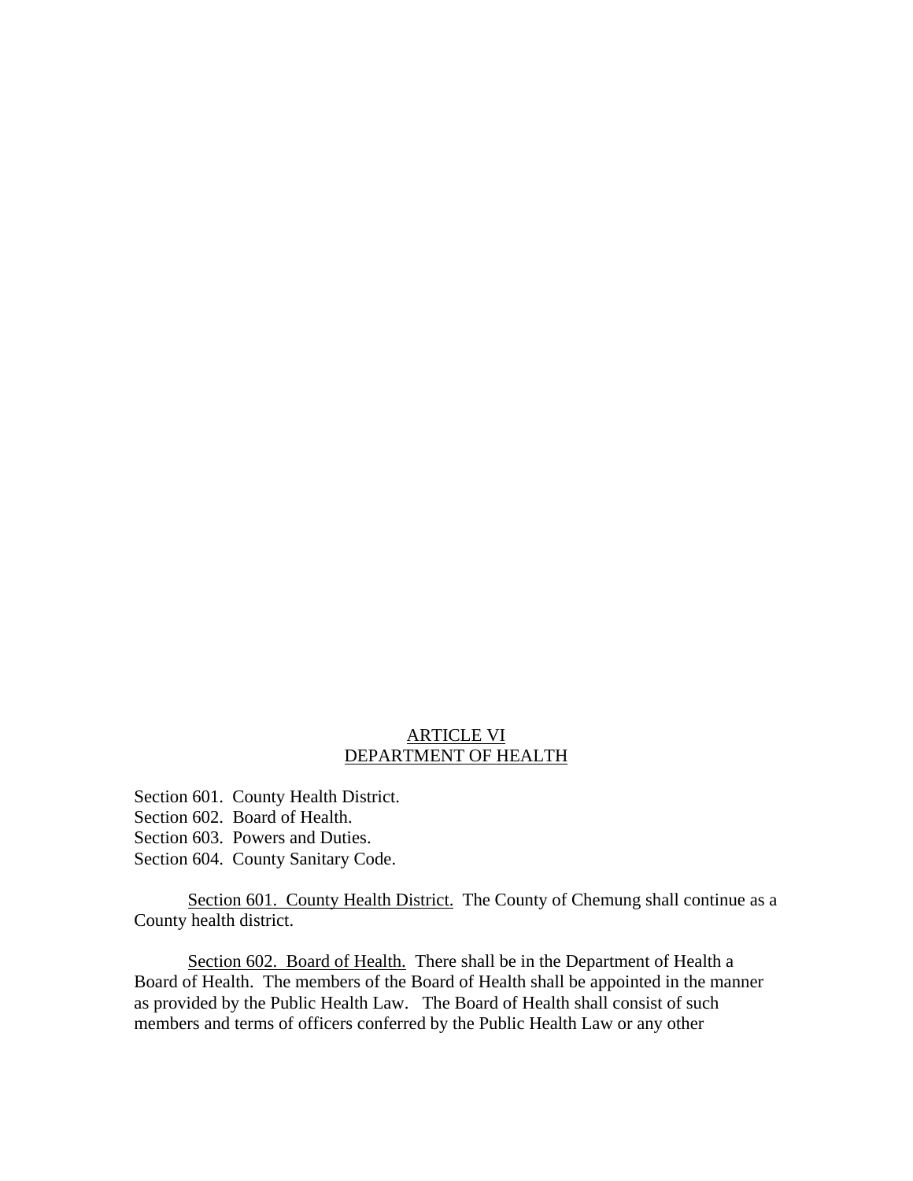# ARTICLE VI
# DEPARTMENT OF HEALTH

Section 601. County Health District.
Section 602. Board of Health.
Section 603. Powers and Duties.
Section 604. County Sanitary Code.

Section 601. County Health District. The County of Chemung shall continue as a County health district.

Section 602. Board of Health. There shall be in the Department of Health a Board of Health. The members of the Board of Health shall be appointed in the manner as provided by the Public Health Law. The Board of Health shall consist of such members and terms of officers conferred by the Public Health Law or any other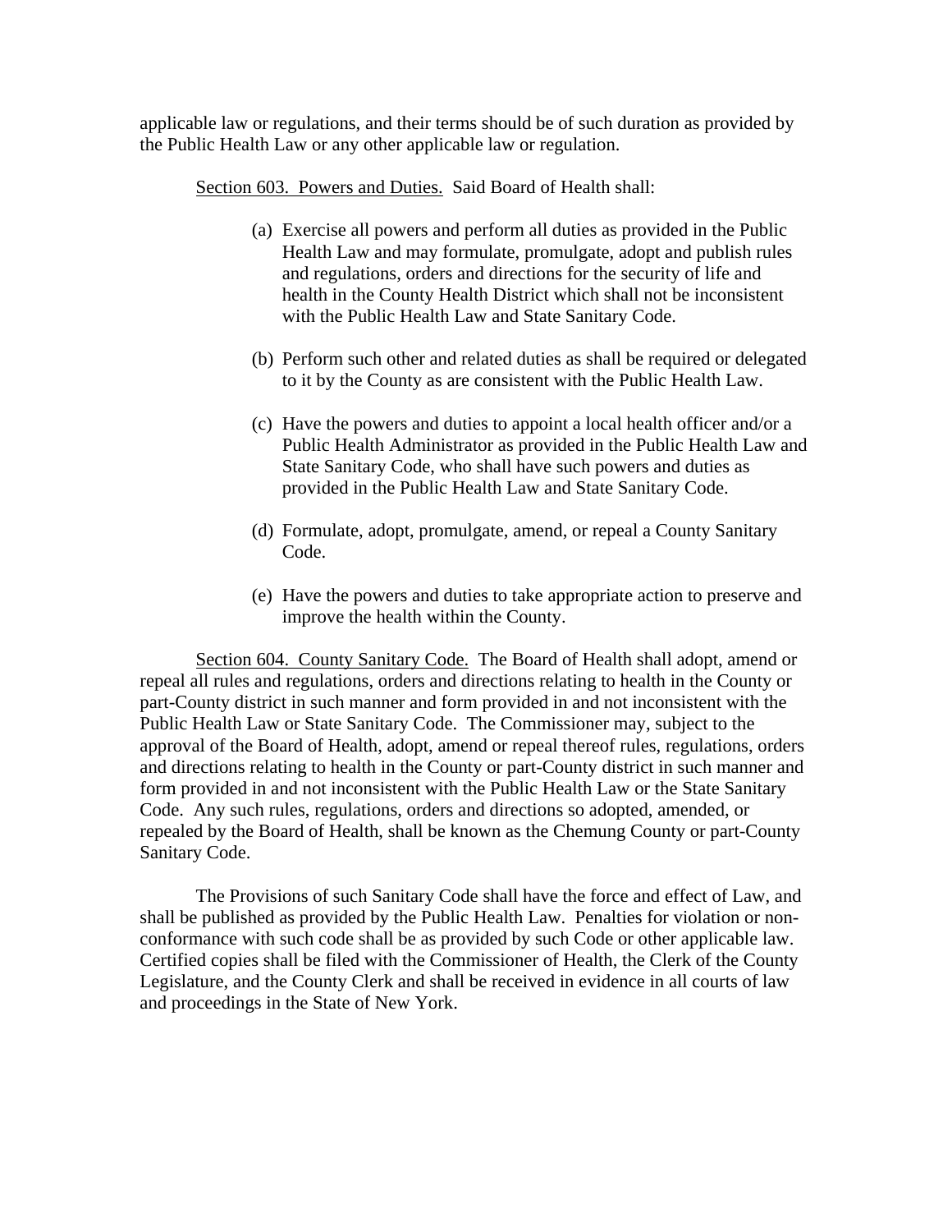applicable law or regulations, and their terms should be of such duration as provided by the Public Health Law or any other applicable law or regulation.

Section 603. Powers and Duties. Said Board of Health shall:

(a) Exercise all powers and perform all duties as provided in the Public Health Law and may formulate, promulgate, adopt and publish rules and regulations, orders and directions for the security of life and health in the County Health District which shall not be inconsistent with the Public Health Law and State Sanitary Code.

(b) Perform such other and related duties as shall be required or delegated to it by the County as are consistent with the Public Health Law.

(c) Have the powers and duties to appoint a local health officer and/or a Public Health Administrator as provided in the Public Health Law and State Sanitary Code, who shall have such powers and duties as provided in the Public Health Law and State Sanitary Code.

(d) Formulate, adopt, promulgate, amend, or repeal a County Sanitary Code.

(e) Have the powers and duties to take appropriate action to preserve and improve the health within the County.

Section 604. County Sanitary Code. The Board of Health shall adopt, amend or repeal all rules and regulations, orders and directions relating to health in the County or part-County district in such manner and form provided in and not inconsistent with the Public Health Law or State Sanitary Code. The Commissioner may, subject to the approval of the Board of Health, adopt, amend or repeal thereof rules, regulations, orders and directions relating to health in the County or part-County district in such manner and form provided in and not inconsistent with the Public Health Law or the State Sanitary Code. Any such rules, regulations, orders and directions so adopted, amended, or repealed by the Board of Health, shall be known as the Chemung County or part-County Sanitary Code.

The Provisions of such Sanitary Code shall have the force and effect of Law, and shall be published as provided by the Public Health Law. Penalties for violation or non-conformance with such code shall be as provided by such Code or other applicable law. Certified copies shall be filed with the Commissioner of Health, the Clerk of the County Legislature, and the County Clerk and shall be received in evidence in all courts of law and proceedings in the State of New York.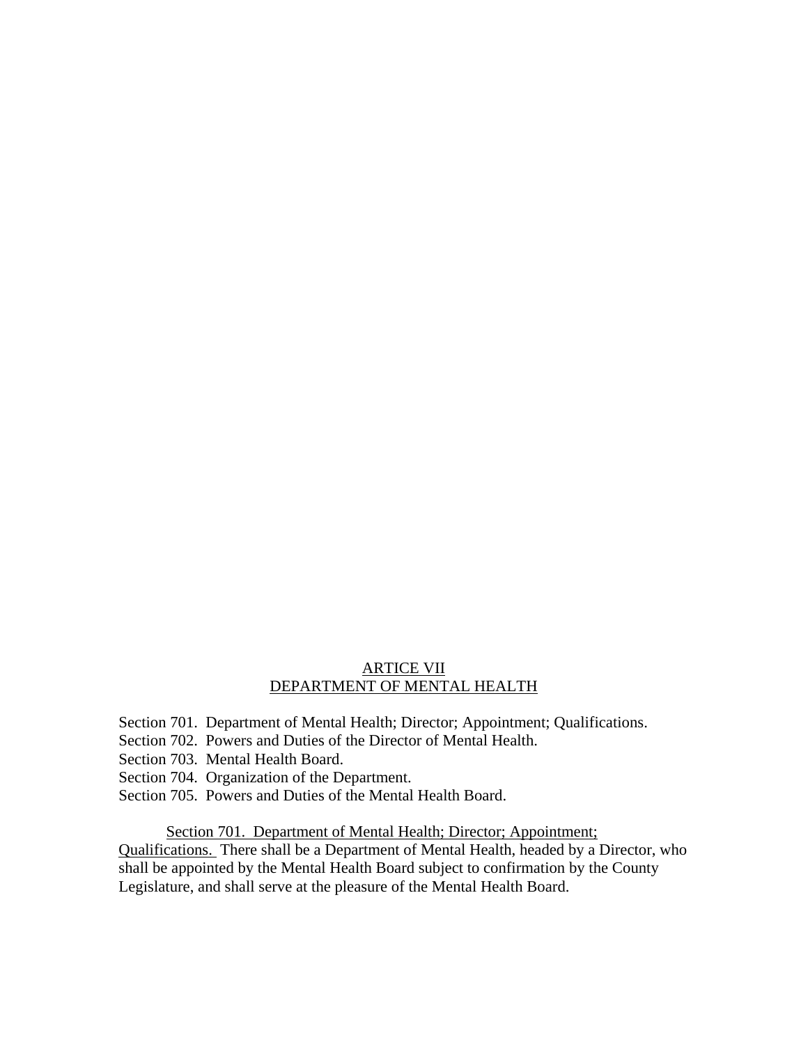## ARTICE VII
## DEPARTMENT OF MENTAL HEALTH

Section 701. Department of Mental Health; Director; Appointment; Qualifications.
Section 702. Powers and Duties of the Director of Mental Health.
Section 703. Mental Health Board.
Section 704. Organization of the Department.
Section 705. Powers and Duties of the Mental Health Board.

Section 701. Department of Mental Health; Director; Appointment; Qualifications. There shall be a Department of Mental Health, headed by a Director, who shall be appointed by the Mental Health Board subject to confirmation by the County Legislature, and shall serve at the pleasure of the Mental Health Board.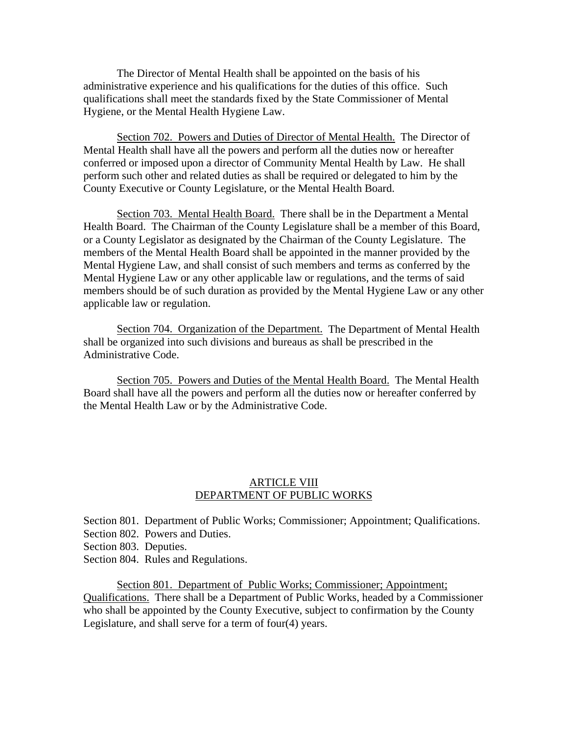The Director of Mental Health shall be appointed on the basis of his administrative experience and his qualifications for the duties of this office. Such qualifications shall meet the standards fixed by the State Commissioner of Mental Hygiene, or the Mental Health Hygiene Law.

Section 702. Powers and Duties of Director of Mental Health. The Director of Mental Health shall have all the powers and perform all the duties now or hereafter conferred or imposed upon a director of Community Mental Health by Law. He shall perform such other and related duties as shall be required or delegated to him by the County Executive or County Legislature, or the Mental Health Board.

Section 703. Mental Health Board. There shall be in the Department a Mental Health Board. The Chairman of the County Legislature shall be a member of this Board, or a County Legislator as designated by the Chairman of the County Legislature. The members of the Mental Health Board shall be appointed in the manner provided by the Mental Hygiene Law, and shall consist of such members and terms as conferred by the Mental Hygiene Law or any other applicable law or regulations, and the terms of said members should be of such duration as provided by the Mental Hygiene Law or any other applicable law or regulation.

Section 704. Organization of the Department. The Department of Mental Health shall be organized into such divisions and bureaus as shall be prescribed in the Administrative Code.

Section 705. Powers and Duties of the Mental Health Board. The Mental Health Board shall have all the powers and perform all the duties now or hereafter conferred by the Mental Health Law or by the Administrative Code.

## ARTICLE VIII
## DEPARTMENT OF PUBLIC WORKS

Section 801. Department of Public Works; Commissioner; Appointment; Qualifications.
Section 802. Powers and Duties.
Section 803. Deputies.
Section 804. Rules and Regulations.

Section 801. Department of Public Works; Commissioner; Appointment; Qualifications. There shall be a Department of Public Works, headed by a Commissioner who shall be appointed by the County Executive, subject to confirmation by the County Legislature, and shall serve for a term of four(4) years.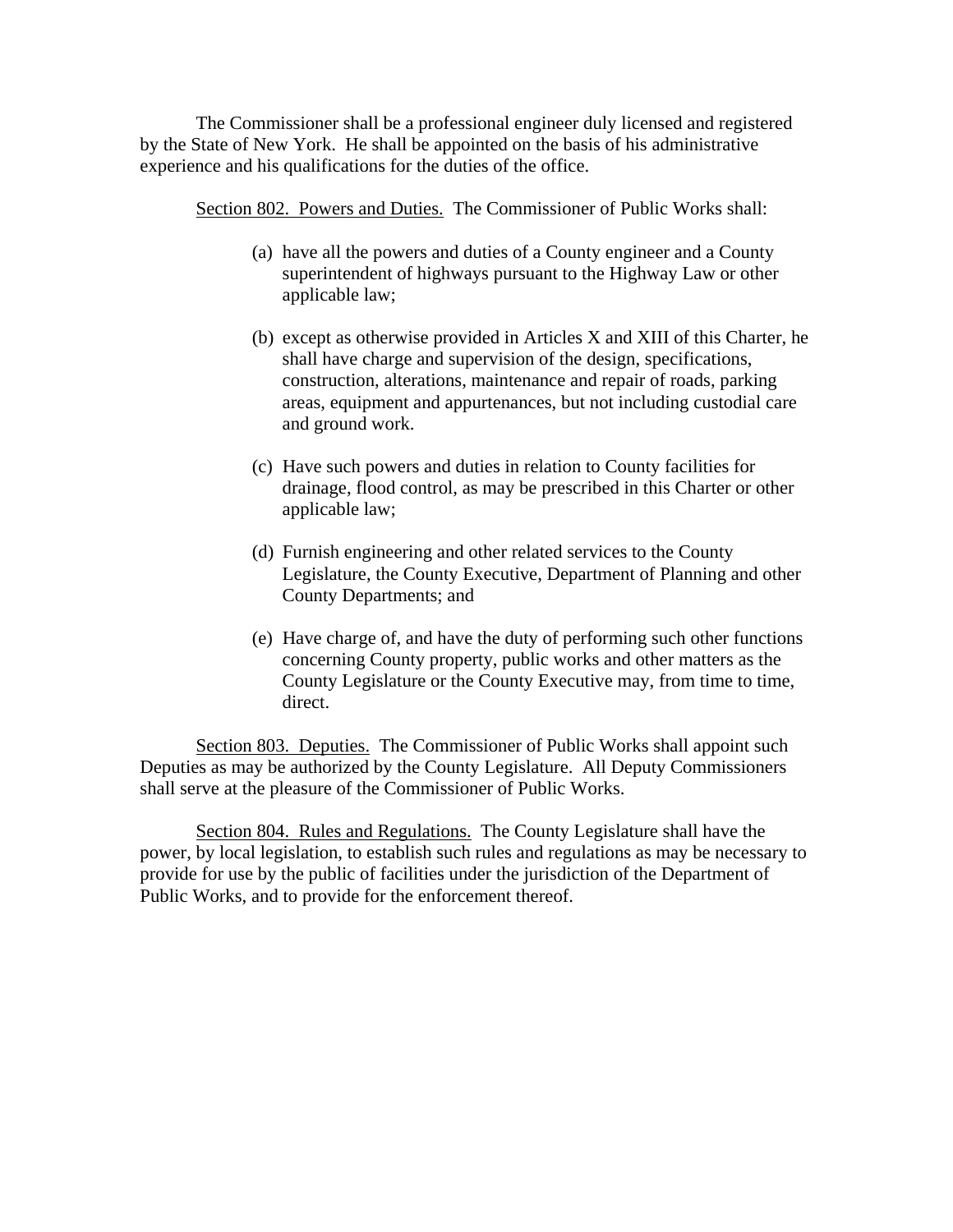The Commissioner shall be a professional engineer duly licensed and registered by the State of New York. He shall be appointed on the basis of his administrative experience and his qualifications for the duties of the office.

Section 802. Powers and Duties. The Commissioner of Public Works shall:

(a) have all the powers and duties of a County engineer and a County superintendent of highways pursuant to the Highway Law or other applicable law;

(b) except as otherwise provided in Articles X and XIII of this Charter, he shall have charge and supervision of the design, specifications, construction, alterations, maintenance and repair of roads, parking areas, equipment and appurtenances, but not including custodial care and ground work.

(c) Have such powers and duties in relation to County facilities for drainage, flood control, as may be prescribed in this Charter or other applicable law;

(d) Furnish engineering and other related services to the County Legislature, the County Executive, Department of Planning and other County Departments; and

(e) Have charge of, and have the duty of performing such other functions concerning County property, public works and other matters as the County Legislature or the County Executive may, from time to time, direct.

Section 803. Deputies. The Commissioner of Public Works shall appoint such Deputies as may be authorized by the County Legislature. All Deputy Commissioners shall serve at the pleasure of the Commissioner of Public Works.

Section 804. Rules and Regulations. The County Legislature shall have the power, by local legislation, to establish such rules and regulations as may be necessary to provide for use by the public of facilities under the jurisdiction of the Department of Public Works, and to provide for the enforcement thereof.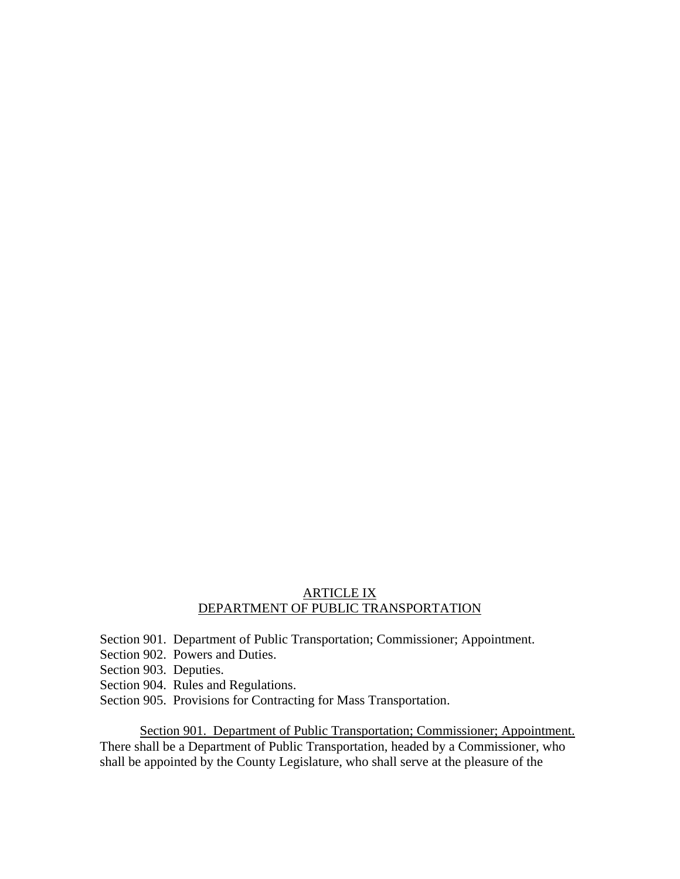## ARTICLE IX
## DEPARTMENT OF PUBLIC TRANSPORTATION

Section 901. Department of Public Transportation; Commissioner; Appointment.
Section 902. Powers and Duties.
Section 903. Deputies.
Section 904. Rules and Regulations.
Section 905. Provisions for Contracting for Mass Transportation.

Section 901. Department of Public Transportation; Commissioner; Appointment. There shall be a Department of Public Transportation, headed by a Commissioner, who shall be appointed by the County Legislature, who shall serve at the pleasure of the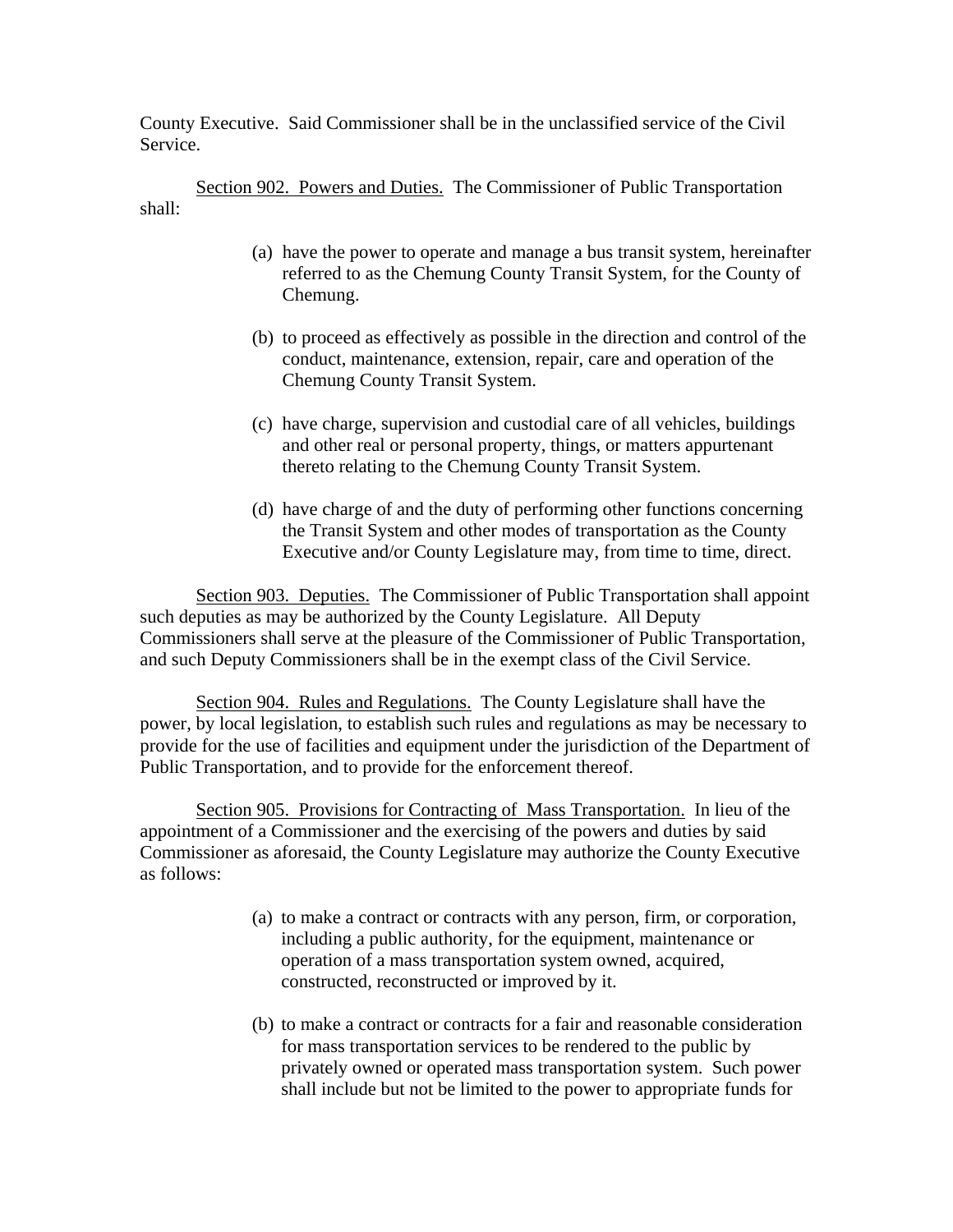County Executive. Said Commissioner shall be in the unclassified service of the Civil Service.

Section 902. Powers and Duties. The Commissioner of Public Transportation shall:

(a) have the power to operate and manage a bus transit system, hereinafter referred to as the Chemung County Transit System, for the County of Chemung.

(b) to proceed as effectively as possible in the direction and control of the conduct, maintenance, extension, repair, care and operation of the Chemung County Transit System.

(c) have charge, supervision and custodial care of all vehicles, buildings and other real or personal property, things, or matters appurtenant thereto relating to the Chemung County Transit System.

(d) have charge of and the duty of performing other functions concerning the Transit System and other modes of transportation as the County Executive and/or County Legislature may, from time to time, direct.

Section 903. Deputies. The Commissioner of Public Transportation shall appoint such deputies as may be authorized by the County Legislature. All Deputy Commissioners shall serve at the pleasure of the Commissioner of Public Transportation, and such Deputy Commissioners shall be in the exempt class of the Civil Service.

Section 904. Rules and Regulations. The County Legislature shall have the power, by local legislation, to establish such rules and regulations as may be necessary to provide for the use of facilities and equipment under the jurisdiction of the Department of Public Transportation, and to provide for the enforcement thereof.

Section 905. Provisions for Contracting of Mass Transportation. In lieu of the appointment of a Commissioner and the exercising of the powers and duties by said Commissioner as aforesaid, the County Legislature may authorize the County Executive as follows:

(a) to make a contract or contracts with any person, firm, or corporation, including a public authority, for the equipment, maintenance or operation of a mass transportation system owned, acquired, constructed, reconstructed or improved by it.

(b) to make a contract or contracts for a fair and reasonable consideration for mass transportation services to be rendered to the public by privately owned or operated mass transportation system. Such power shall include but not be limited to the power to appropriate funds for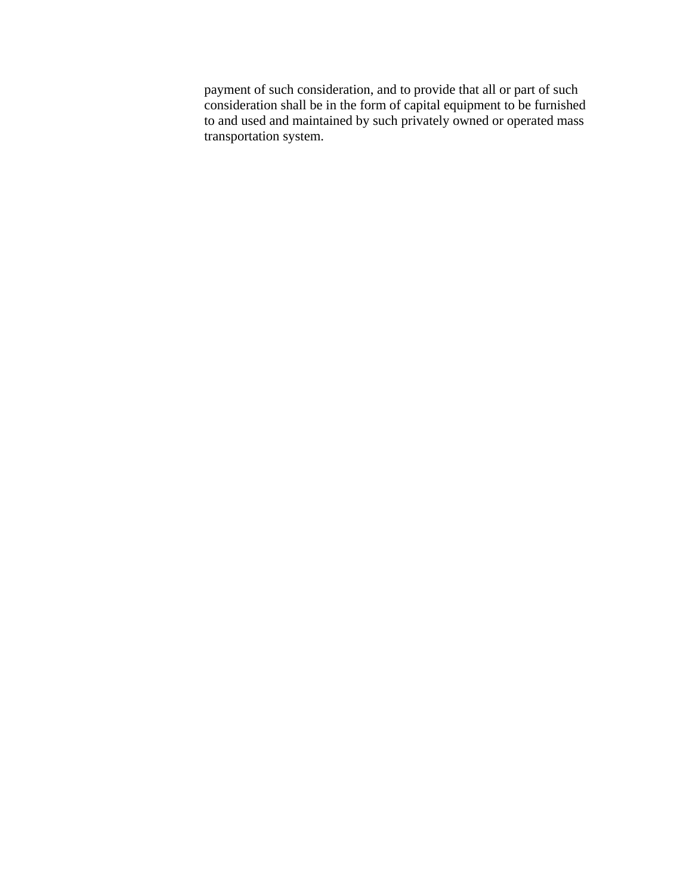payment of such consideration, and to provide that all or part of such consideration shall be in the form of capital equipment to be furnished to and used and maintained by such privately owned or operated mass transportation system.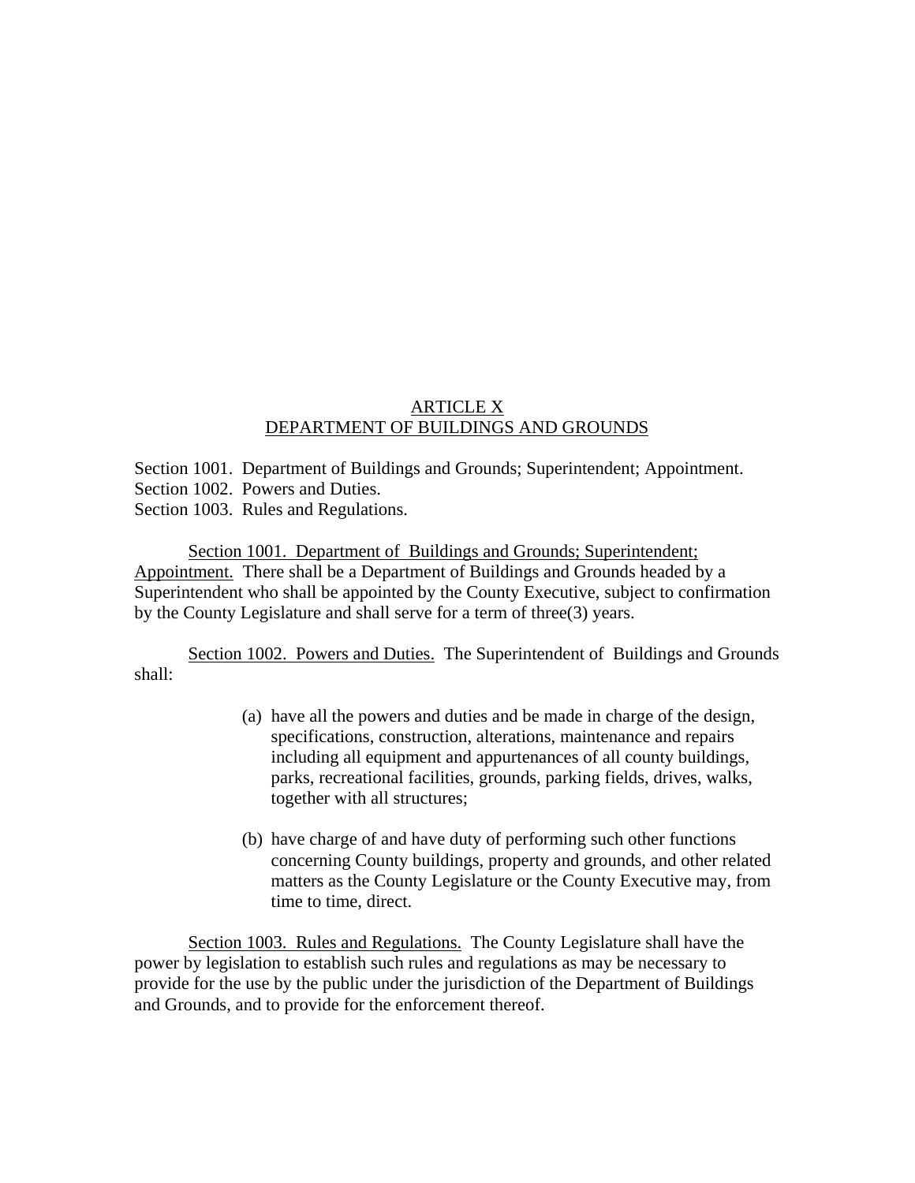# ARTICLE X
## DEPARTMENT OF BUILDINGS AND GROUNDS

Section 1001. Department of Buildings and Grounds; Superintendent; Appointment.
Section 1002. Powers and Duties.
Section 1003. Rules and Regulations.

Section 1001. Department of Buildings and Grounds; Superintendent; Appointment. There shall be a Department of Buildings and Grounds headed by a Superintendent who shall be appointed by the County Executive, subject to confirmation by the County Legislature and shall serve for a term of three(3) years.

Section 1002. Powers and Duties. The Superintendent of Buildings and Grounds shall:

(a) have all the powers and duties and be made in charge of the design, specifications, construction, alterations, maintenance and repairs including all equipment and appurtenances of all county buildings, parks, recreational facilities, grounds, parking fields, drives, walks, together with all structures;

(b) have charge of and have duty of performing such other functions concerning County buildings, property and grounds, and other related matters as the County Legislature or the County Executive may, from time to time, direct.

Section 1003. Rules and Regulations. The County Legislature shall have the power by legislation to establish such rules and regulations as may be necessary to provide for the use by the public under the jurisdiction of the Department of Buildings and Grounds, and to provide for the enforcement thereof.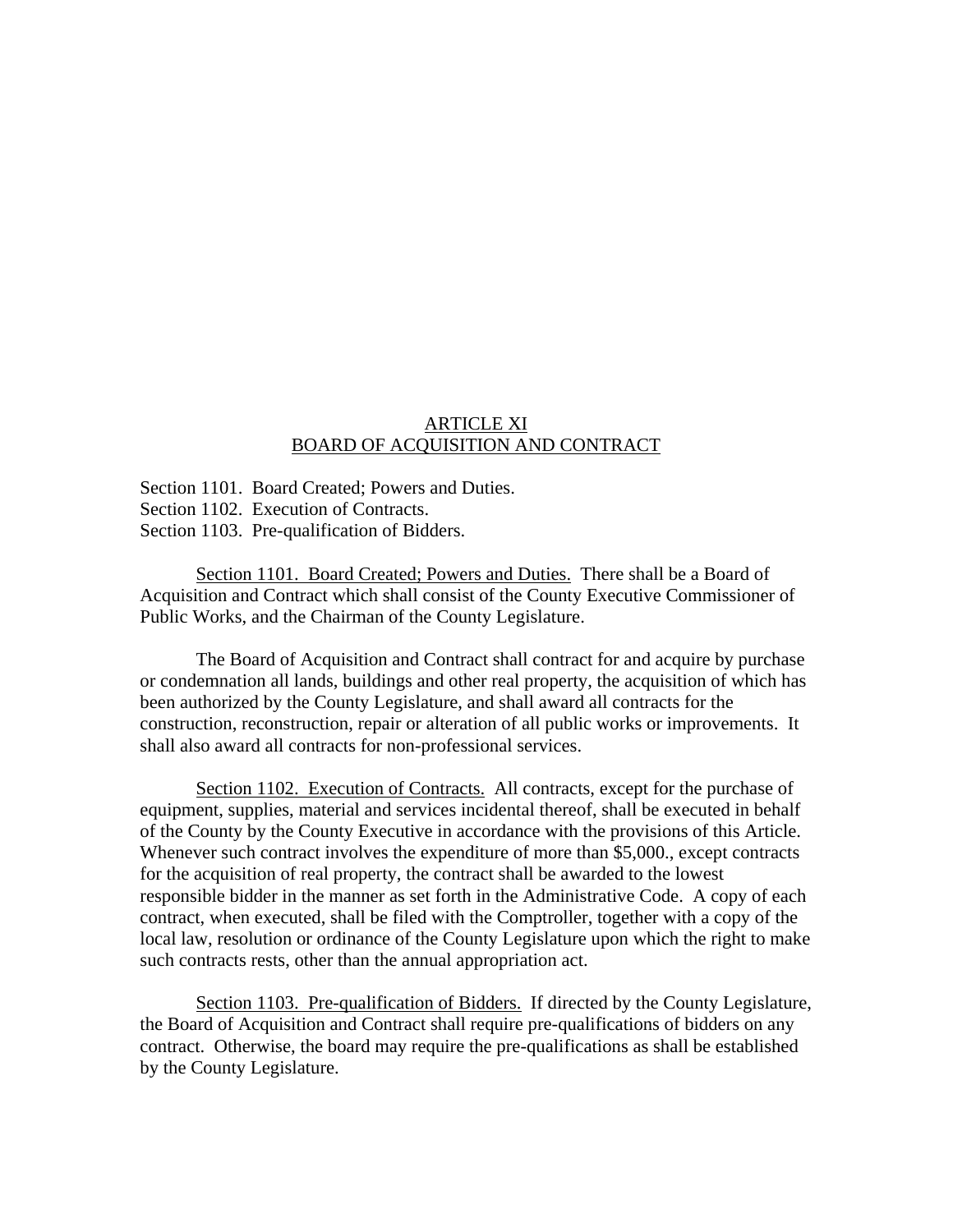# ARTICLE XI
# BOARD OF ACQUISITION AND CONTRACT

Section 1101. Board Created; Powers and Duties.
Section 1102. Execution of Contracts.
Section 1103. Pre-qualification of Bidders.

Section 1101. Board Created; Powers and Duties. There shall be a Board of Acquisition and Contract which shall consist of the County Executive Commissioner of Public Works, and the Chairman of the County Legislature.

The Board of Acquisition and Contract shall contract for and acquire by purchase or condemnation all lands, buildings and other real property, the acquisition of which has been authorized by the County Legislature, and shall award all contracts for the construction, reconstruction, repair or alteration of all public works or improvements. It shall also award all contracts for non-professional services.

Section 1102. Execution of Contracts. All contracts, except for the purchase of equipment, supplies, material and services incidental thereof, shall be executed in behalf of the County by the County Executive in accordance with the provisions of this Article. Whenever such contract involves the expenditure of more than $5,000., except contracts for the acquisition of real property, the contract shall be awarded to the lowest responsible bidder in the manner as set forth in the Administrative Code. A copy of each contract, when executed, shall be filed with the Comptroller, together with a copy of the local law, resolution or ordinance of the County Legislature upon which the right to make such contracts rests, other than the annual appropriation act.

Section 1103. Pre-qualification of Bidders. If directed by the County Legislature, the Board of Acquisition and Contract shall require pre-qualifications of bidders on any contract. Otherwise, the board may require the pre-qualifications as shall be established by the County Legislature.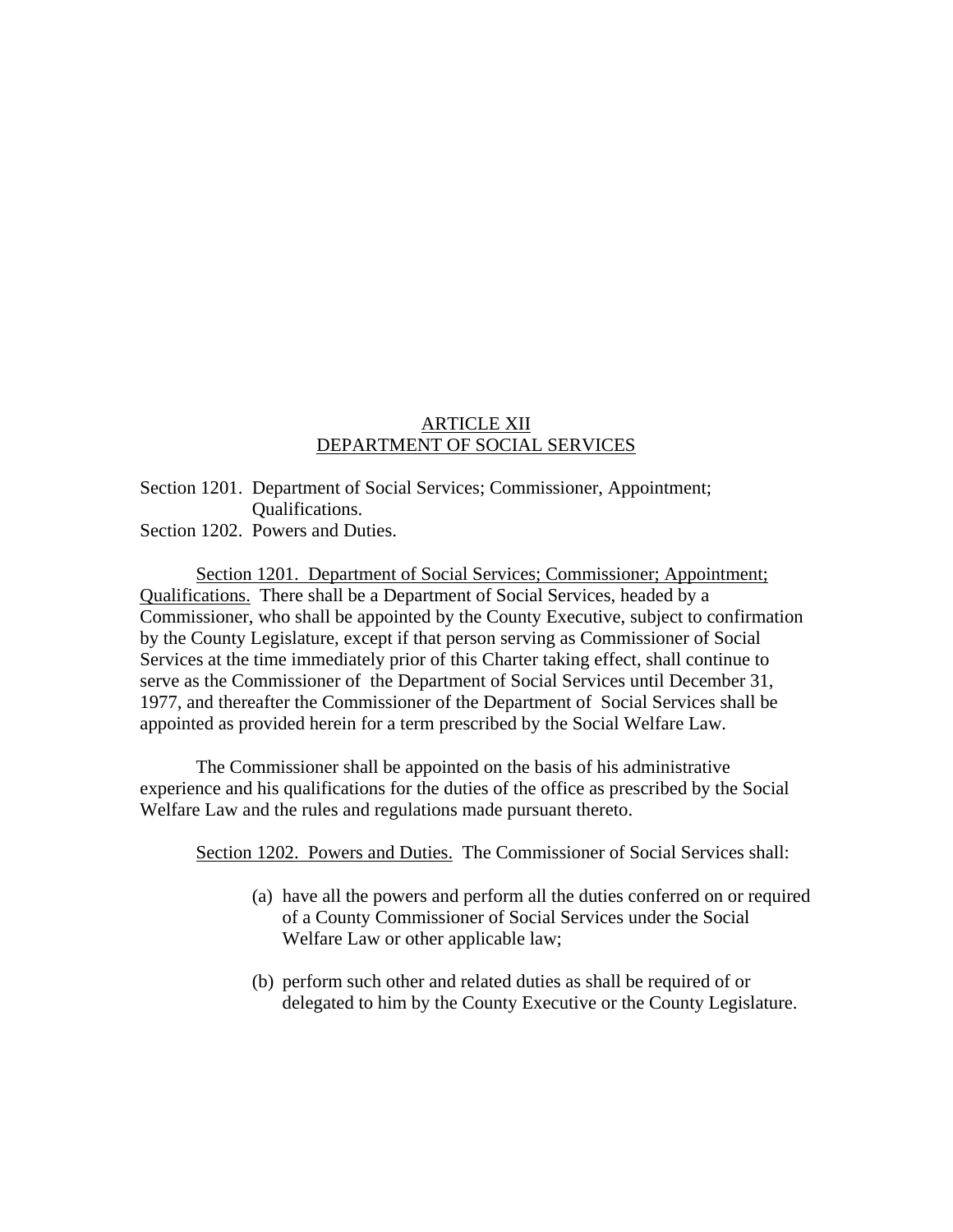## ARTICLE XII
## DEPARTMENT OF SOCIAL SERVICES

Section 1201. Department of Social Services; Commissioner, Appointment; Qualifications.
Section 1202. Powers and Duties.

Section 1201. Department of Social Services; Commissioner; Appointment; Qualifications. There shall be a Department of Social Services, headed by a Commissioner, who shall be appointed by the County Executive, subject to confirmation by the County Legislature, except if that person serving as Commissioner of Social Services at the time immediately prior of this Charter taking effect, shall continue to serve as the Commissioner of the Department of Social Services until December 31, 1977, and thereafter the Commissioner of the Department of Social Services shall be appointed as provided herein for a term prescribed by the Social Welfare Law.

The Commissioner shall be appointed on the basis of his administrative experience and his qualifications for the duties of the office as prescribed by the Social Welfare Law and the rules and regulations made pursuant thereto.

Section 1202. Powers and Duties. The Commissioner of Social Services shall:

(a) have all the powers and perform all the duties conferred on or required of a County Commissioner of Social Services under the Social Welfare Law or other applicable law;

(b) perform such other and related duties as shall be required of or delegated to him by the County Executive or the County Legislature.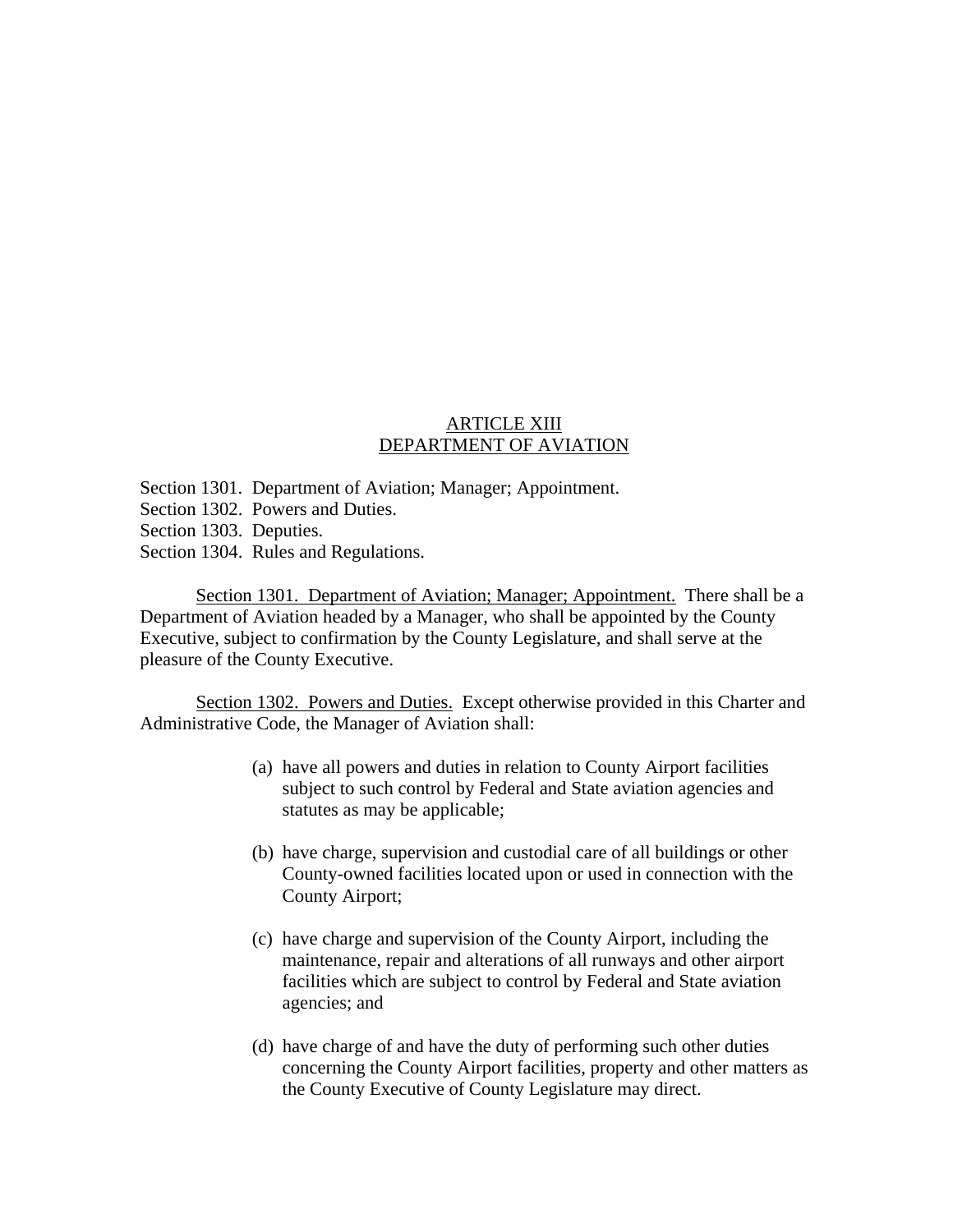# ARTICLE XIII
# DEPARTMENT OF AVIATION

Section 1301. Department of Aviation; Manager; Appointment.
Section 1302. Powers and Duties.
Section 1303. Deputies.
Section 1304. Rules and Regulations.

Section 1301. Department of Aviation; Manager; Appointment. There shall be a Department of Aviation headed by a Manager, who shall be appointed by the County Executive, subject to confirmation by the County Legislature, and shall serve at the pleasure of the County Executive.

Section 1302. Powers and Duties. Except otherwise provided in this Charter and Administrative Code, the Manager of Aviation shall:

(a) have all powers and duties in relation to County Airport facilities subject to such control by Federal and State aviation agencies and statutes as may be applicable;

(b) have charge, supervision and custodial care of all buildings or other County-owned facilities located upon or used in connection with the County Airport;

(c) have charge and supervision of the County Airport, including the maintenance, repair and alterations of all runways and other airport facilities which are subject to control by Federal and State aviation agencies; and

(d) have charge of and have the duty of performing such other duties concerning the County Airport facilities, property and other matters as the County Executive of County Legislature may direct.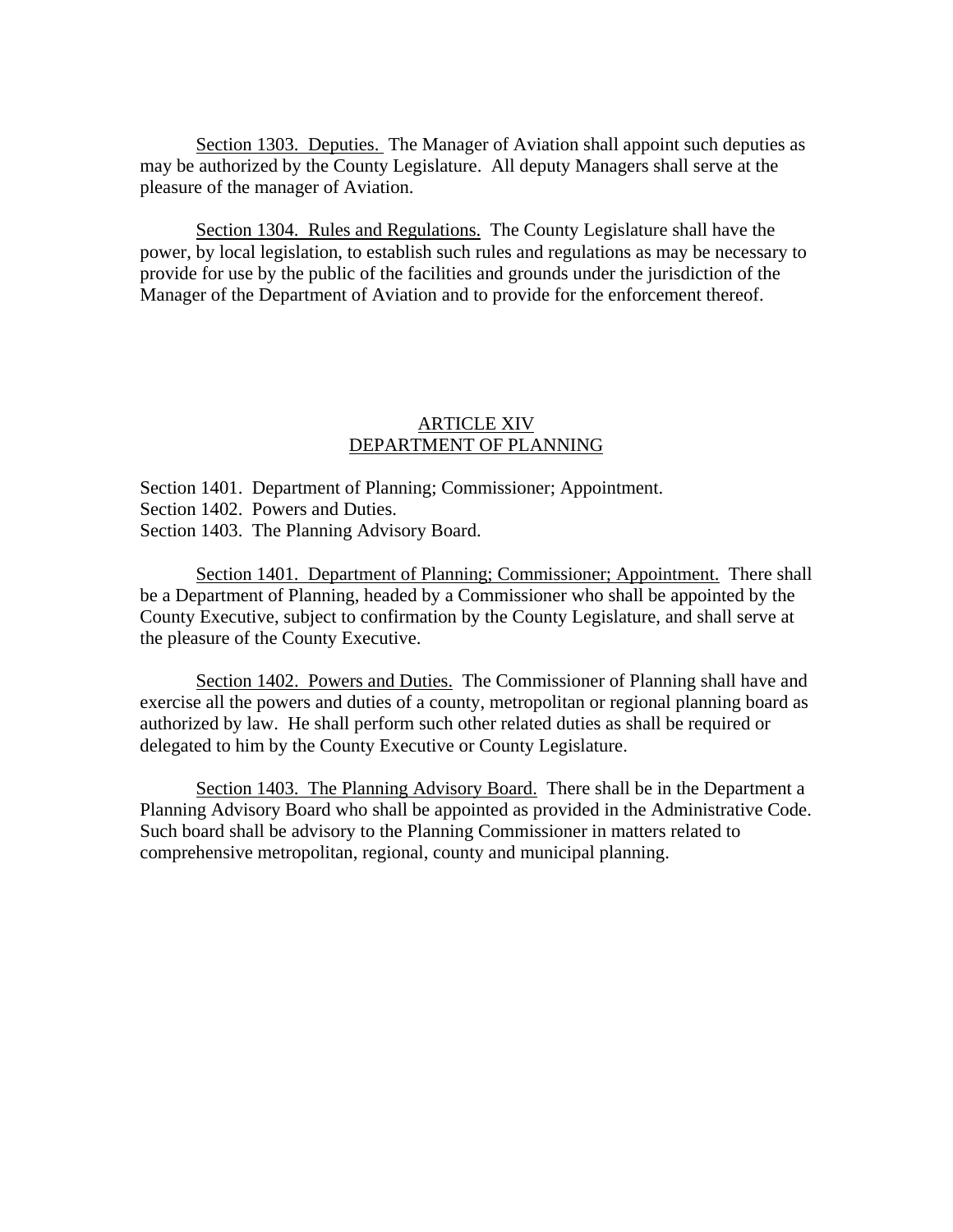Section 1303. Deputies. The Manager of Aviation shall appoint such deputies as may be authorized by the County Legislature. All deputy Managers shall serve at the pleasure of the manager of Aviation.

Section 1304. Rules and Regulations. The County Legislature shall have the power, by local legislation, to establish such rules and regulations as may be necessary to provide for use by the public of the facilities and grounds under the jurisdiction of the Manager of the Department of Aviation and to provide for the enforcement thereof.

## ARTICLE XIV
## DEPARTMENT OF PLANNING

Section 1401. Department of Planning; Commissioner; Appointment.
Section 1402. Powers and Duties.
Section 1403. The Planning Advisory Board.

Section 1401. Department of Planning; Commissioner; Appointment. There shall be a Department of Planning, headed by a Commissioner who shall be appointed by the County Executive, subject to confirmation by the County Legislature, and shall serve at the pleasure of the County Executive.

Section 1402. Powers and Duties. The Commissioner of Planning shall have and exercise all the powers and duties of a county, metropolitan or regional planning board as authorized by law. He shall perform such other related duties as shall be required or delegated to him by the County Executive or County Legislature.

Section 1403. The Planning Advisory Board. There shall be in the Department a Planning Advisory Board who shall be appointed as provided in the Administrative Code. Such board shall be advisory to the Planning Commissioner in matters related to comprehensive metropolitan, regional, county and municipal planning.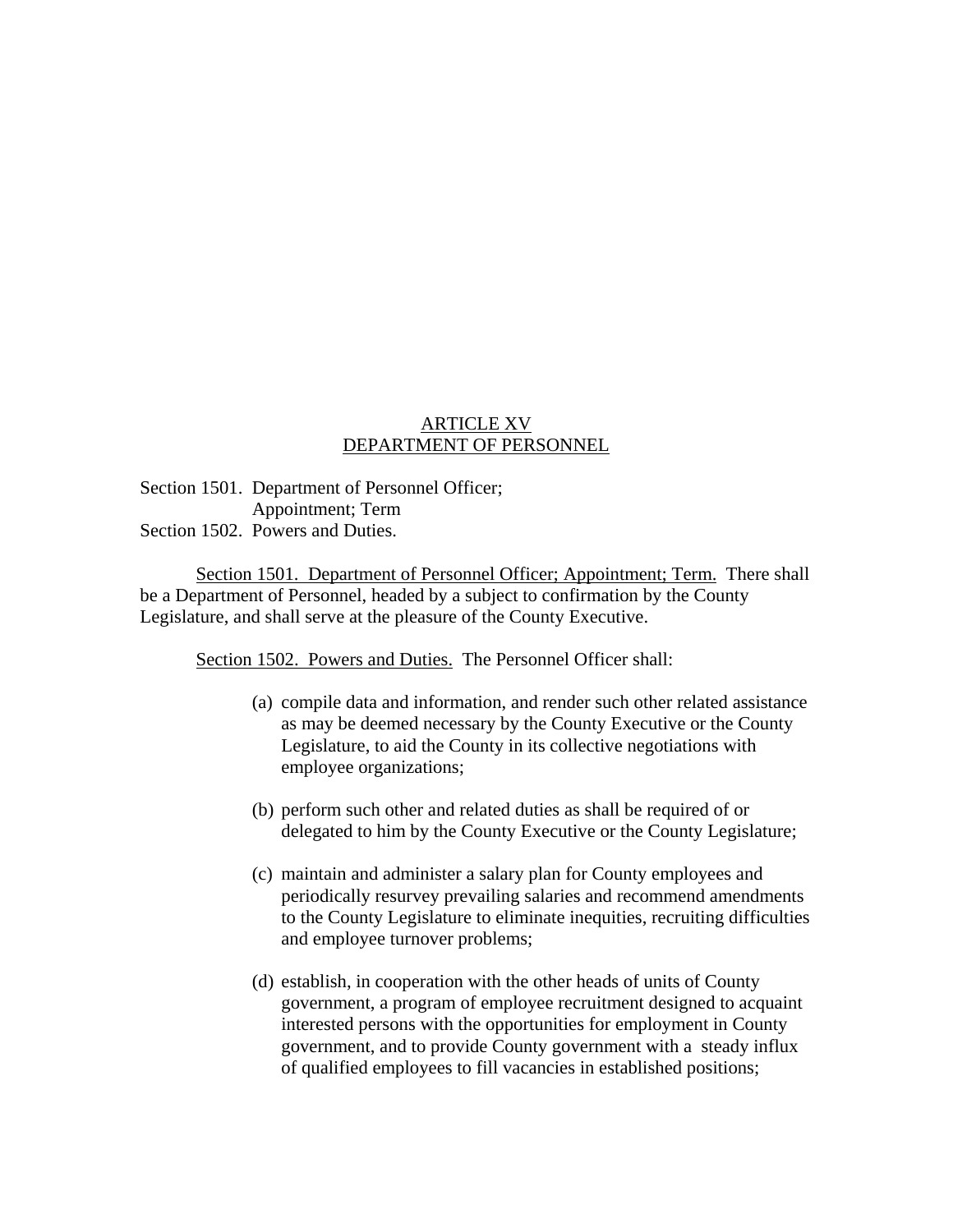# ARTICLE XV
# DEPARTMENT OF PERSONNEL

Section 1501. Department of Personnel Officer;
Appointment; Term
Section 1502. Powers and Duties.

Section 1501. Department of Personnel Officer; Appointment; Term. There shall be a Department of Personnel, headed by a subject to confirmation by the County Legislature, and shall serve at the pleasure of the County Executive.

Section 1502. Powers and Duties. The Personnel Officer shall:

(a) compile data and information, and render such other related assistance as may be deemed necessary by the County Executive or the County Legislature, to aid the County in its collective negotiations with employee organizations;

(b) perform such other and related duties as shall be required of or delegated to him by the County Executive or the County Legislature;

(c) maintain and administer a salary plan for County employees and periodically resurvey prevailing salaries and recommend amendments to the County Legislature to eliminate inequities, recruiting difficulties and employee turnover problems;

(d) establish, in cooperation with the other heads of units of County government, a program of employee recruitment designed to acquaint interested persons with the opportunities for employment in County government, and to provide County government with a steady influx of qualified employees to fill vacancies in established positions;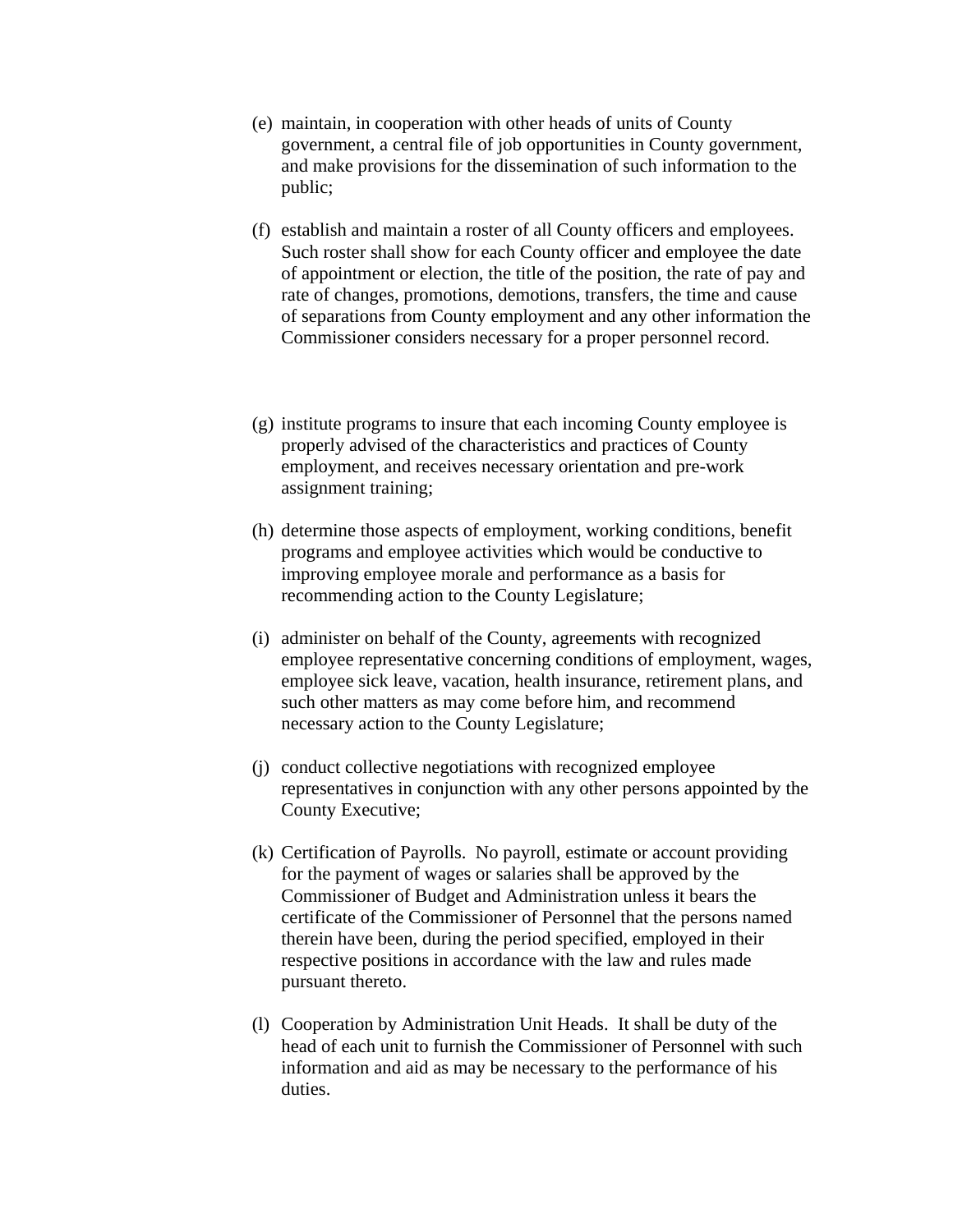(e) maintain, in cooperation with other heads of units of County government, a central file of job opportunities in County government, and make provisions for the dissemination of such information to the public;

(f) establish and maintain a roster of all County officers and employees. Such roster shall show for each County officer and employee the date of appointment or election, the title of the position, the rate of pay and rate of changes, promotions, demotions, transfers, the time and cause of separations from County employment and any other information the Commissioner considers necessary for a proper personnel record.

(g) institute programs to insure that each incoming County employee is properly advised of the characteristics and practices of County employment, and receives necessary orientation and pre-work assignment training;

(h) determine those aspects of employment, working conditions, benefit programs and employee activities which would be conductive to improving employee morale and performance as a basis for recommending action to the County Legislature;

(i) administer on behalf of the County, agreements with recognized employee representative concerning conditions of employment, wages, employee sick leave, vacation, health insurance, retirement plans, and such other matters as may come before him, and recommend necessary action to the County Legislature;

(j) conduct collective negotiations with recognized employee representatives in conjunction with any other persons appointed by the County Executive;

(k) Certification of Payrolls. No payroll, estimate or account providing for the payment of wages or salaries shall be approved by the Commissioner of Budget and Administration unless it bears the certificate of the Commissioner of Personnel that the persons named therein have been, during the period specified, employed in their respective positions in accordance with the law and rules made pursuant thereto.

(l) Cooperation by Administration Unit Heads. It shall be duty of the head of each unit to furnish the Commissioner of Personnel with such information and aid as may be necessary to the performance of his duties.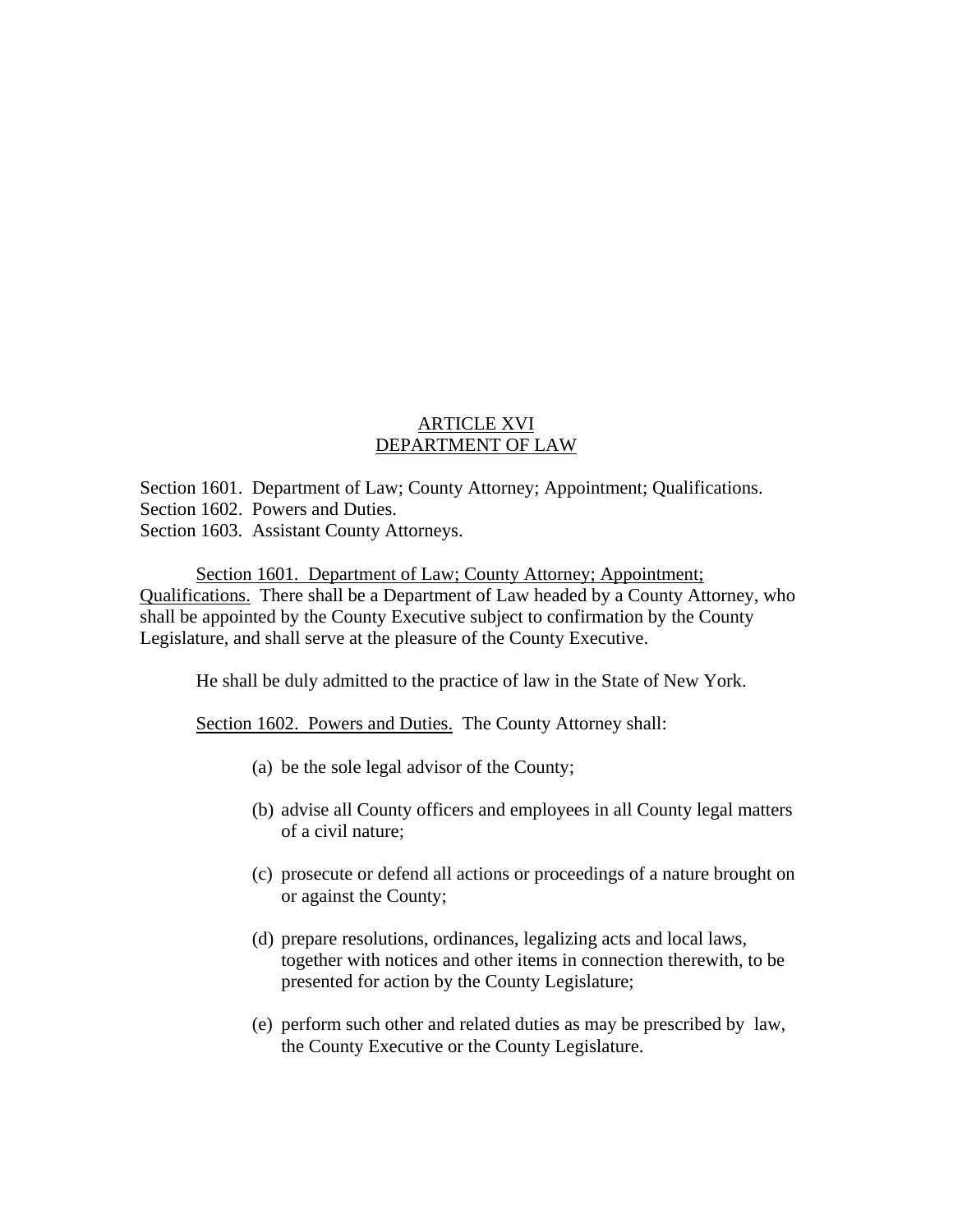## ARTICLE XVI
## DEPARTMENT OF LAW

Section 1601. Department of Law; County Attorney; Appointment; Qualifications.
Section 1602. Powers and Duties.
Section 1603. Assistant County Attorneys.

Section 1601. Department of Law; County Attorney; Appointment; Qualifications. There shall be a Department of Law headed by a County Attorney, who shall be appointed by the County Executive subject to confirmation by the County Legislature, and shall serve at the pleasure of the County Executive.

He shall be duly admitted to the practice of law in the State of New York.

Section 1602. Powers and Duties. The County Attorney shall:

(a) be the sole legal advisor of the County;

(b) advise all County officers and employees in all County legal matters of a civil nature;

(c) prosecute or defend all actions or proceedings of a nature brought on or against the County;

(d) prepare resolutions, ordinances, legalizing acts and local laws, together with notices and other items in connection therewith, to be presented for action by the County Legislature;

(e) perform such other and related duties as may be prescribed by law, the County Executive or the County Legislature.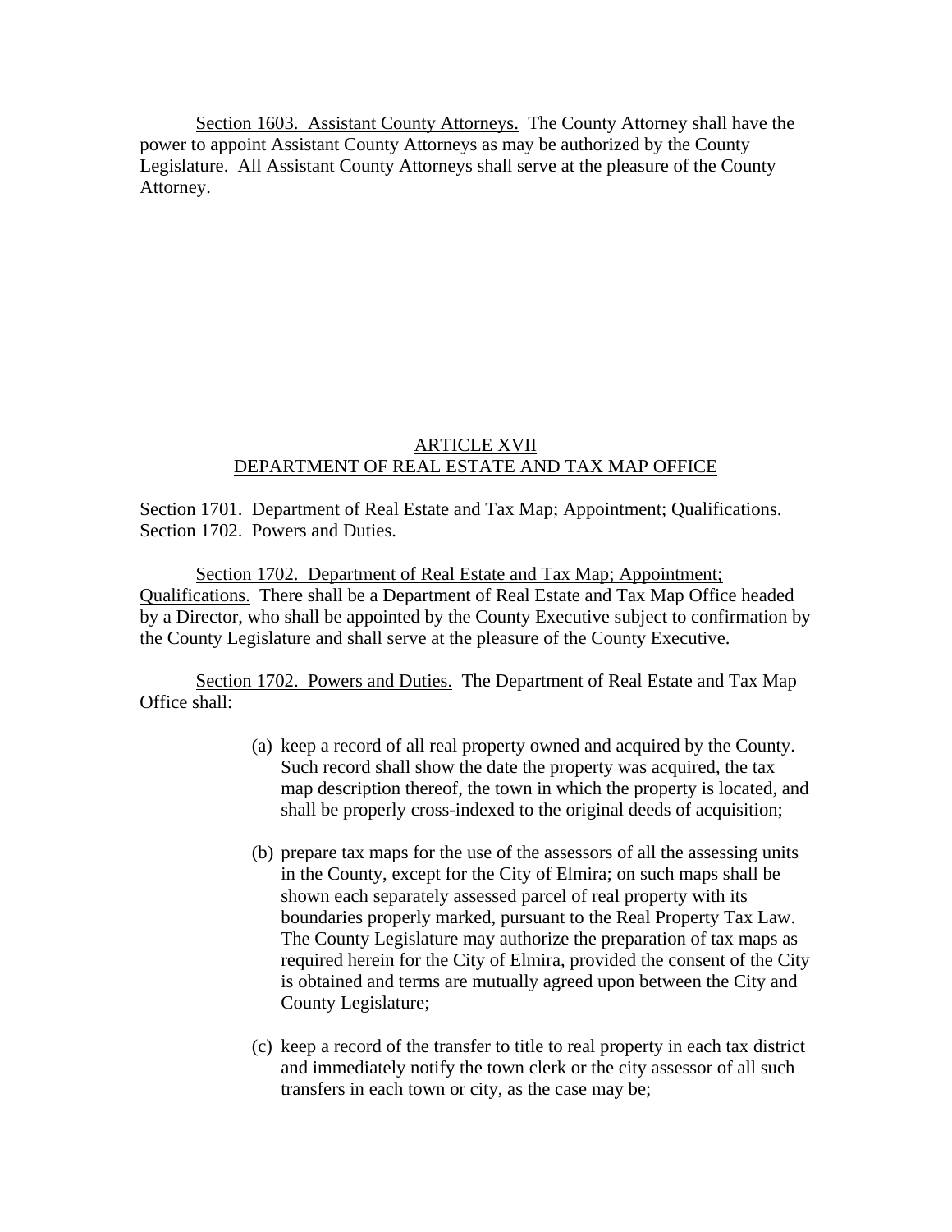Section 1603. Assistant County Attorneys. The County Attorney shall have the power to appoint Assistant County Attorneys as may be authorized by the County Legislature. All Assistant County Attorneys shall serve at the pleasure of the County Attorney.

## ARTICLE XVII
## DEPARTMENT OF REAL ESTATE AND TAX MAP OFFICE

Section 1701. Department of Real Estate and Tax Map; Appointment; Qualifications.
Section 1702. Powers and Duties.

Section 1702. Department of Real Estate and Tax Map; Appointment; Qualifications. There shall be a Department of Real Estate and Tax Map Office headed by a Director, who shall be appointed by the County Executive subject to confirmation by the County Legislature and shall serve at the pleasure of the County Executive.

Section 1702. Powers and Duties. The Department of Real Estate and Tax Map Office shall:

(a) keep a record of all real property owned and acquired by the County. Such record shall show the date the property was acquired, the tax map description thereof, the town in which the property is located, and shall be properly cross-indexed to the original deeds of acquisition;

(b) prepare tax maps for the use of the assessors of all the assessing units in the County, except for the City of Elmira; on such maps shall be shown each separately assessed parcel of real property with its boundaries properly marked, pursuant to the Real Property Tax Law. The County Legislature may authorize the preparation of tax maps as required herein for the City of Elmira, provided the consent of the City is obtained and terms are mutually agreed upon between the City and County Legislature;

(c) keep a record of the transfer to title to real property in each tax district and immediately notify the town clerk or the city assessor of all such transfers in each town or city, as the case may be;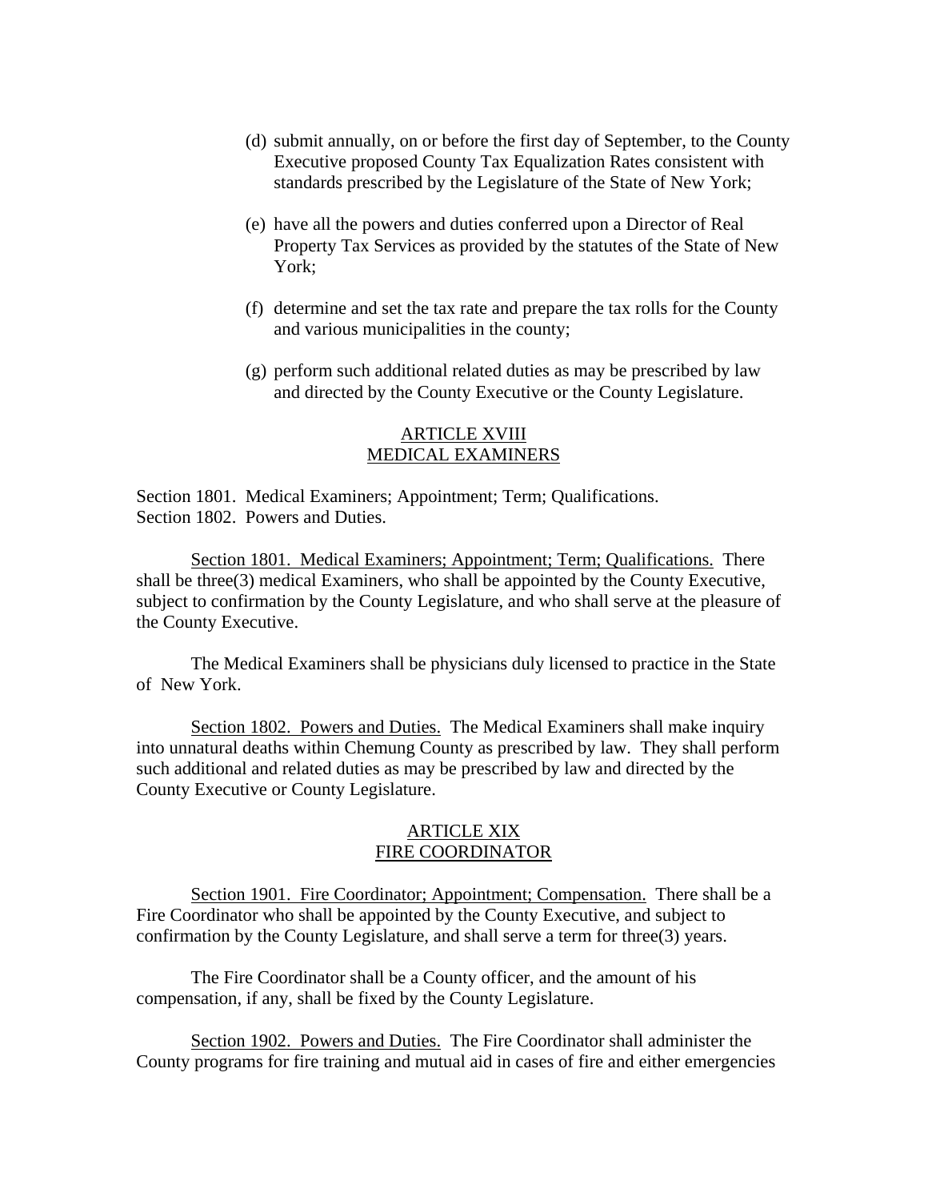(d) submit annually, on or before the first day of September, to the County Executive proposed County Tax Equalization Rates consistent with standards prescribed by the Legislature of the State of New York;

(e) have all the powers and duties conferred upon a Director of Real Property Tax Services as provided by the statutes of the State of New York;

(f) determine and set the tax rate and prepare the tax rolls for the County and various municipalities in the county;

(g) perform such additional related duties as may be prescribed by law and directed by the County Executive or the County Legislature.

## ARTICLE XVIII
## MEDICAL EXAMINERS

Section 1801. Medical Examiners; Appointment; Term; Qualifications.
Section 1802. Powers and Duties.

Section 1801. Medical Examiners; Appointment; Term; Qualifications. There shall be three(3) medical Examiners, who shall be appointed by the County Executive, subject to confirmation by the County Legislature, and who shall serve at the pleasure of the County Executive.

The Medical Examiners shall be physicians duly licensed to practice in the State of New York.

Section 1802. Powers and Duties. The Medical Examiners shall make inquiry into unnatural deaths within Chemung County as prescribed by law. They shall perform such additional and related duties as may be prescribed by law and directed by the County Executive or County Legislature.

## ARTICLE XIX
## FIRE COORDINATOR

Section 1901. Fire Coordinator; Appointment; Compensation. There shall be a Fire Coordinator who shall be appointed by the County Executive, and subject to confirmation by the County Legislature, and shall serve a term for three(3) years.

The Fire Coordinator shall be a County officer, and the amount of his compensation, if any, shall be fixed by the County Legislature.

Section 1902. Powers and Duties. The Fire Coordinator shall administer the County programs for fire training and mutual aid in cases of fire and either emergencies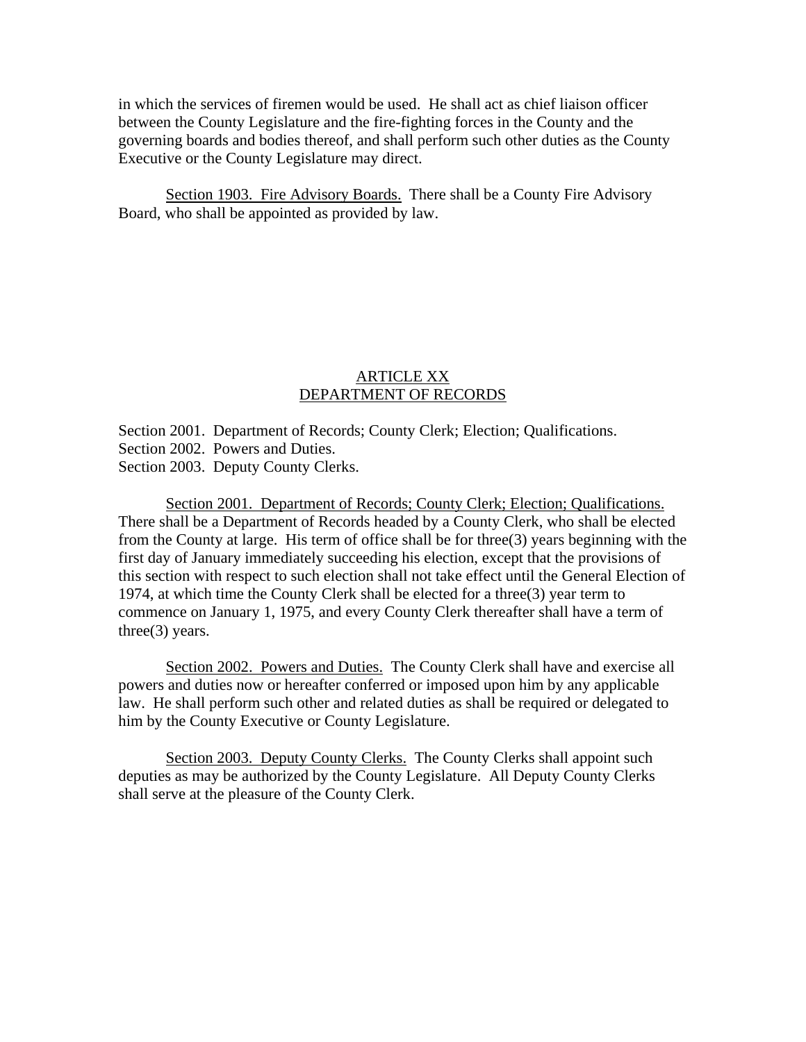in which the services of firemen would be used. He shall act as chief liaison officer between the County Legislature and the fire-fighting forces in the County and the governing boards and bodies thereof, and shall perform such other duties as the County Executive or the County Legislature may direct.

Section 1903. Fire Advisory Boards. There shall be a County Fire Advisory Board, who shall be appointed as provided by law.

## ARTICLE XX
## DEPARTMENT OF RECORDS

Section 2001. Department of Records; County Clerk; Election; Qualifications.
Section 2002. Powers and Duties.
Section 2003. Deputy County Clerks.

Section 2001. Department of Records; County Clerk; Election; Qualifications. There shall be a Department of Records headed by a County Clerk, who shall be elected from the County at large. His term of office shall be for three(3) years beginning with the first day of January immediately succeeding his election, except that the provisions of this section with respect to such election shall not take effect until the General Election of 1974, at which time the County Clerk shall be elected for a three(3) year term to commence on January 1, 1975, and every County Clerk thereafter shall have a term of three(3) years.

Section 2002. Powers and Duties. The County Clerk shall have and exercise all powers and duties now or hereafter conferred or imposed upon him by any applicable law. He shall perform such other and related duties as shall be required or delegated to him by the County Executive or County Legislature.

Section 2003. Deputy County Clerks. The County Clerks shall appoint such deputies as may be authorized by the County Legislature. All Deputy County Clerks shall serve at the pleasure of the County Clerk.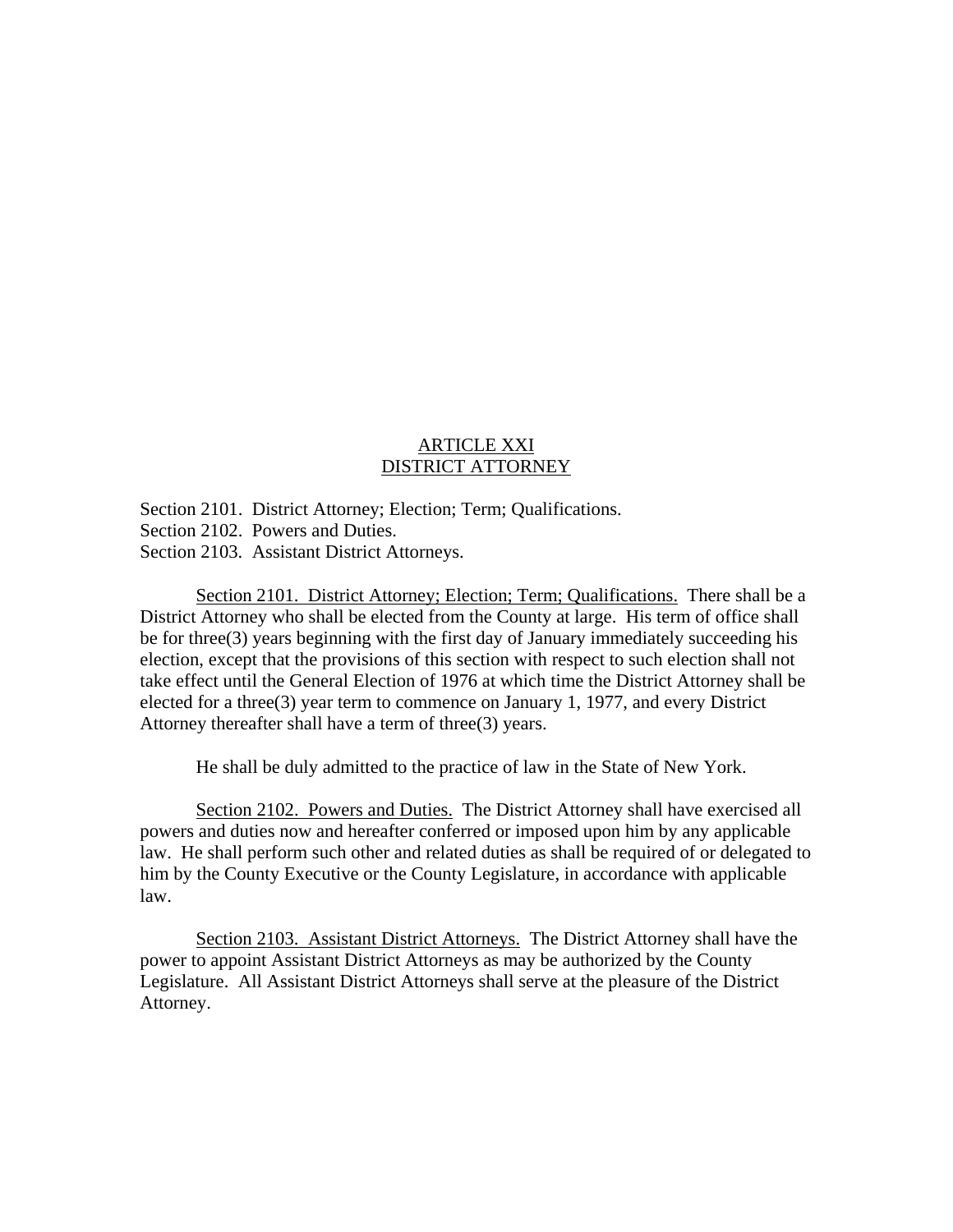# ARTICLE XXI
# DISTRICT ATTORNEY

Section 2101. District Attorney; Election; Term; Qualifications.
Section 2102. Powers and Duties.
Section 2103. Assistant District Attorneys.

Section 2101. District Attorney; Election; Term; Qualifications. There shall be a District Attorney who shall be elected from the County at large. His term of office shall be for three(3) years beginning with the first day of January immediately succeeding his election, except that the provisions of this section with respect to such election shall not take effect until the General Election of 1976 at which time the District Attorney shall be elected for a three(3) year term to commence on January 1, 1977, and every District Attorney thereafter shall have a term of three(3) years.

He shall be duly admitted to the practice of law in the State of New York.

Section 2102. Powers and Duties. The District Attorney shall have exercised all powers and duties now and hereafter conferred or imposed upon him by any applicable law. He shall perform such other and related duties as shall be required of or delegated to him by the County Executive or the County Legislature, in accordance with applicable law.

Section 2103. Assistant District Attorneys. The District Attorney shall have the power to appoint Assistant District Attorneys as may be authorized by the County Legislature. All Assistant District Attorneys shall serve at the pleasure of the District Attorney.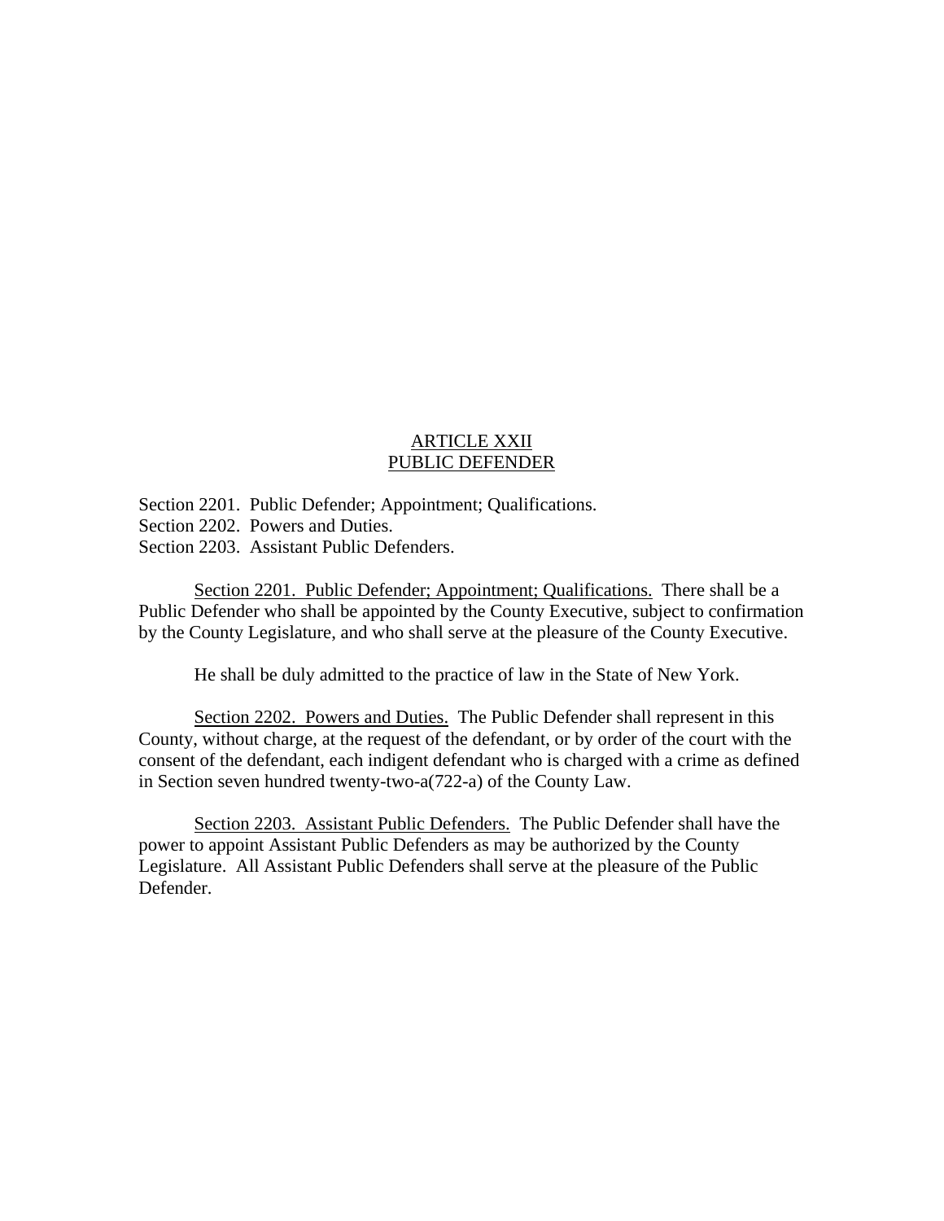## ARTICLE XXII
## PUBLIC DEFENDER

Section 2201. Public Defender; Appointment; Qualifications.
Section 2202. Powers and Duties.
Section 2203. Assistant Public Defenders.

Section 2201. Public Defender; Appointment; Qualifications. There shall be a Public Defender who shall be appointed by the County Executive, subject to confirmation by the County Legislature, and who shall serve at the pleasure of the County Executive.

He shall be duly admitted to the practice of law in the State of New York.

Section 2202. Powers and Duties. The Public Defender shall represent in this County, without charge, at the request of the defendant, or by order of the court with the consent of the defendant, each indigent defendant who is charged with a crime as defined in Section seven hundred twenty-two-a(722-a) of the County Law.

Section 2203. Assistant Public Defenders. The Public Defender shall have the power to appoint Assistant Public Defenders as may be authorized by the County Legislature. All Assistant Public Defenders shall serve at the pleasure of the Public Defender.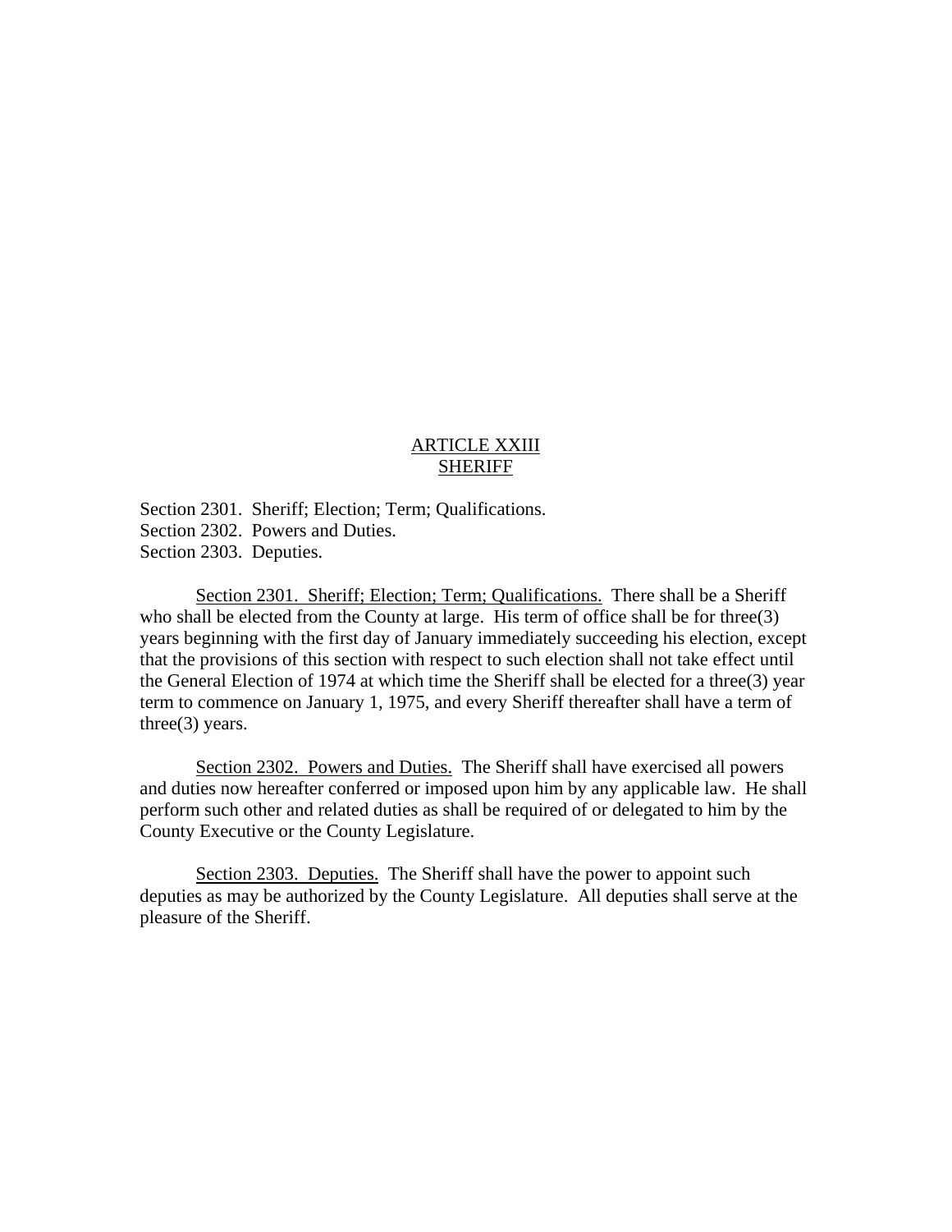## ARTICLE XXIII
## SHERIFF

Section 2301. Sheriff; Election; Term; Qualifications.
Section 2302. Powers and Duties.
Section 2303. Deputies.

Section 2301. Sheriff; Election; Term; Qualifications. There shall be a Sheriff who shall be elected from the County at large. His term of office shall be for three(3) years beginning with the first day of January immediately succeeding his election, except that the provisions of this section with respect to such election shall not take effect until the General Election of 1974 at which time the Sheriff shall be elected for a three(3) year term to commence on January 1, 1975, and every Sheriff thereafter shall have a term of three(3) years.

Section 2302. Powers and Duties. The Sheriff shall have exercised all powers and duties now hereafter conferred or imposed upon him by any applicable law. He shall perform such other and related duties as shall be required of or delegated to him by the County Executive or the County Legislature.

Section 2303. Deputies. The Sheriff shall have the power to appoint such deputies as may be authorized by the County Legislature. All deputies shall serve at the pleasure of the Sheriff.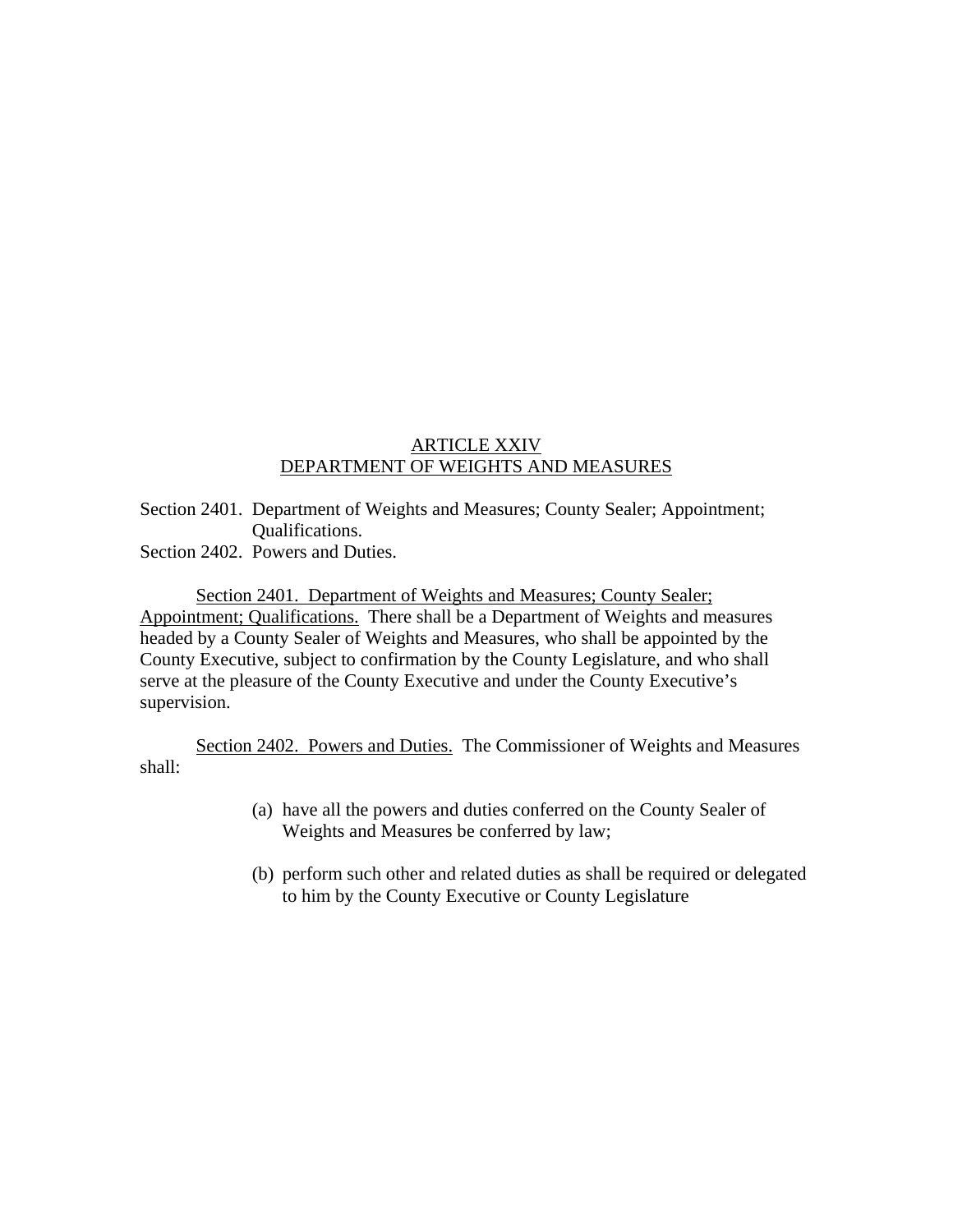# ARTICLE XXIV
# DEPARTMENT OF WEIGHTS AND MEASURES

Section 2401. Department of Weights and Measures; County Sealer; Appointment; Qualifications.
Section 2402. Powers and Duties.

Section 2401. Department of Weights and Measures; County Sealer; Appointment; Qualifications. There shall be a Department of Weights and measures headed by a County Sealer of Weights and Measures, who shall be appointed by the County Executive, subject to confirmation by the County Legislature, and who shall serve at the pleasure of the County Executive and under the County Executive's supervision.

Section 2402. Powers and Duties. The Commissioner of Weights and Measures shall:

(a) have all the powers and duties conferred on the County Sealer of Weights and Measures be conferred by law;

(b) perform such other and related duties as shall be required or delegated to him by the County Executive or County Legislature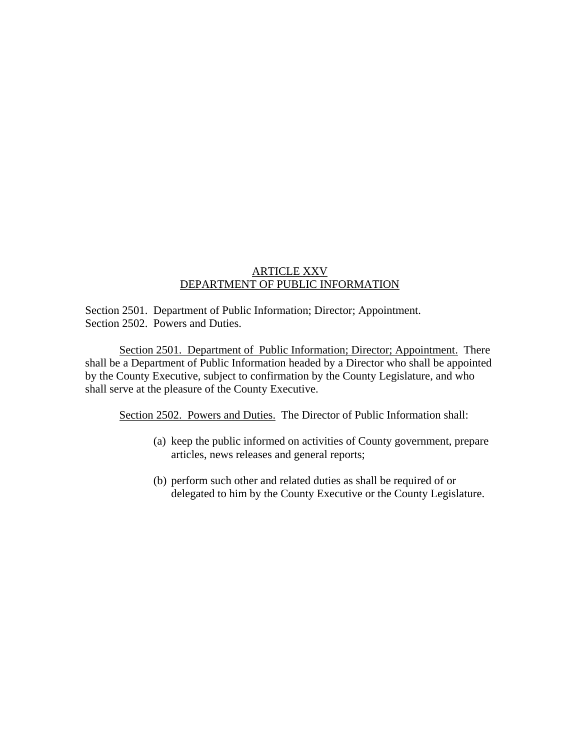# ARTICLE XXV
# DEPARTMENT OF PUBLIC INFORMATION

Section 2501. Department of Public Information; Director; Appointment.
Section 2502. Powers and Duties.

Section 2501. Department of Public Information; Director; Appointment. There shall be a Department of Public Information headed by a Director who shall be appointed by the County Executive, subject to confirmation by the County Legislature, and who shall serve at the pleasure of the County Executive.

Section 2502. Powers and Duties. The Director of Public Information shall:

(a) keep the public informed on activities of County government, prepare articles, news releases and general reports;

(b) perform such other and related duties as shall be required of or delegated to him by the County Executive or the County Legislature.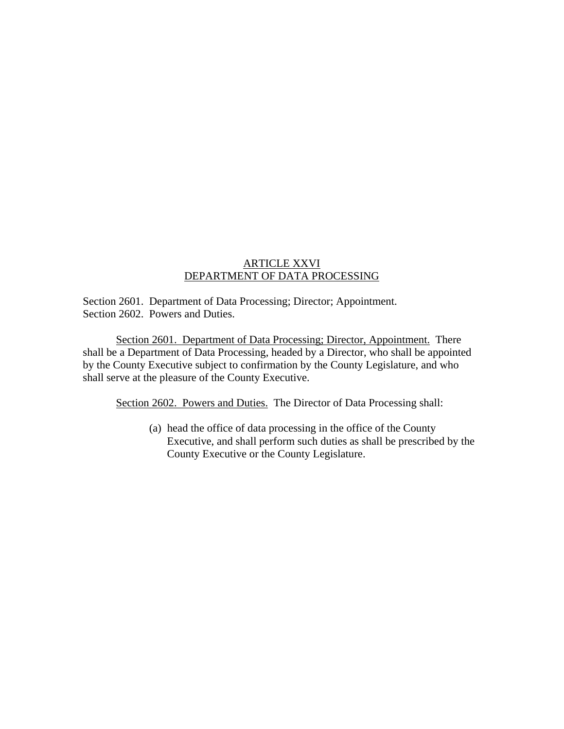# ARTICLE XXVI
# DEPARTMENT OF DATA PROCESSING

Section 2601. Department of Data Processing; Director; Appointment.
Section 2602. Powers and Duties.

Section 2601. Department of Data Processing; Director, Appointment. There shall be a Department of Data Processing, headed by a Director, who shall be appointed by the County Executive subject to confirmation by the County Legislature, and who shall serve at the pleasure of the County Executive.

Section 2602. Powers and Duties. The Director of Data Processing shall:

(a) head the office of data processing in the office of the County Executive, and shall perform such duties as shall be prescribed by the County Executive or the County Legislature.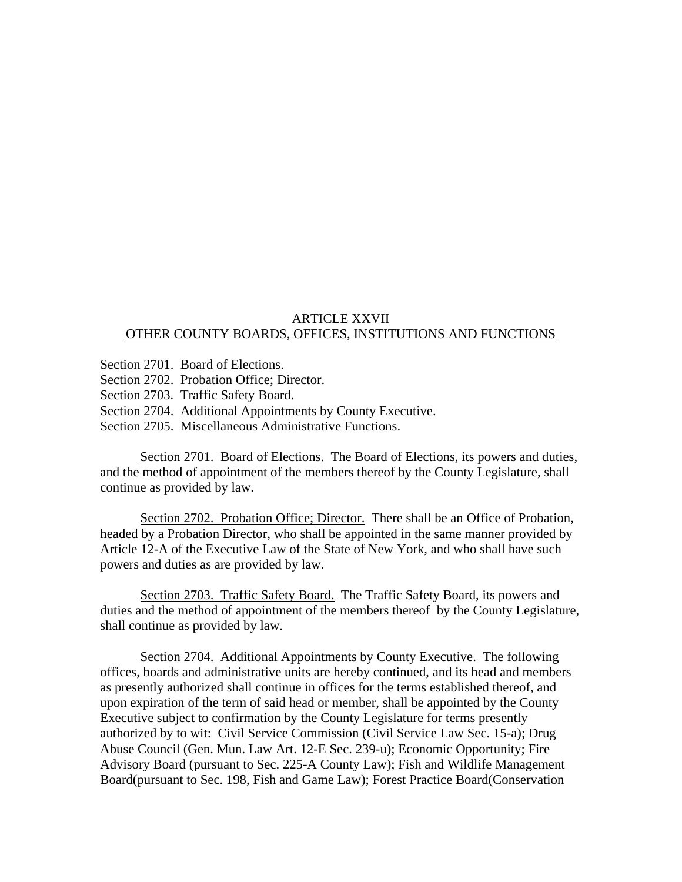## ARTICLE XXVII
## OTHER COUNTY BOARDS, OFFICES, INSTITUTIONS AND FUNCTIONS

Section 2701. Board of Elections.
Section 2702. Probation Office; Director.
Section 2703. Traffic Safety Board.
Section 2704. Additional Appointments by County Executive.
Section 2705. Miscellaneous Administrative Functions.

Section 2701. Board of Elections. The Board of Elections, its powers and duties, and the method of appointment of the members thereof by the County Legislature, shall continue as provided by law.

Section 2702. Probation Office; Director. There shall be an Office of Probation, headed by a Probation Director, who shall be appointed in the same manner provided by Article 12-A of the Executive Law of the State of New York, and who shall have such powers and duties as are provided by law.

Section 2703. Traffic Safety Board. The Traffic Safety Board, its powers and duties and the method of appointment of the members thereof by the County Legislature, shall continue as provided by law.

Section 2704. Additional Appointments by County Executive. The following offices, boards and administrative units are hereby continued, and its head and members as presently authorized shall continue in offices for the terms established thereof, and upon expiration of the term of said head or member, shall be appointed by the County Executive subject to confirmation by the County Legislature for terms presently authorized by to wit: Civil Service Commission (Civil Service Law Sec. 15-a); Drug Abuse Council (Gen. Mun. Law Art. 12-E Sec. 239-u); Economic Opportunity; Fire Advisory Board (pursuant to Sec. 225-A County Law); Fish and Wildlife Management Board(pursuant to Sec. 198, Fish and Game Law); Forest Practice Board(Conservation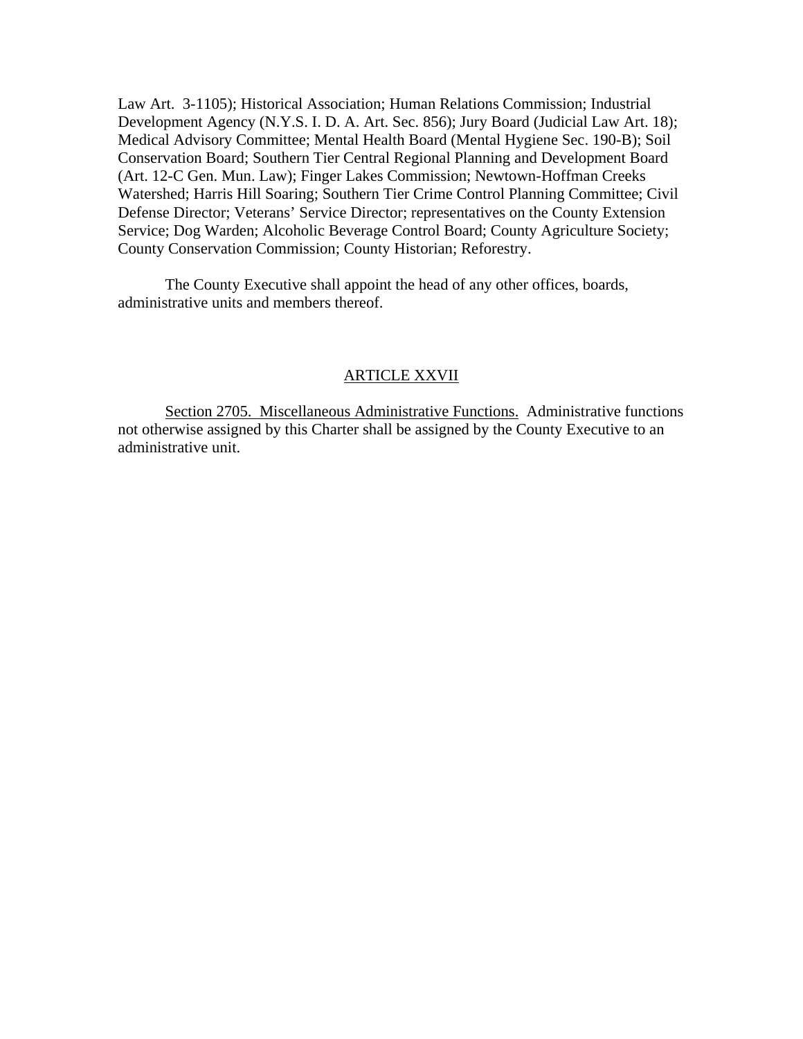Law Art. 3-1105); Historical Association; Human Relations Commission; Industrial Development Agency (N.Y.S. I. D. A. Art. Sec. 856); Jury Board (Judicial Law Art. 18); Medical Advisory Committee; Mental Health Board (Mental Hygiene Sec. 190-B); Soil Conservation Board; Southern Tier Central Regional Planning and Development Board (Art. 12-C Gen. Mun. Law); Finger Lakes Commission; Newtown-Hoffman Creeks Watershed; Harris Hill Soaring; Southern Tier Crime Control Planning Committee; Civil Defense Director; Veterans' Service Director; representatives on the County Extension Service; Dog Warden; Alcoholic Beverage Control Board; County Agriculture Society; County Conservation Commission; County Historian; Reforestry.

The County Executive shall appoint the head of any other offices, boards, administrative units and members thereof.

## ARTICLE XXVII

Section 2705. Miscellaneous Administrative Functions. Administrative functions not otherwise assigned by this Charter shall be assigned by the County Executive to an administrative unit.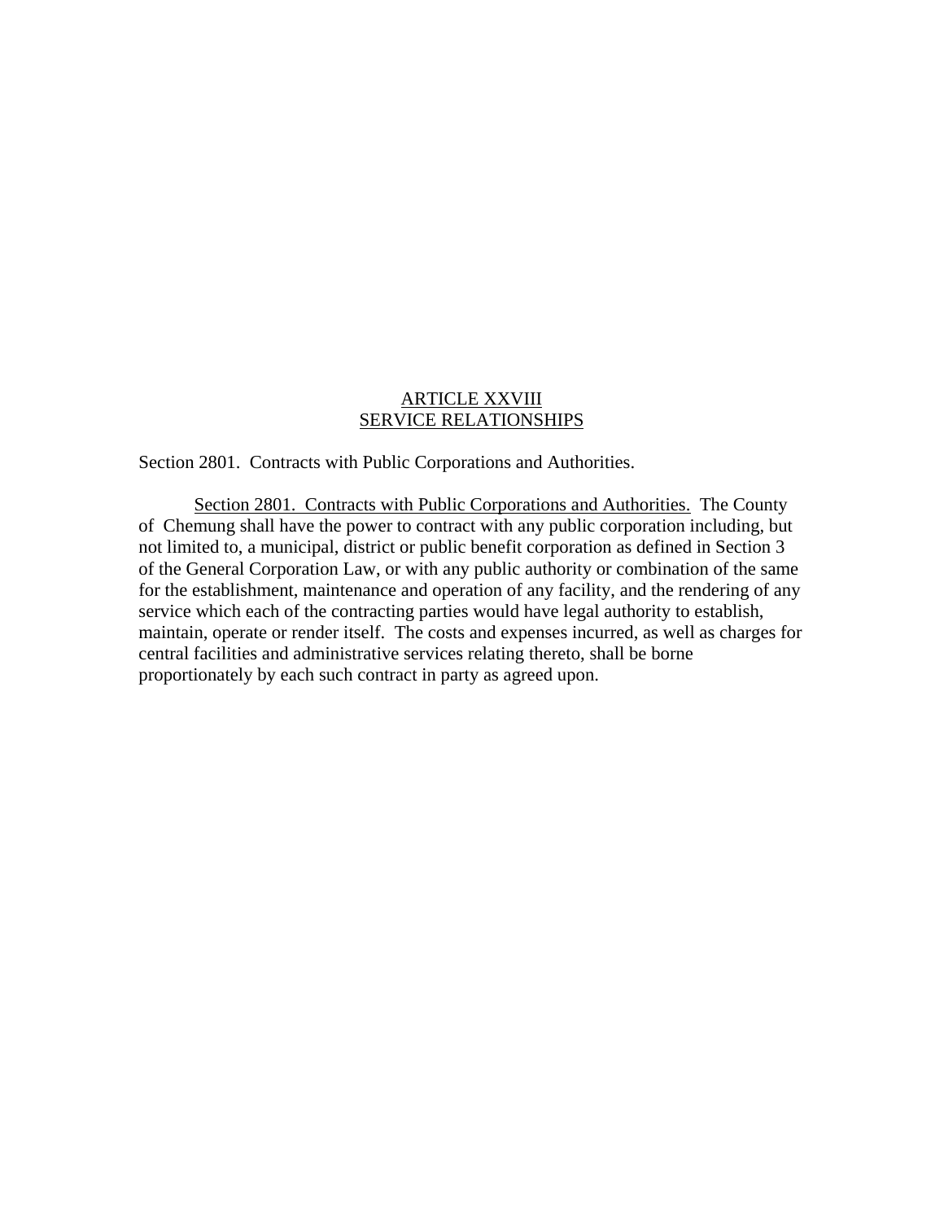## ARTICLE XXVIII
## SERVICE RELATIONSHIPS

Section 2801. Contracts with Public Corporations and Authorities.

Section 2801. Contracts with Public Corporations and Authorities. The County of Chemung shall have the power to contract with any public corporation including, but not limited to, a municipal, district or public benefit corporation as defined in Section 3 of the General Corporation Law, or with any public authority or combination of the same for the establishment, maintenance and operation of any facility, and the rendering of any service which each of the contracting parties would have legal authority to establish, maintain, operate or render itself. The costs and expenses incurred, as well as charges for central facilities and administrative services relating thereto, shall be borne proportionately by each such contract in party as agreed upon.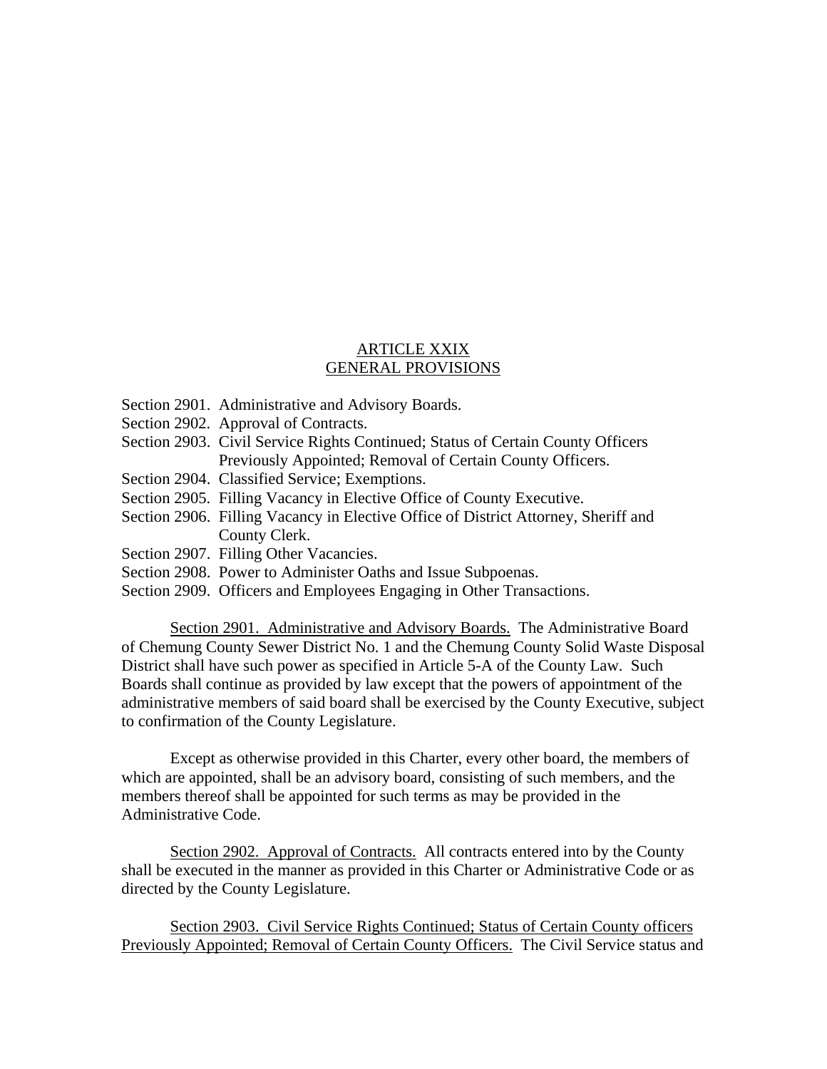## ARTICLE XXIX
## GENERAL PROVISIONS

Section 2901. Administrative and Advisory Boards.
Section 2902. Approval of Contracts.
Section 2903. Civil Service Rights Continued; Status of Certain County Officers Previously Appointed; Removal of Certain County Officers.
Section 2904. Classified Service; Exemptions.
Section 2905. Filling Vacancy in Elective Office of County Executive.
Section 2906. Filling Vacancy in Elective Office of District Attorney, Sheriff and County Clerk.
Section 2907. Filling Other Vacancies.
Section 2908. Power to Administer Oaths and Issue Subpoenas.
Section 2909. Officers and Employees Engaging in Other Transactions.

Section 2901. Administrative and Advisory Boards. The Administrative Board of Chemung County Sewer District No. 1 and the Chemung County Solid Waste Disposal District shall have such power as specified in Article 5-A of the County Law. Such Boards shall continue as provided by law except that the powers of appointment of the administrative members of said board shall be exercised by the County Executive, subject to confirmation of the County Legislature.

Except as otherwise provided in this Charter, every other board, the members of which are appointed, shall be an advisory board, consisting of such members, and the members thereof shall be appointed for such terms as may be provided in the Administrative Code.

Section 2902. Approval of Contracts. All contracts entered into by the County shall be executed in the manner as provided in this Charter or Administrative Code or as directed by the County Legislature.

Section 2903. Civil Service Rights Continued; Status of Certain County officers Previously Appointed; Removal of Certain County Officers. The Civil Service status and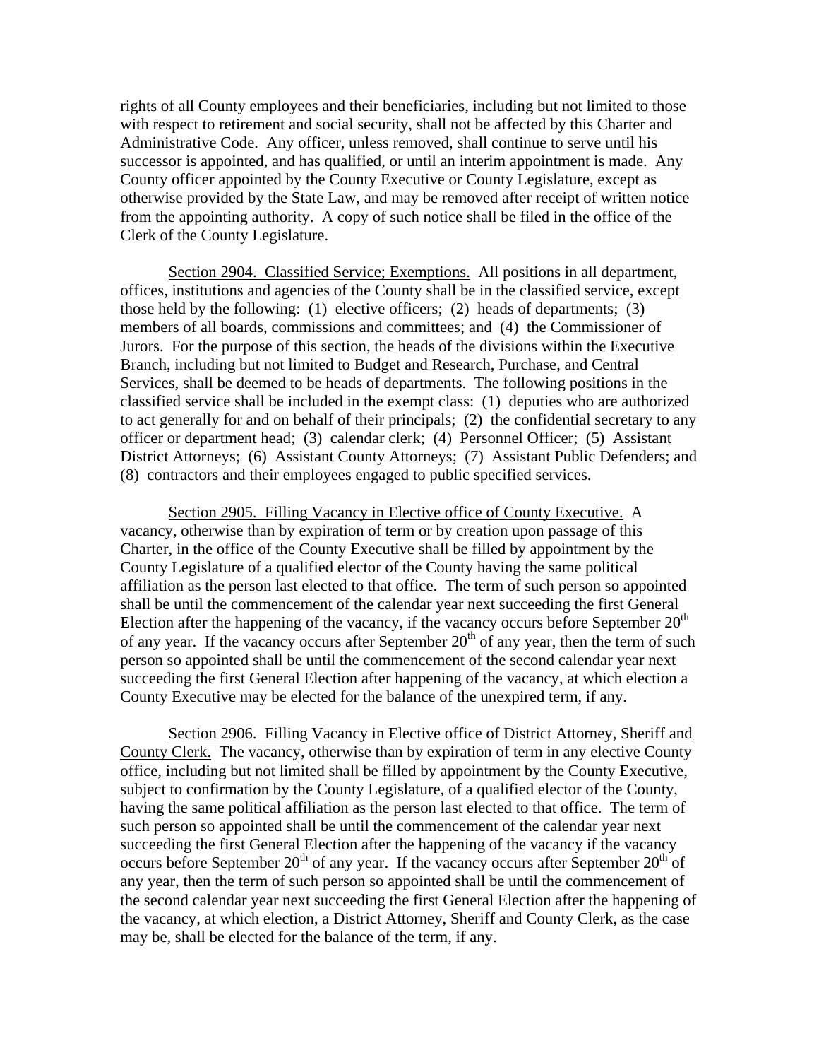rights of all County employees and their beneficiaries, including but not limited to those with respect to retirement and social security, shall not be affected by this Charter and Administrative Code. Any officer, unless removed, shall continue to serve until his successor is appointed, and has qualified, or until an interim appointment is made. Any County officer appointed by the County Executive or County Legislature, except as otherwise provided by the State Law, and may be removed after receipt of written notice from the appointing authority. A copy of such notice shall be filed in the office of the Clerk of the County Legislature.

Section 2904. Classified Service; Exemptions. All positions in all department, offices, institutions and agencies of the County shall be in the classified service, except those held by the following: (1) elective officers; (2) heads of departments; (3) members of all boards, commissions and committees; and (4) the Commissioner of Jurors. For the purpose of this section, the heads of the divisions within the Executive Branch, including but not limited to Budget and Research, Purchase, and Central Services, shall be deemed to be heads of departments. The following positions in the classified service shall be included in the exempt class: (1) deputies who are authorized to act generally for and on behalf of their principals; (2) the confidential secretary to any officer or department head; (3) calendar clerk; (4) Personnel Officer; (5) Assistant District Attorneys; (6) Assistant County Attorneys; (7) Assistant Public Defenders; and (8) contractors and their employees engaged to public specified services.

Section 2905. Filling Vacancy in Elective office of County Executive. A vacancy, otherwise than by expiration of term or by creation upon passage of this Charter, in the office of the County Executive shall be filled by appointment by the County Legislature of a qualified elector of the County having the same political affiliation as the person last elected to that office. The term of such person so appointed shall be until the commencement of the calendar year next succeeding the first General Election after the happening of the vacancy, if the vacancy occurs before September 20th of any year. If the vacancy occurs after September 20th of any year, then the term of such person so appointed shall be until the commencement of the second calendar year next succeeding the first General Election after happening of the vacancy, at which election a County Executive may be elected for the balance of the unexpired term, if any.

Section 2906. Filling Vacancy in Elective office of District Attorney, Sheriff and County Clerk. The vacancy, otherwise than by expiration of term in any elective County office, including but not limited shall be filled by appointment by the County Executive, subject to confirmation by the County Legislature, of a qualified elector of the County, having the same political affiliation as the person last elected to that office. The term of such person so appointed shall be until the commencement of the calendar year next succeeding the first General Election after the happening of the vacancy if the vacancy occurs before September 20th of any year. If the vacancy occurs after September 20th of any year, then the term of such person so appointed shall be until the commencement of the second calendar year next succeeding the first General Election after the happening of the vacancy, at which election, a District Attorney, Sheriff and County Clerk, as the case may be, shall be elected for the balance of the term, if any.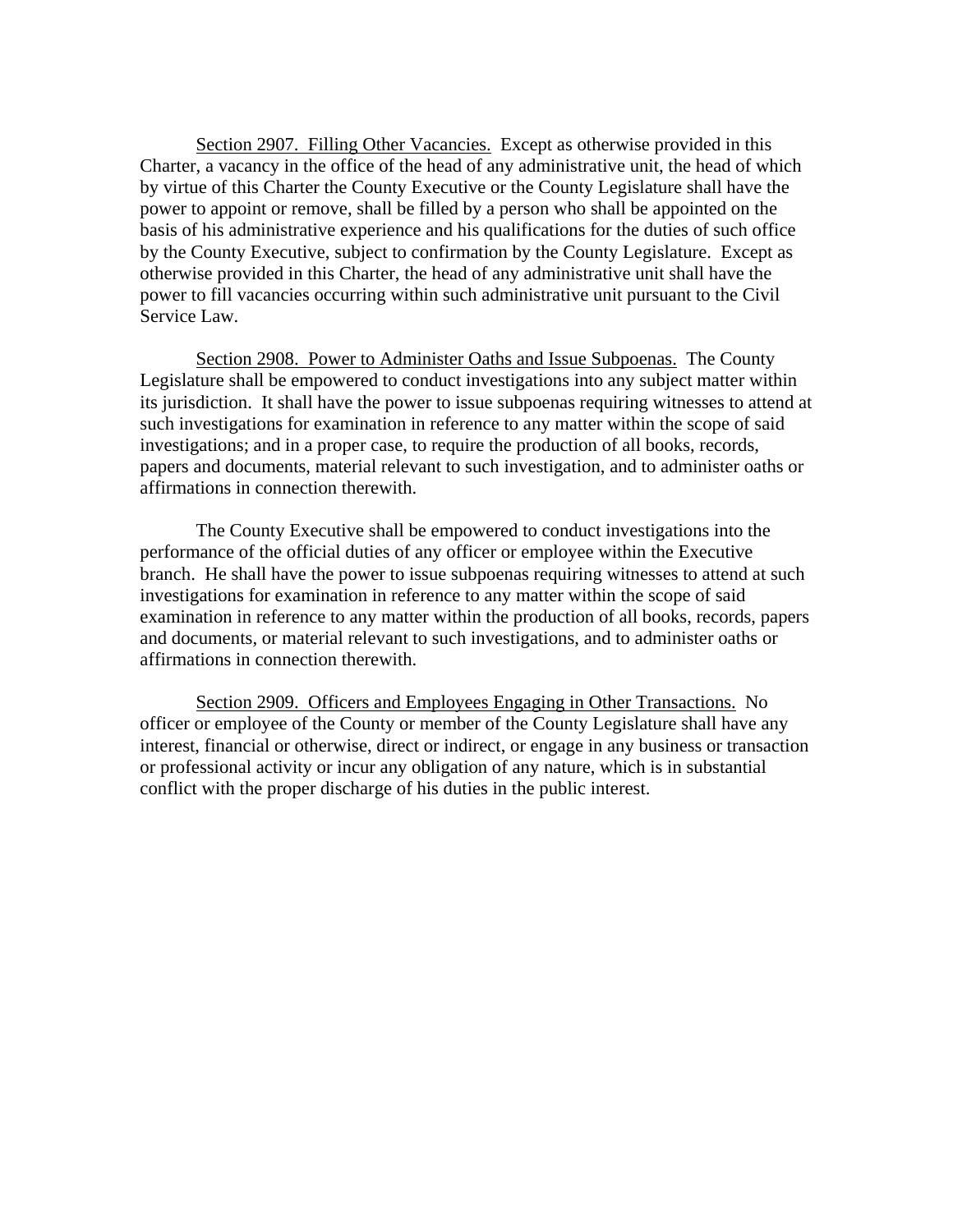Section 2907. Filling Other Vacancies. Except as otherwise provided in this Charter, a vacancy in the office of the head of any administrative unit, the head of which by virtue of this Charter the County Executive or the County Legislature shall have the power to appoint or remove, shall be filled by a person who shall be appointed on the basis of his administrative experience and his qualifications for the duties of such office by the County Executive, subject to confirmation by the County Legislature. Except as otherwise provided in this Charter, the head of any administrative unit shall have the power to fill vacancies occurring within such administrative unit pursuant to the Civil Service Law.

Section 2908. Power to Administer Oaths and Issue Subpoenas. The County Legislature shall be empowered to conduct investigations into any subject matter within its jurisdiction. It shall have the power to issue subpoenas requiring witnesses to attend at such investigations for examination in reference to any matter within the scope of said investigations; and in a proper case, to require the production of all books, records, papers and documents, material relevant to such investigation, and to administer oaths or affirmations in connection therewith.

The County Executive shall be empowered to conduct investigations into the performance of the official duties of any officer or employee within the Executive branch. He shall have the power to issue subpoenas requiring witnesses to attend at such investigations for examination in reference to any matter within the scope of said examination in reference to any matter within the production of all books, records, papers and documents, or material relevant to such investigations, and to administer oaths or affirmations in connection therewith.

Section 2909. Officers and Employees Engaging in Other Transactions. No officer or employee of the County or member of the County Legislature shall have any interest, financial or otherwise, direct or indirect, or engage in any business or transaction or professional activity or incur any obligation of any nature, which is in substantial conflict with the proper discharge of his duties in the public interest.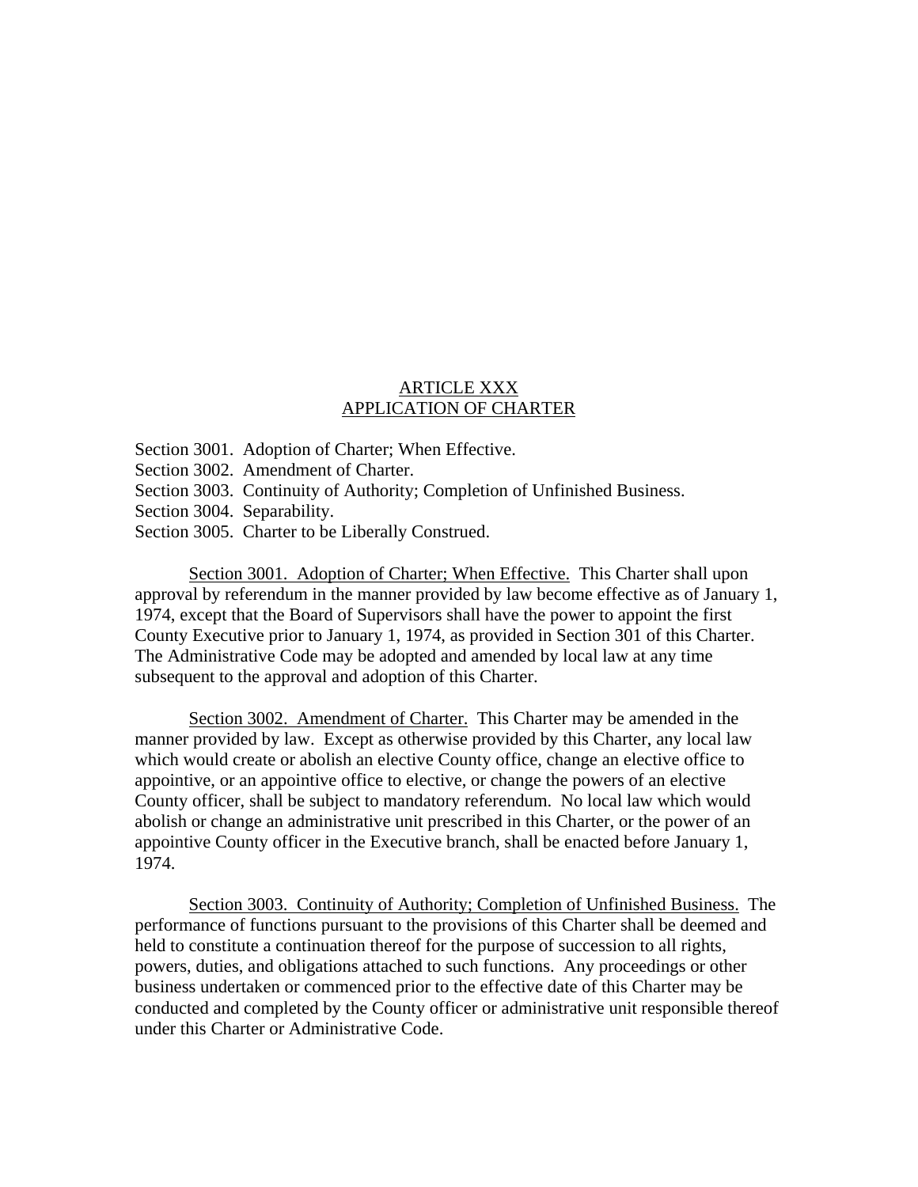# ARTICLE XXX
# APPLICATION OF CHARTER

Section 3001. Adoption of Charter; When Effective.
Section 3002. Amendment of Charter.
Section 3003. Continuity of Authority; Completion of Unfinished Business.
Section 3004. Separability.
Section 3005. Charter to be Liberally Construed.

Section 3001. Adoption of Charter; When Effective. This Charter shall upon approval by referendum in the manner provided by law become effective as of January 1, 1974, except that the Board of Supervisors shall have the power to appoint the first County Executive prior to January 1, 1974, as provided in Section 301 of this Charter. The Administrative Code may be adopted and amended by local law at any time subsequent to the approval and adoption of this Charter.

Section 3002. Amendment of Charter. This Charter may be amended in the manner provided by law. Except as otherwise provided by this Charter, any local law which would create or abolish an elective County office, change an elective office to appointive, or an appointive office to elective, or change the powers of an elective County officer, shall be subject to mandatory referendum. No local law which would abolish or change an administrative unit prescribed in this Charter, or the power of an appointive County officer in the Executive branch, shall be enacted before January 1, 1974.

Section 3003. Continuity of Authority; Completion of Unfinished Business. The performance of functions pursuant to the provisions of this Charter shall be deemed and held to constitute a continuation thereof for the purpose of succession to all rights, powers, duties, and obligations attached to such functions. Any proceedings or other business undertaken or commenced prior to the effective date of this Charter may be conducted and completed by the County officer or administrative unit responsible thereof under this Charter or Administrative Code.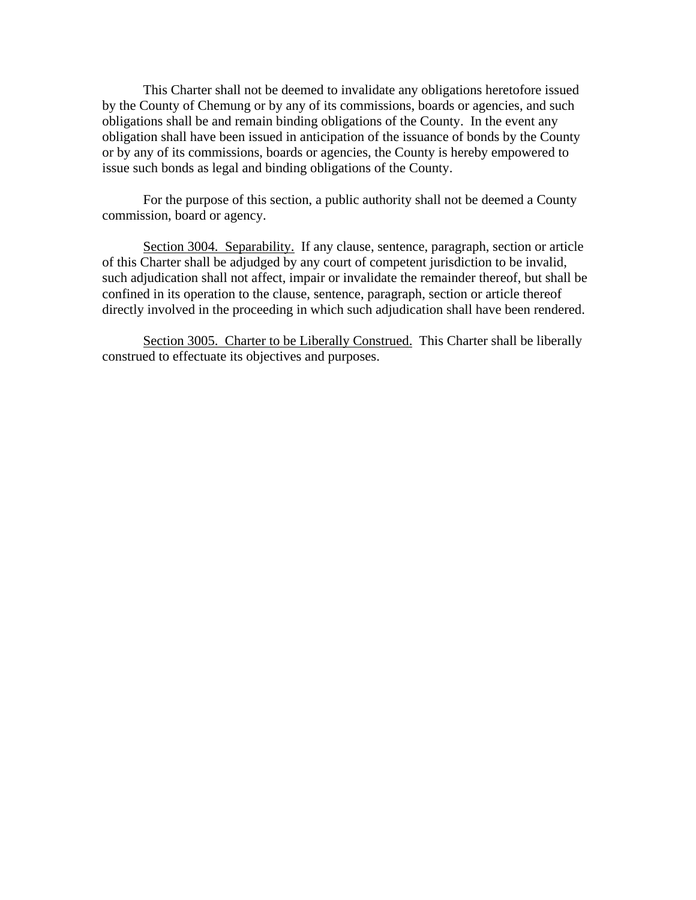This Charter shall not be deemed to invalidate any obligations heretofore issued by the County of Chemung or by any of its commissions, boards or agencies, and such obligations shall be and remain binding obligations of the County. In the event any obligation shall have been issued in anticipation of the issuance of bonds by the County or by any of its commissions, boards or agencies, the County is hereby empowered to issue such bonds as legal and binding obligations of the County.

For the purpose of this section, a public authority shall not be deemed a County commission, board or agency.

Section 3004. Separability. If any clause, sentence, paragraph, section or article of this Charter shall be adjudged by any court of competent jurisdiction to be invalid, such adjudication shall not affect, impair or invalidate the remainder thereof, but shall be confined in its operation to the clause, sentence, paragraph, section or article thereof directly involved in the proceeding in which such adjudication shall have been rendered.

Section 3005. Charter to be Liberally Construed. This Charter shall be liberally construed to effectuate its objectives and purposes.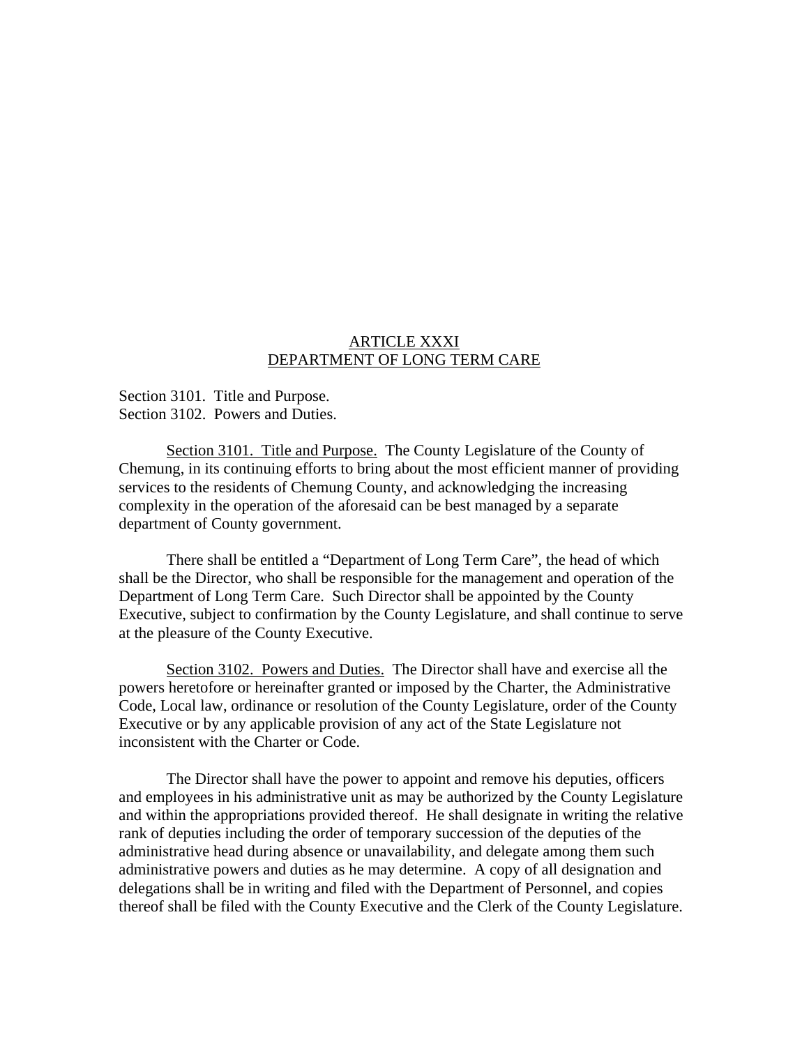# ARTICLE XXXI
# DEPARTMENT OF LONG TERM CARE

Section 3101. Title and Purpose.
Section 3102. Powers and Duties.

Section 3101. Title and Purpose. The County Legislature of the County of Chemung, in its continuing efforts to bring about the most efficient manner of providing services to the residents of Chemung County, and acknowledging the increasing complexity in the operation of the aforesaid can be best managed by a separate department of County government.

There shall be entitled a "Department of Long Term Care", the head of which shall be the Director, who shall be responsible for the management and operation of the Department of Long Term Care. Such Director shall be appointed by the County Executive, subject to confirmation by the County Legislature, and shall continue to serve at the pleasure of the County Executive.

Section 3102. Powers and Duties. The Director shall have and exercise all the powers heretofore or hereinafter granted or imposed by the Charter, the Administrative Code, Local law, ordinance or resolution of the County Legislature, order of the County Executive or by any applicable provision of any act of the State Legislature not inconsistent with the Charter or Code.

The Director shall have the power to appoint and remove his deputies, officers and employees in his administrative unit as may be authorized by the County Legislature and within the appropriations provided thereof. He shall designate in writing the relative rank of deputies including the order of temporary succession of the deputies of the administrative head during absence or unavailability, and delegate among them such administrative powers and duties as he may determine. A copy of all designation and delegations shall be in writing and filed with the Department of Personnel, and copies thereof shall be filed with the County Executive and the Clerk of the County Legislature.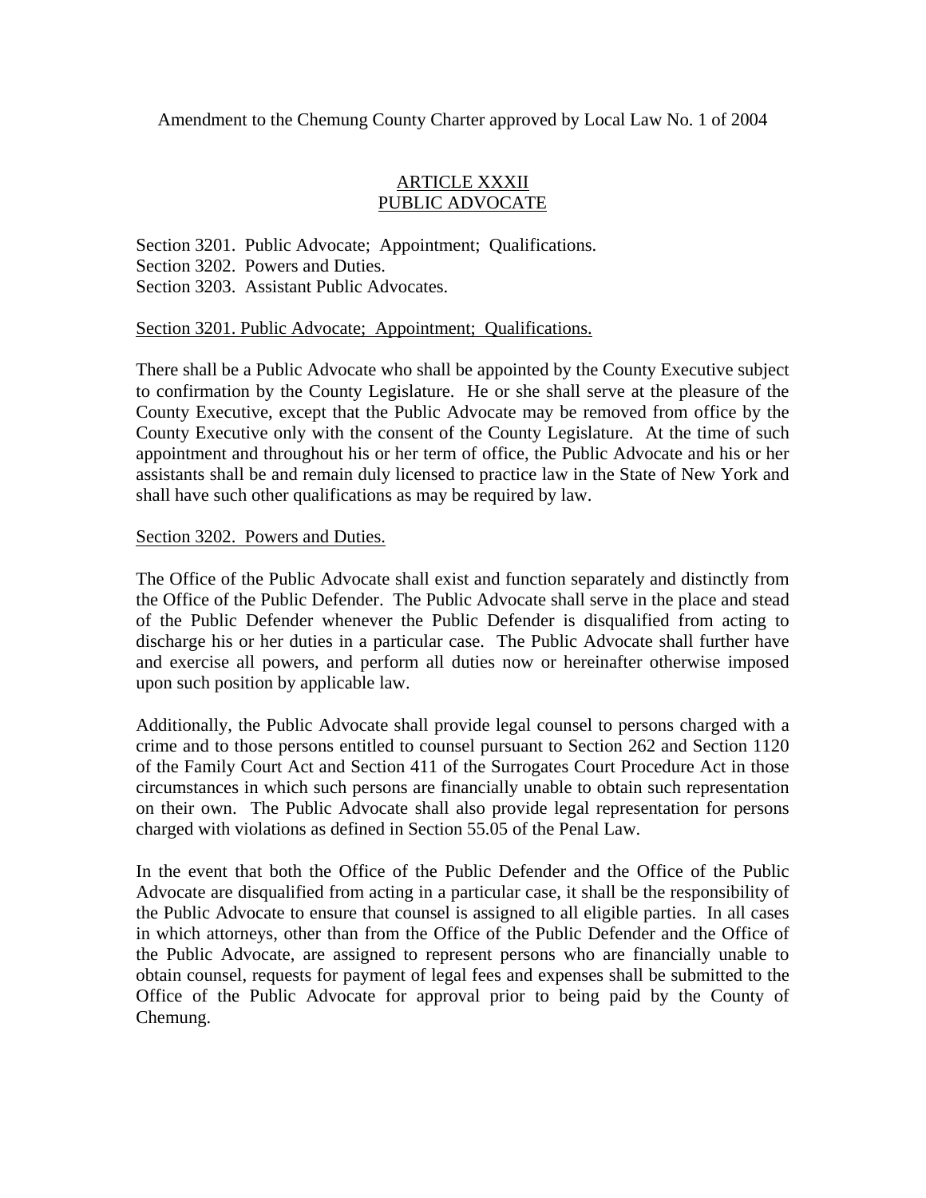Amendment to the Chemung County Charter approved by Local Law No. 1 of 2004

## ARTICLE XXXII
## PUBLIC ADVOCATE

Section 3201. Public Advocate; Appointment; Qualifications.
Section 3202. Powers and Duties.
Section 3203. Assistant Public Advocates.

### Section 3201. Public Advocate; Appointment; Qualifications.

There shall be a Public Advocate who shall be appointed by the County Executive subject to confirmation by the County Legislature. He or she shall serve at the pleasure of the County Executive, except that the Public Advocate may be removed from office by the County Executive only with the consent of the County Legislature. At the time of such appointment and throughout his or her term of office, the Public Advocate and his or her assistants shall be and remain duly licensed to practice law in the State of New York and shall have such other qualifications as may be required by law.

### Section 3202. Powers and Duties.

The Office of the Public Advocate shall exist and function separately and distinctly from the Office of the Public Defender. The Public Advocate shall serve in the place and stead of the Public Defender whenever the Public Defender is disqualified from acting to discharge his or her duties in a particular case. The Public Advocate shall further have and exercise all powers, and perform all duties now or hereinafter otherwise imposed upon such position by applicable law.

Additionally, the Public Advocate shall provide legal counsel to persons charged with a crime and to those persons entitled to counsel pursuant to Section 262 and Section 1120 of the Family Court Act and Section 411 of the Surrogates Court Procedure Act in those circumstances in which such persons are financially unable to obtain such representation on their own. The Public Advocate shall also provide legal representation for persons charged with violations as defined in Section 55.05 of the Penal Law.

In the event that both the Office of the Public Defender and the Office of the Public Advocate are disqualified from acting in a particular case, it shall be the responsibility of the Public Advocate to ensure that counsel is assigned to all eligible parties. In all cases in which attorneys, other than from the Office of the Public Defender and the Office of the Public Advocate, are assigned to represent persons who are financially unable to obtain counsel, requests for payment of legal fees and expenses shall be submitted to the Office of the Public Advocate for approval prior to being paid by the County of Chemung.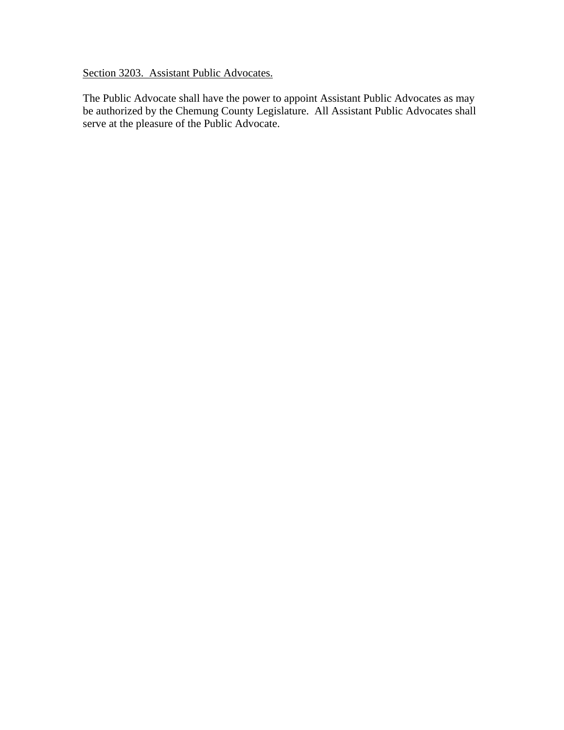Section 3203. Assistant Public Advocates.

The Public Advocate shall have the power to appoint Assistant Public Advocates as may be authorized by the Chemung County Legislature. All Assistant Public Advocates shall serve at the pleasure of the Public Advocate.